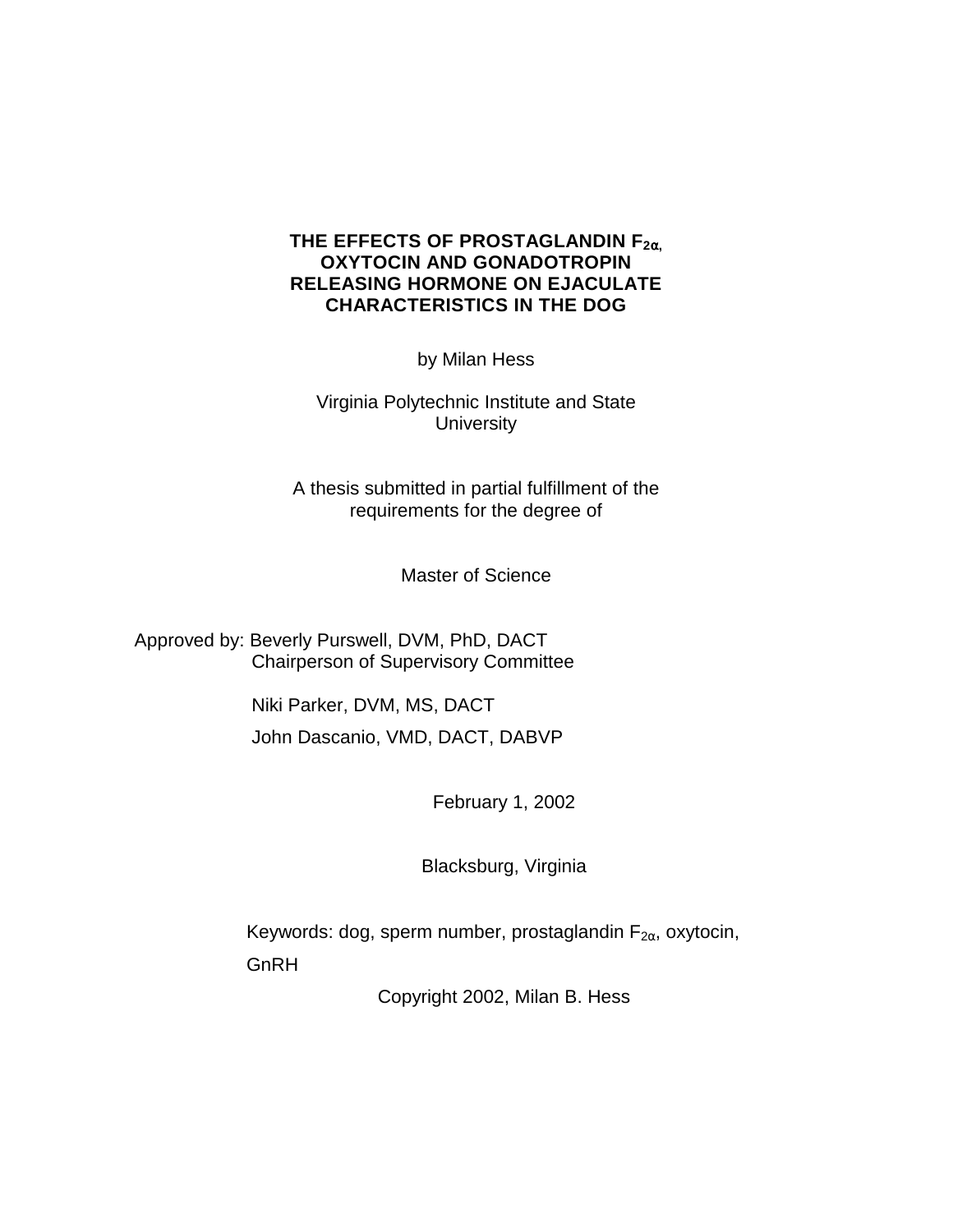# THE EFFECTS OF PROSTAGLANDIN $F_{2\alpha}$, OXYTOCIN AND GONADOTROPIN RELEASING HORMONE ON EJACULATE CHARACTERISTICS IN THE DOG

by Milan Hess

Virginia Polytechnic Institute and State University

A thesis submitted in partial fulfillment of the requirements for the degree of

Master of Science

Approved by: Beverly Purswell, DVM, PhD, DACT
Chairperson of Supervisory Committee

Niki Parker, DVM, MS, DACT

John Dascanio, VMD, DACT, DABVP

February 1, 2002

Blacksburg, Virginia

Keywords: dog, sperm number, prostaglandin $F_{2\alpha}$, oxytocin, GnRH

Copyright 2002, Milan B. Hess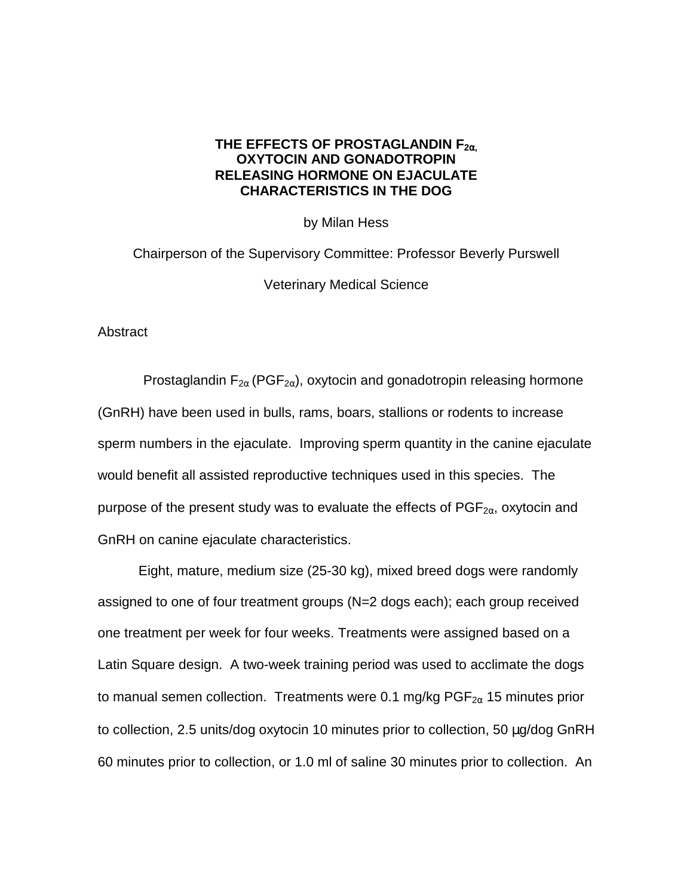**THE EFFECTS OF PROSTAGLANDIN $F_{2\alpha}$, OXYTOCIN AND GONADOTROPIN RELEASING HORMONE ON EJACULATE CHARACTERISTICS IN THE DOG**

by Milan Hess

Chairperson of the Supervisory Committee: Professor Beverly Purswell

Veterinary Medical Science

Abstract

Prostaglandin $F_{2\alpha}$ ($PGF_{2\alpha}$), oxytocin and gonadotropin releasing hormone (GnRH) have been used in bulls, rams, boars, stallions or rodents to increase sperm numbers in the ejaculate. Improving sperm quantity in the canine ejaculate would benefit all assisted reproductive techniques used in this species. The purpose of the present study was to evaluate the effects of $PGF_{2\alpha}$, oxytocin and GnRH on canine ejaculate characteristics.

Eight, mature, medium size (25-30 kg), mixed breed dogs were randomly assigned to one of four treatment groups (N=2 dogs each); each group received one treatment per week for four weeks. Treatments were assigned based on a Latin Square design. A two-week training period was used to acclimate the dogs to manual semen collection. Treatments were 0.1 mg/kg $PGF_{2\alpha}$ 15 minutes prior to collection, 2.5 units/dog oxytocin 10 minutes prior to collection, 50 µg/dog GnRH 60 minutes prior to collection, or 1.0 ml of saline 30 minutes prior to collection. An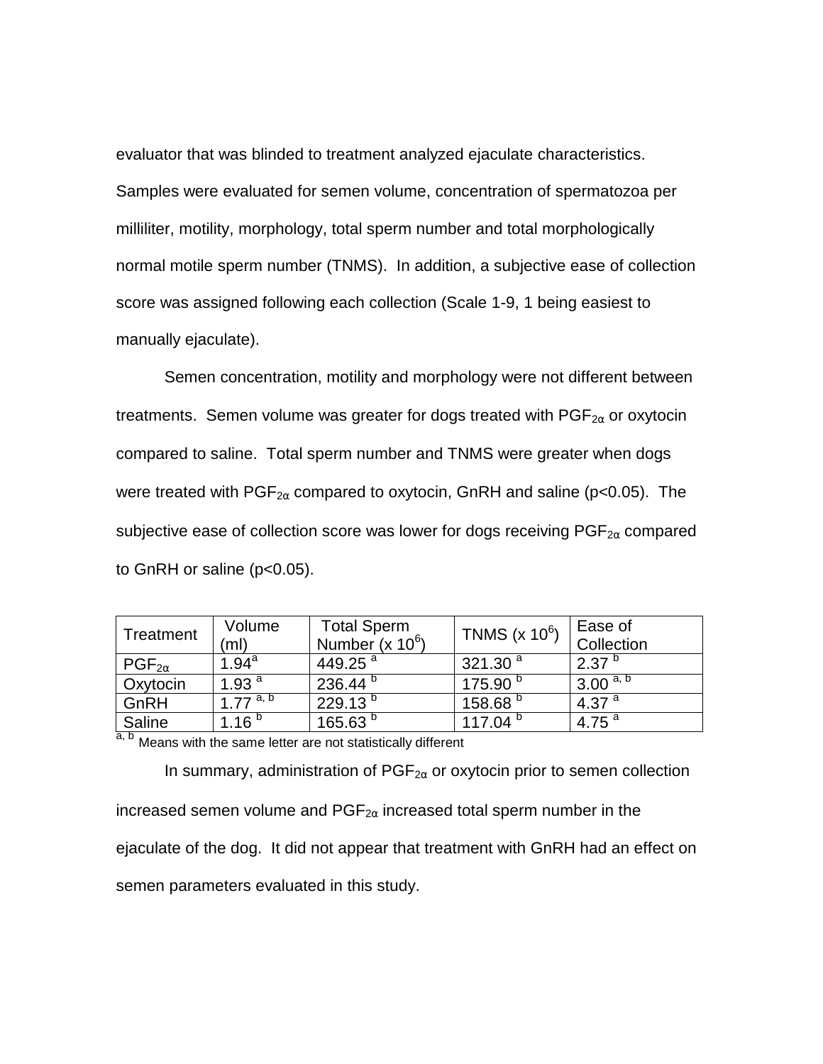evaluator that was blinded to treatment analyzed ejaculate characteristics. Samples were evaluated for semen volume, concentration of spermatozoa per milliliter, motility, morphology, total sperm number and total morphologically normal motile sperm number (TNMS). In addition, a subjective ease of collection score was assigned following each collection (Scale 1-9, 1 being easiest to manually ejaculate).

Semen concentration, motility and morphology were not different between treatments. Semen volume was greater for dogs treated with $PGF_{2\alpha}$ or oxytocin compared to saline. Total sperm number and TNMS were greater when dogs were treated with $PGF_{2\alpha}$ compared to oxytocin, GnRH and saline ($p<0.05$). The subjective ease of collection score was lower for dogs receiving $PGF_{2\alpha}$ compared to GnRH or saline ($p<0.05$).

| Treatment | Volume (ml) | Total Sperm Number ($\times 10^6$) | TNMS ($\times 10^6$) | Ease of Collection |
|---|---|---|---|---|
| $PGF_{2\alpha}$ | 1.94 [a] | 449.25 [a] | 321.30 [a] | 2.37 [b] |
| Oxytocin | 1.93 [a] | 236.44 [b] | 175.90 [b] | 3.00 [a, b] |
| GnRH | 1.77 [a, b] | 229.13 [b] | 158.68 [b] | 4.37 [a] |
| Saline | 1.16 [b] | 165.63 [b] | 117.04 [b] | 4.75 [a] |

[a, b] Means with the same letter are not statistically different

In summary, administration of $PGF_{2\alpha}$ or oxytocin prior to semen collection increased semen volume and $PGF_{2\alpha}$ increased total sperm number in the ejaculate of the dog. It did not appear that treatment with GnRH had an effect on semen parameters evaluated in this study.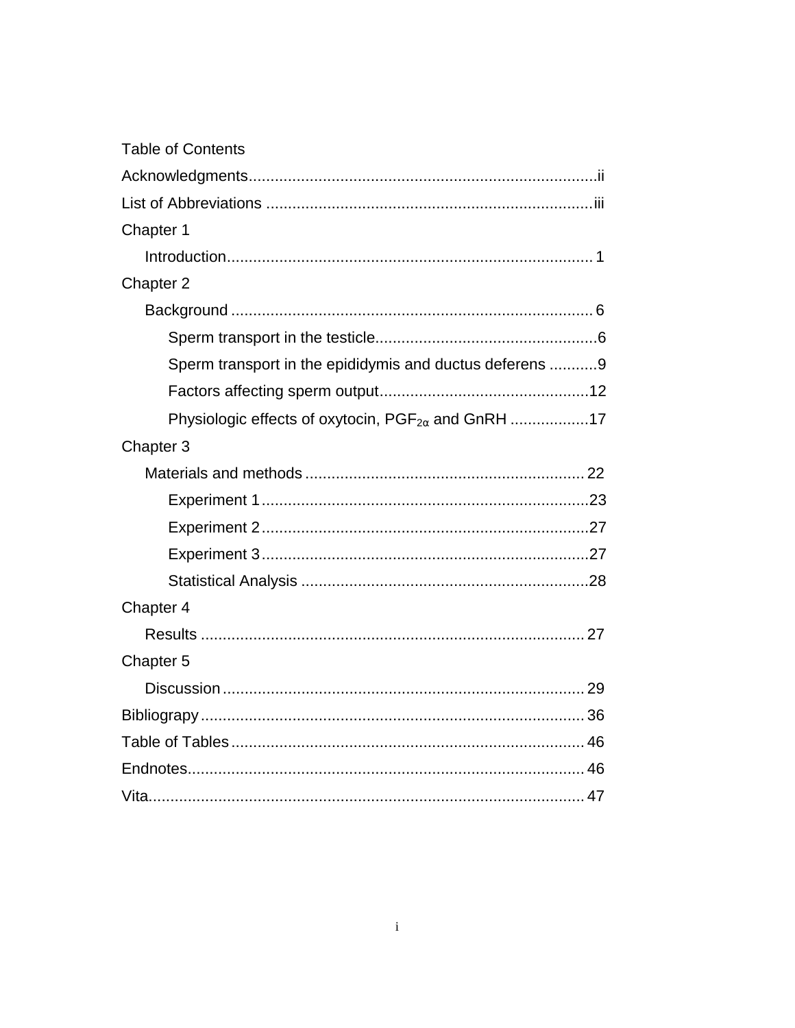# Table of Contents

Acknowledgments.................................................................................ii

List of Abbreviations ...........................................................................iii

Chapter 1

- Introduction................................................................................... 1

Chapter 2

- Background .................................................................................. 6
  - Sperm transport in the testicle...................................................6
  - Sperm transport in the epididymis and ductus deferens ...........9
  - Factors affecting sperm output................................................12
  - Physiologic effects of oxytocin, $PGF_{2\alpha}$ and GnRH ..................17

Chapter 3

- Materials and methods ............................................................... 22
  - Experiment 1..........................................................................23
  - Experiment 2..........................................................................27
  - Experiment 3..........................................................................27
  - Statistical Analysis .................................................................28

Chapter 4

- Results ....................................................................................... 27

Chapter 5

- Discussion .................................................................................. 29

Bibliograpy........................................................................................ 36

Table of Tables ................................................................................. 46

Endnotes........................................................................................... 46

Vita.................................................................................................... 47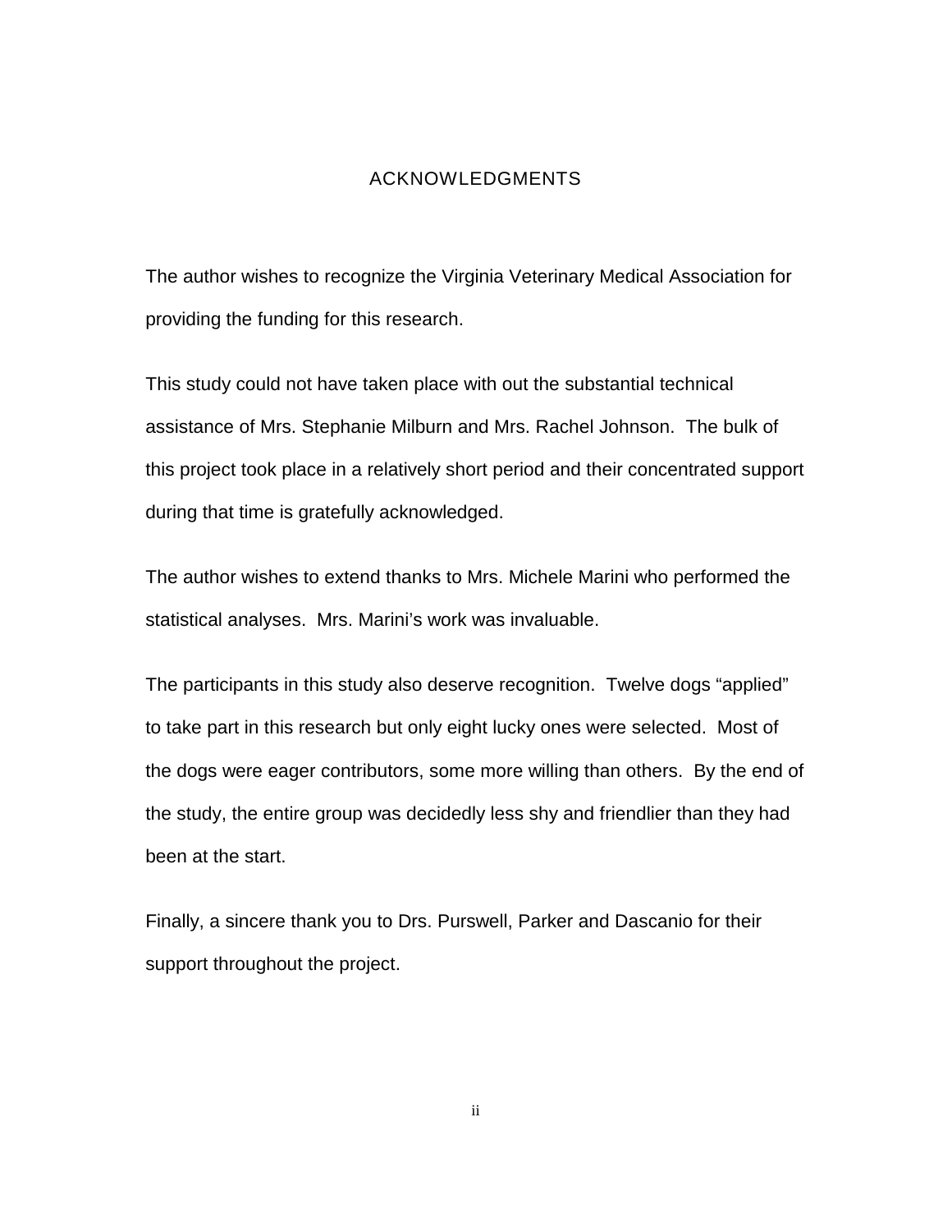# ACKNOWLEDGMENTS

The author wishes to recognize the Virginia Veterinary Medical Association for providing the funding for this research.

This study could not have taken place with out the substantial technical assistance of Mrs. Stephanie Milburn and Mrs. Rachel Johnson. The bulk of this project took place in a relatively short period and their concentrated support during that time is gratefully acknowledged.

The author wishes to extend thanks to Mrs. Michele Marini who performed the statistical analyses. Mrs. Marini's work was invaluable.

The participants in this study also deserve recognition. Twelve dogs "applied" to take part in this research but only eight lucky ones were selected. Most of the dogs were eager contributors, some more willing than others. By the end of the study, the entire group was decidedly less shy and friendlier than they had been at the start.

Finally, a sincere thank you to Drs. Purswell, Parker and Dascanio for their support throughout the project.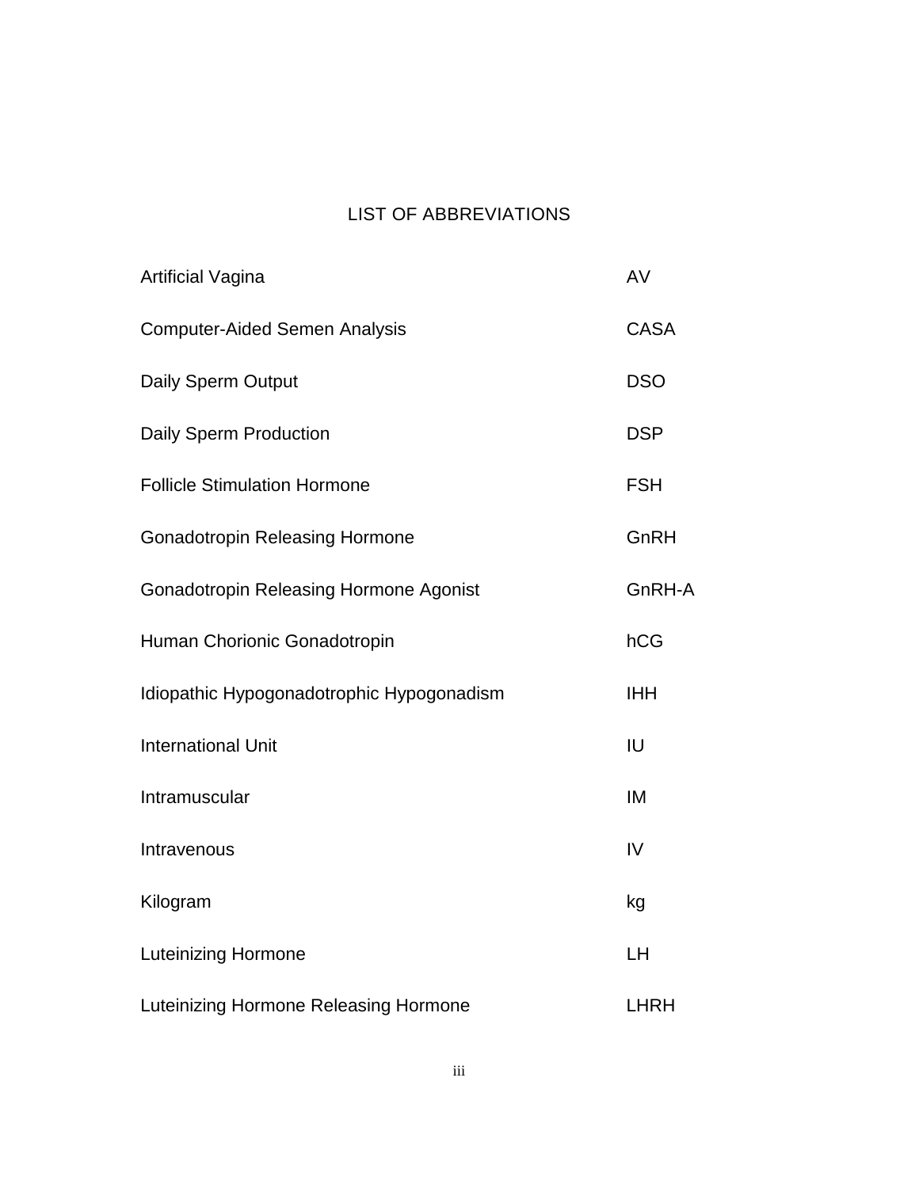# LIST OF ABBREVIATIONS

| | |
|---|---|
| Artificial Vagina | AV |
| Computer-Aided Semen Analysis | CASA |
| Daily Sperm Output | DSO |
| Daily Sperm Production | DSP |
| Follicle Stimulation Hormone | FSH |
| Gonadotropin Releasing Hormone | GnRH |
| Gonadotropin Releasing Hormone Agonist | GnRH-A |
| Human Chorionic Gonadotropin | hCG |
| Idiopathic Hypogonadotrophic Hypogonadism | IHH |
| International Unit | IU |
| Intramuscular | IM |
| Intravenous | IV |
| Kilogram | kg |
| Luteinizing Hormone | LH |
| Luteinizing Hormone Releasing Hormone | LHRH |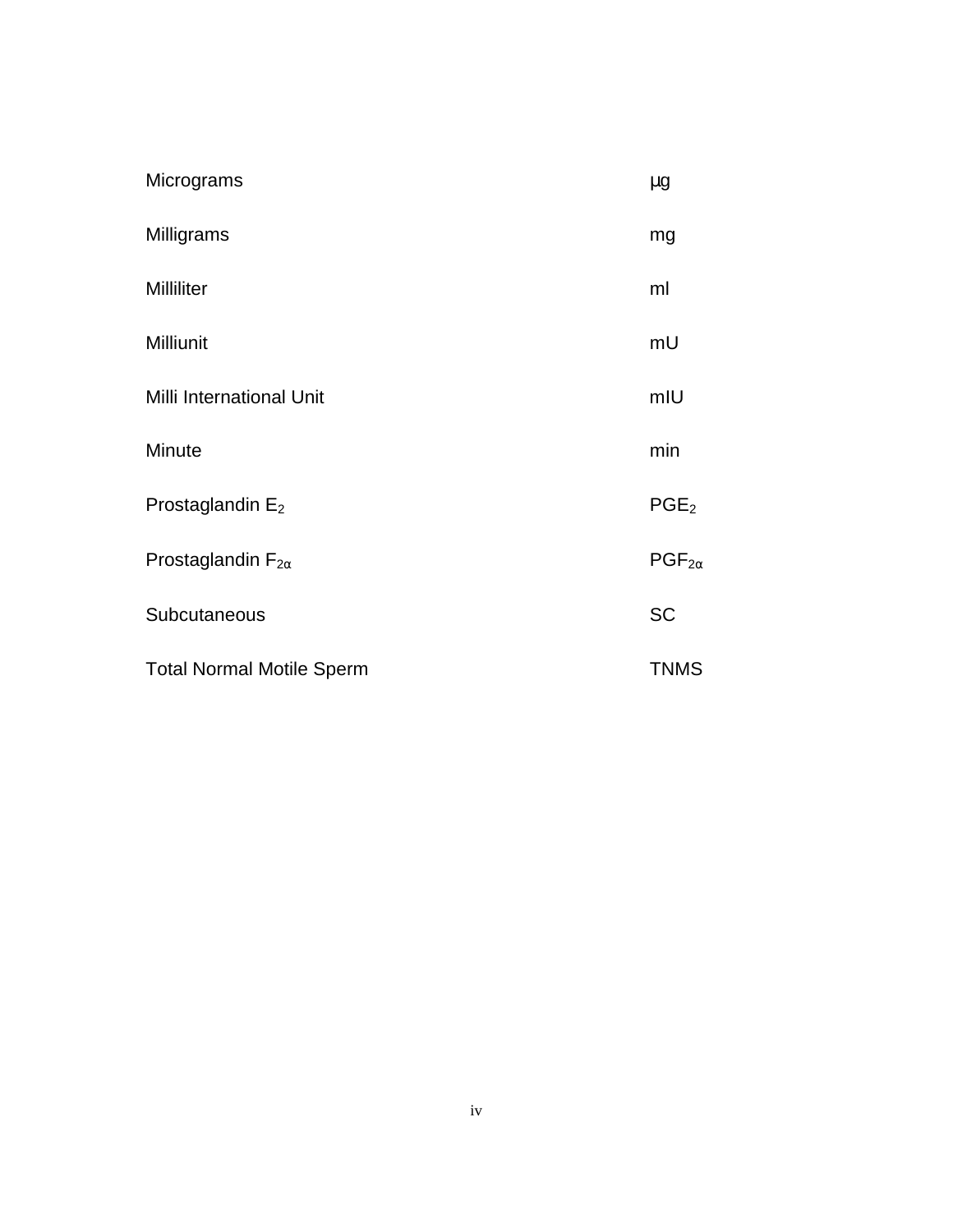| | |
|---|---|
| Micrograms | µg |
| Milligrams | mg |
| Milliliter | ml |
| Milliunit | mU |
| Milli International Unit | mIU |
| Minute | min |
| Prostaglandin $E_2$ | $PGE_2$ |
| Prostaglandin $F_{2\alpha}$ | $PGF_{2\alpha}$ |
| Subcutaneous | SC |
| Total Normal Motile Sperm | TNMS |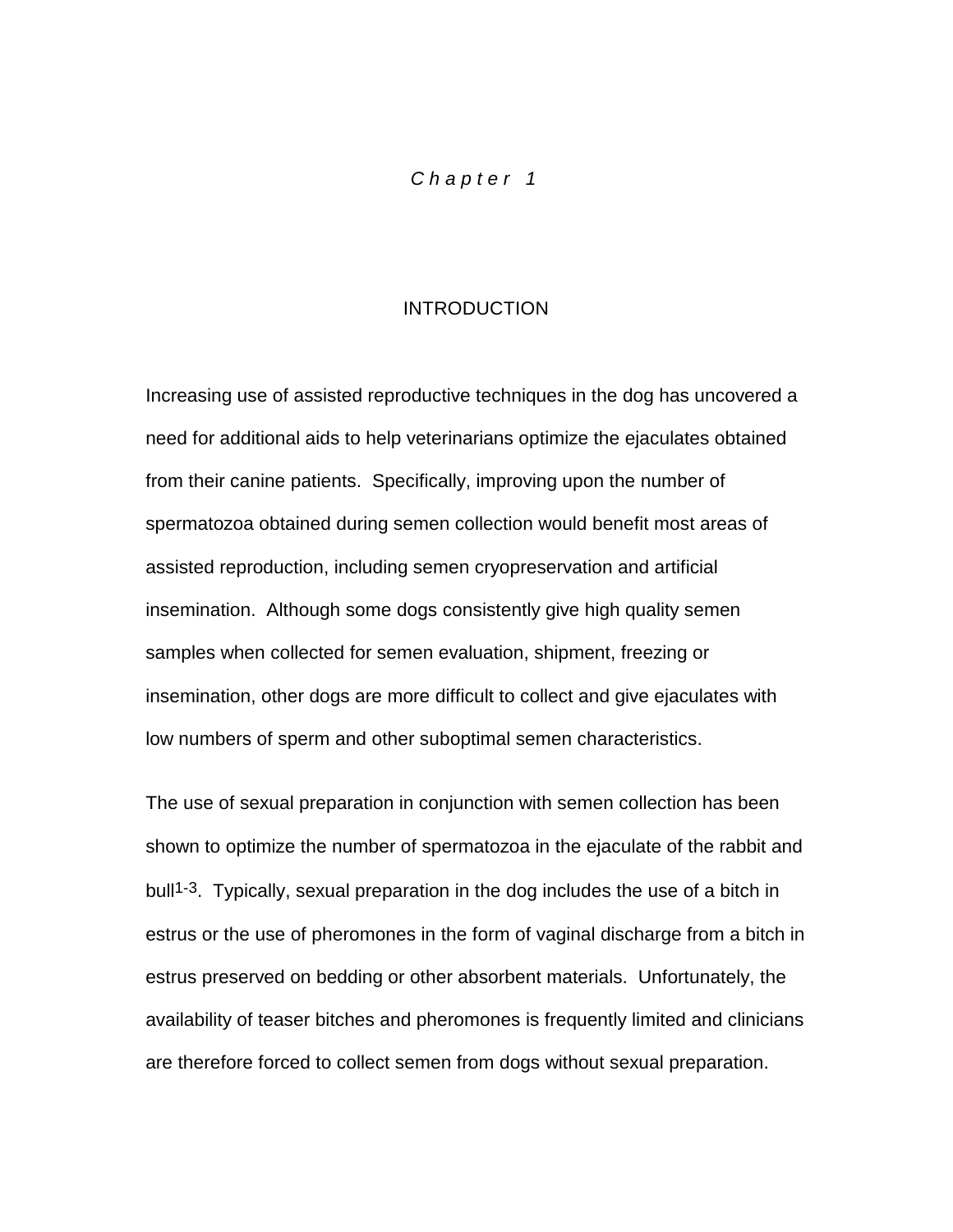# *Chapter 1*

## INTRODUCTION

Increasing use of assisted reproductive techniques in the dog has uncovered a need for additional aids to help veterinarians optimize the ejaculates obtained from their canine patients. Specifically, improving upon the number of spermatozoa obtained during semen collection would benefit most areas of assisted reproduction, including semen cryopreservation and artificial insemination. Although some dogs consistently give high quality semen samples when collected for semen evaluation, shipment, freezing or insemination, other dogs are more difficult to collect and give ejaculates with low numbers of sperm and other suboptimal semen characteristics.

The use of sexual preparation in conjunction with semen collection has been shown to optimize the number of spermatozoa in the ejaculate of the rabbit and bull[1-3]. Typically, sexual preparation in the dog includes the use of a bitch in estrus or the use of pheromones in the form of vaginal discharge from a bitch in estrus preserved on bedding or other absorbent materials. Unfortunately, the availability of teaser bitches and pheromones is frequently limited and clinicians are therefore forced to collect semen from dogs without sexual preparation.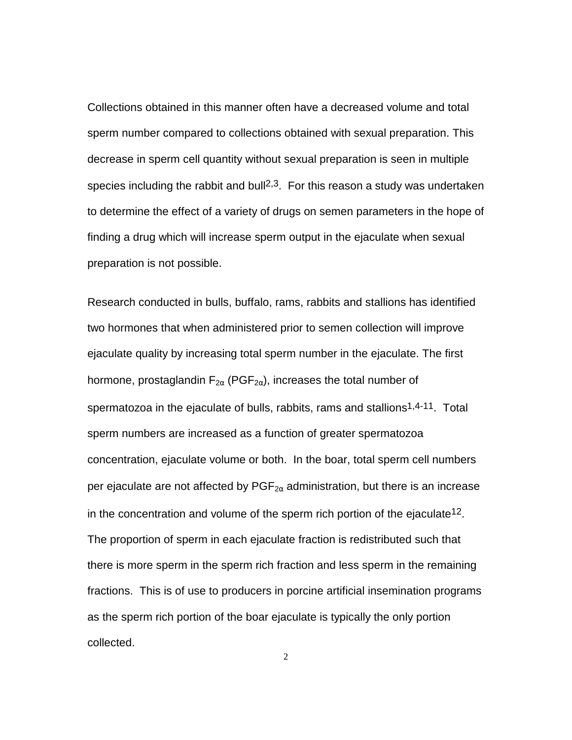Collections obtained in this manner often have a decreased volume and total sperm number compared to collections obtained with sexual preparation. This decrease in sperm cell quantity without sexual preparation is seen in multiple species including the rabbit and bull[2,3]. For this reason a study was undertaken to determine the effect of a variety of drugs on semen parameters in the hope of finding a drug which will increase sperm output in the ejaculate when sexual preparation is not possible.

Research conducted in bulls, buffalo, rams, rabbits and stallions has identified two hormones that when administered prior to semen collection will improve ejaculate quality by increasing total sperm number in the ejaculate. The first hormone, prostaglandin $F_{2\alpha}$ ($PGF_{2\alpha}$), increases the total number of spermatozoa in the ejaculate of bulls, rabbits, rams and stallions[1,4-11]. Total sperm numbers are increased as a function of greater spermatozoa concentration, ejaculate volume or both. In the boar, total sperm cell numbers per ejaculate are not affected by $PGF_{2\alpha}$ administration, but there is an increase in the concentration and volume of the sperm rich portion of the ejaculate[12]. The proportion of sperm in each ejaculate fraction is redistributed such that there is more sperm in the sperm rich fraction and less sperm in the remaining fractions. This is of use to producers in porcine artificial insemination programs as the sperm rich portion of the boar ejaculate is typically the only portion collected.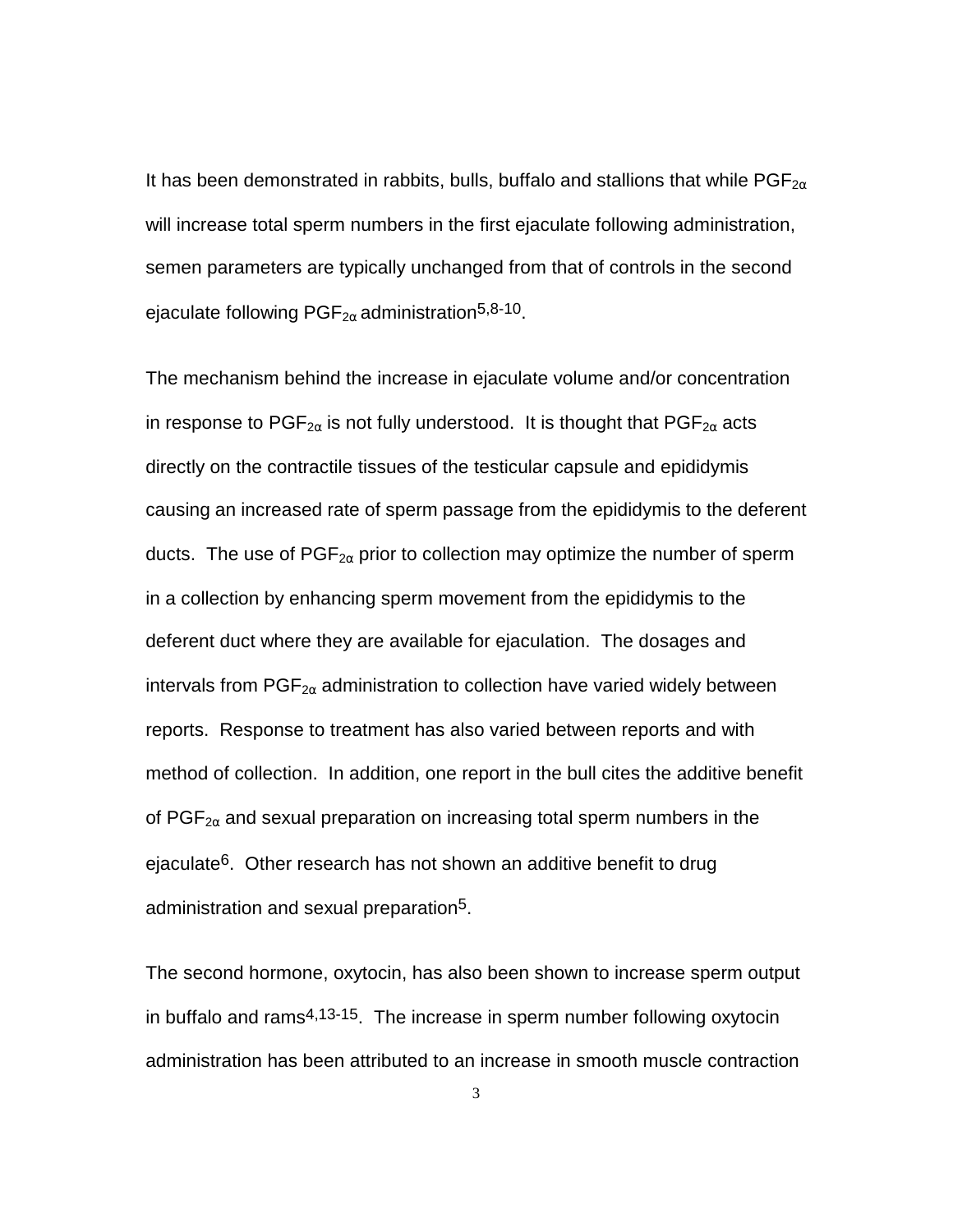It has been demonstrated in rabbits, bulls, buffalo and stallions that while $PGF_{2\alpha}$ will increase total sperm numbers in the first ejaculate following administration, semen parameters are typically unchanged from that of controls in the second ejaculate following $PGF_{2\alpha}$ administration[5,8-10].

The mechanism behind the increase in ejaculate volume and/or concentration in response to $PGF_{2\alpha}$ is not fully understood. It is thought that $PGF_{2\alpha}$ acts directly on the contractile tissues of the testicular capsule and epididymis causing an increased rate of sperm passage from the epididymis to the deferent ducts. The use of $PGF_{2\alpha}$ prior to collection may optimize the number of sperm in a collection by enhancing sperm movement from the epididymis to the deferent duct where they are available for ejaculation. The dosages and intervals from $PGF_{2\alpha}$ administration to collection have varied widely between reports. Response to treatment has also varied between reports and with method of collection. In addition, one report in the bull cites the additive benefit of $PGF_{2\alpha}$ and sexual preparation on increasing total sperm numbers in the ejaculate[6]. Other research has not shown an additive benefit to drug administration and sexual preparation[5].

The second hormone, oxytocin, has also been shown to increase sperm output in buffalo and rams[4,13-15]. The increase in sperm number following oxytocin administration has been attributed to an increase in smooth muscle contraction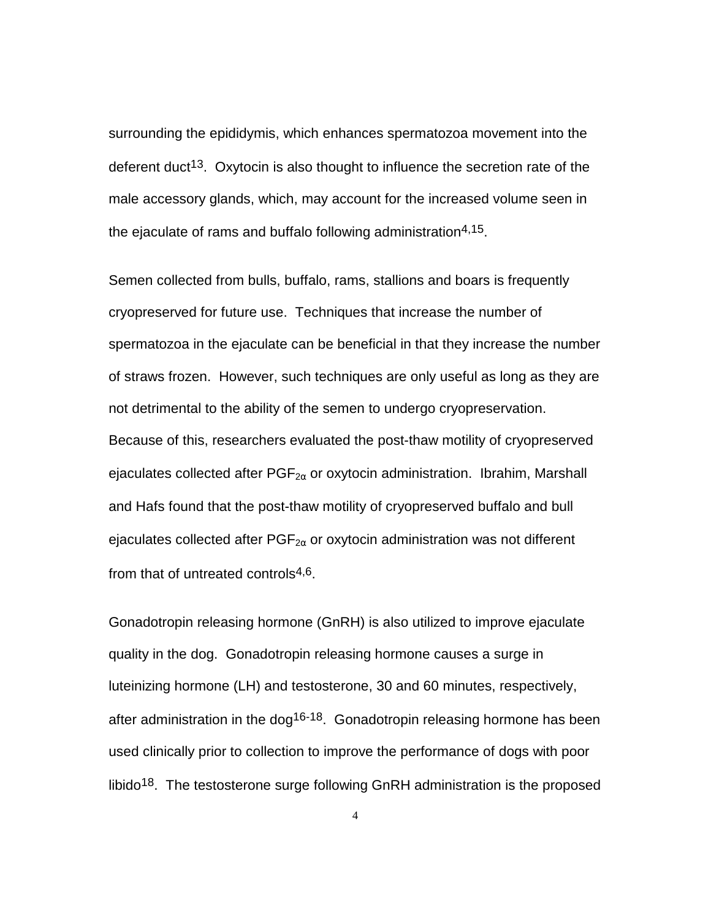surrounding the epididymis, which enhances spermatozoa movement into the deferent duct[13]. Oxytocin is also thought to influence the secretion rate of the male accessory glands, which, may account for the increased volume seen in the ejaculate of rams and buffalo following administration[4,15].

Semen collected from bulls, buffalo, rams, stallions and boars is frequently cryopreserved for future use. Techniques that increase the number of spermatozoa in the ejaculate can be beneficial in that they increase the number of straws frozen. However, such techniques are only useful as long as they are not detrimental to the ability of the semen to undergo cryopreservation. Because of this, researchers evaluated the post-thaw motility of cryopreserved ejaculates collected after $PGF_{2\alpha}$ or oxytocin administration. Ibrahim, Marshall and Hafs found that the post-thaw motility of cryopreserved buffalo and bull ejaculates collected after $PGF_{2\alpha}$ or oxytocin administration was not different from that of untreated controls[4,6].

Gonadotropin releasing hormone (GnRH) is also utilized to improve ejaculate quality in the dog. Gonadotropin releasing hormone causes a surge in luteinizing hormone (LH) and testosterone, 30 and 60 minutes, respectively, after administration in the dog[16-18]. Gonadotropin releasing hormone has been used clinically prior to collection to improve the performance of dogs with poor libido[18]. The testosterone surge following GnRH administration is the proposed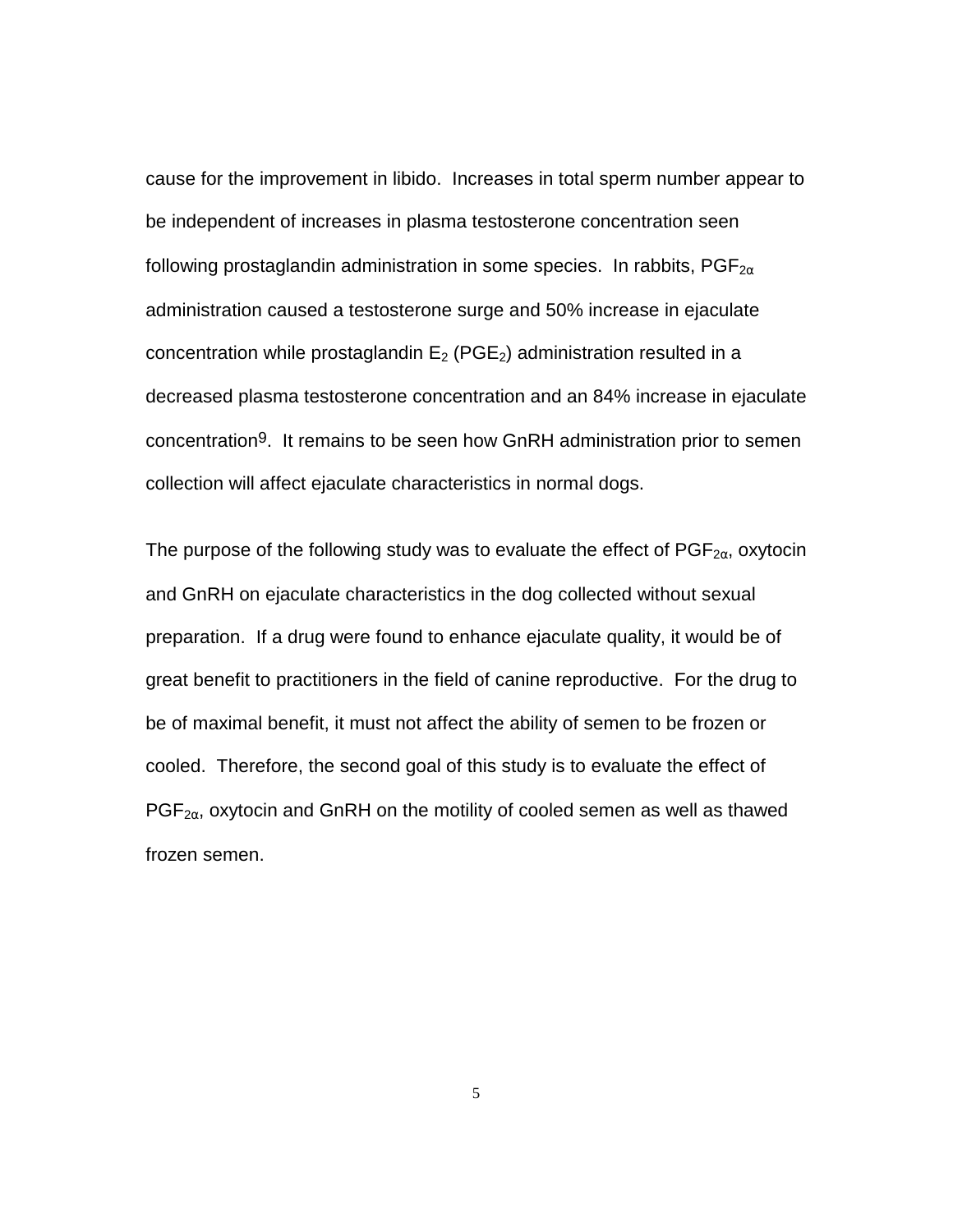cause for the improvement in libido. Increases in total sperm number appear to be independent of increases in plasma testosterone concentration seen following prostaglandin administration in some species. In rabbits, $PGF_{2\alpha}$ administration caused a testosterone surge and 50% increase in ejaculate concentration while prostaglandin $E_2$ ($PGE_2$) administration resulted in a decreased plasma testosterone concentration and an 84% increase in ejaculate concentration[9]. It remains to be seen how GnRH administration prior to semen collection will affect ejaculate characteristics in normal dogs.

The purpose of the following study was to evaluate the effect of $PGF_{2\alpha}$, oxytocin and GnRH on ejaculate characteristics in the dog collected without sexual preparation. If a drug were found to enhance ejaculate quality, it would be of great benefit to practitioners in the field of canine reproductive. For the drug to be of maximal benefit, it must not affect the ability of semen to be frozen or cooled. Therefore, the second goal of this study is to evaluate the effect of $PGF_{2\alpha}$, oxytocin and GnRH on the motility of cooled semen as well as thawed frozen semen.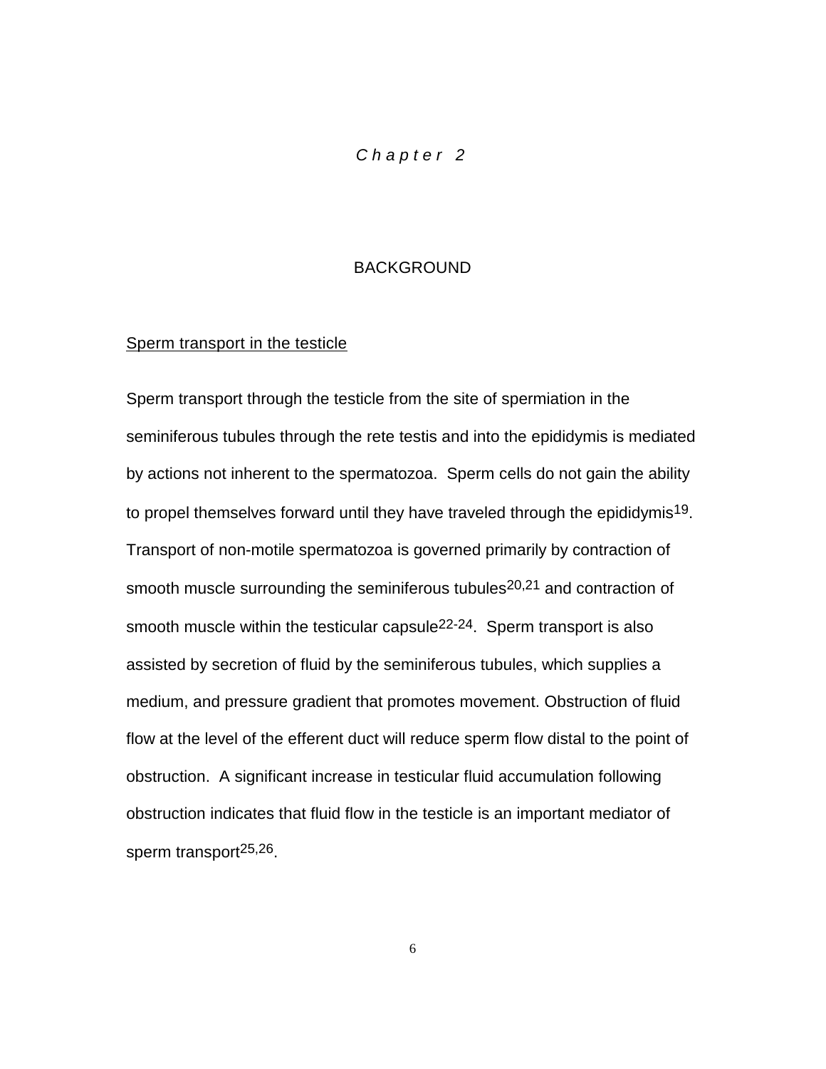# *Chapter 2*

## BACKGROUND

### Sperm transport in the testicle

Sperm transport through the testicle from the site of spermiation in the seminiferous tubules through the rete testis and into the epididymis is mediated by actions not inherent to the spermatozoa. Sperm cells do not gain the ability to propel themselves forward until they have traveled through the epididymis[19]. Transport of non-motile spermatozoa is governed primarily by contraction of smooth muscle surrounding the seminiferous tubules[20,21] and contraction of smooth muscle within the testicular capsule[22-24]. Sperm transport is also assisted by secretion of fluid by the seminiferous tubules, which supplies a medium, and pressure gradient that promotes movement. Obstruction of fluid flow at the level of the efferent duct will reduce sperm flow distal to the point of obstruction. A significant increase in testicular fluid accumulation following obstruction indicates that fluid flow in the testicle is an important mediator of sperm transport[25,26].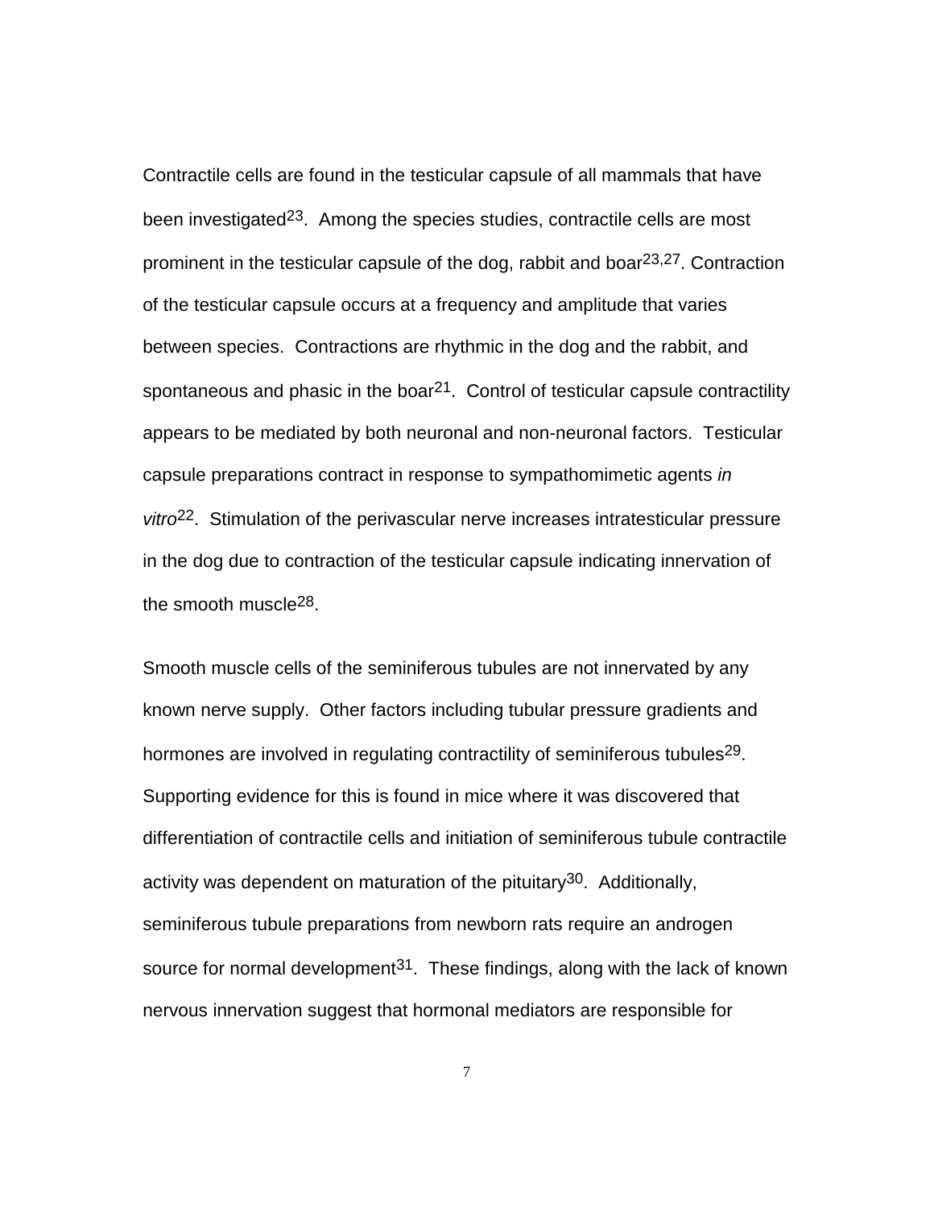Contractile cells are found in the testicular capsule of all mammals that have been investigated[23]. Among the species studies, contractile cells are most prominent in the testicular capsule of the dog, rabbit and boar[23,27]. Contraction of the testicular capsule occurs at a frequency and amplitude that varies between species. Contractions are rhythmic in the dog and the rabbit, and spontaneous and phasic in the boar[21]. Control of testicular capsule contractility appears to be mediated by both neuronal and non-neuronal factors. Testicular capsule preparations contract in response to sympathomimetic agents *in vitro*[22]. Stimulation of the perivascular nerve increases intratesticular pressure in the dog due to contraction of the testicular capsule indicating innervation of the smooth muscle[28].

Smooth muscle cells of the seminiferous tubules are not innervated by any known nerve supply. Other factors including tubular pressure gradients and hormones are involved in regulating contractility of seminiferous tubules[29]. Supporting evidence for this is found in mice where it was discovered that differentiation of contractile cells and initiation of seminiferous tubule contractile activity was dependent on maturation of the pituitary[30]. Additionally, seminiferous tubule preparations from newborn rats require an androgen source for normal development[31]. These findings, along with the lack of known nervous innervation suggest that hormonal mediators are responsible for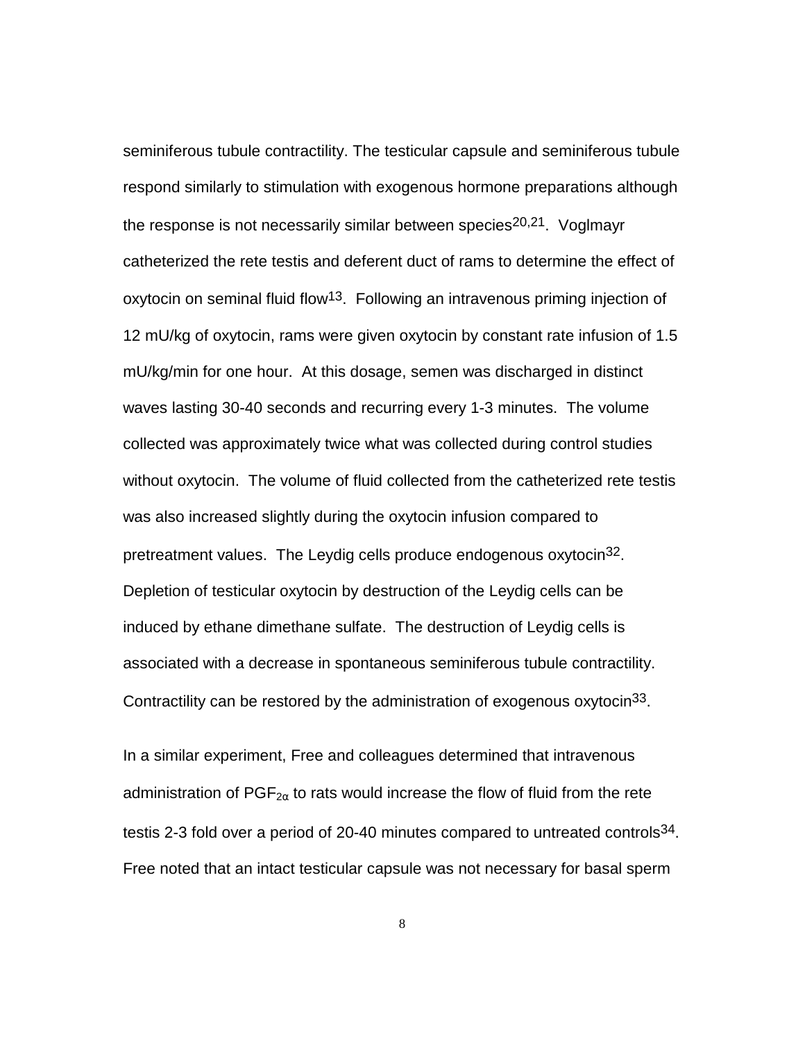seminiferous tubule contractility. The testicular capsule and seminiferous tubule respond similarly to stimulation with exogenous hormone preparations although the response is not necessarily similar between species[20,21]. Voglmayr catheterized the rete testis and deferent duct of rams to determine the effect of oxytocin on seminal fluid flow[13]. Following an intravenous priming injection of 12 mU/kg of oxytocin, rams were given oxytocin by constant rate infusion of 1.5 mU/kg/min for one hour. At this dosage, semen was discharged in distinct waves lasting 30-40 seconds and recurring every 1-3 minutes. The volume collected was approximately twice what was collected during control studies without oxytocin. The volume of fluid collected from the catheterized rete testis was also increased slightly during the oxytocin infusion compared to pretreatment values. The Leydig cells produce endogenous oxytocin[32]. Depletion of testicular oxytocin by destruction of the Leydig cells can be induced by ethane dimethane sulfate. The destruction of Leydig cells is associated with a decrease in spontaneous seminiferous tubule contractility. Contractility can be restored by the administration of exogenous oxytocin[33].

In a similar experiment, Free and colleagues determined that intravenous administration of $PGF_{2\alpha}$ to rats would increase the flow of fluid from the rete testis 2-3 fold over a period of 20-40 minutes compared to untreated controls[34]. Free noted that an intact testicular capsule was not necessary for basal sperm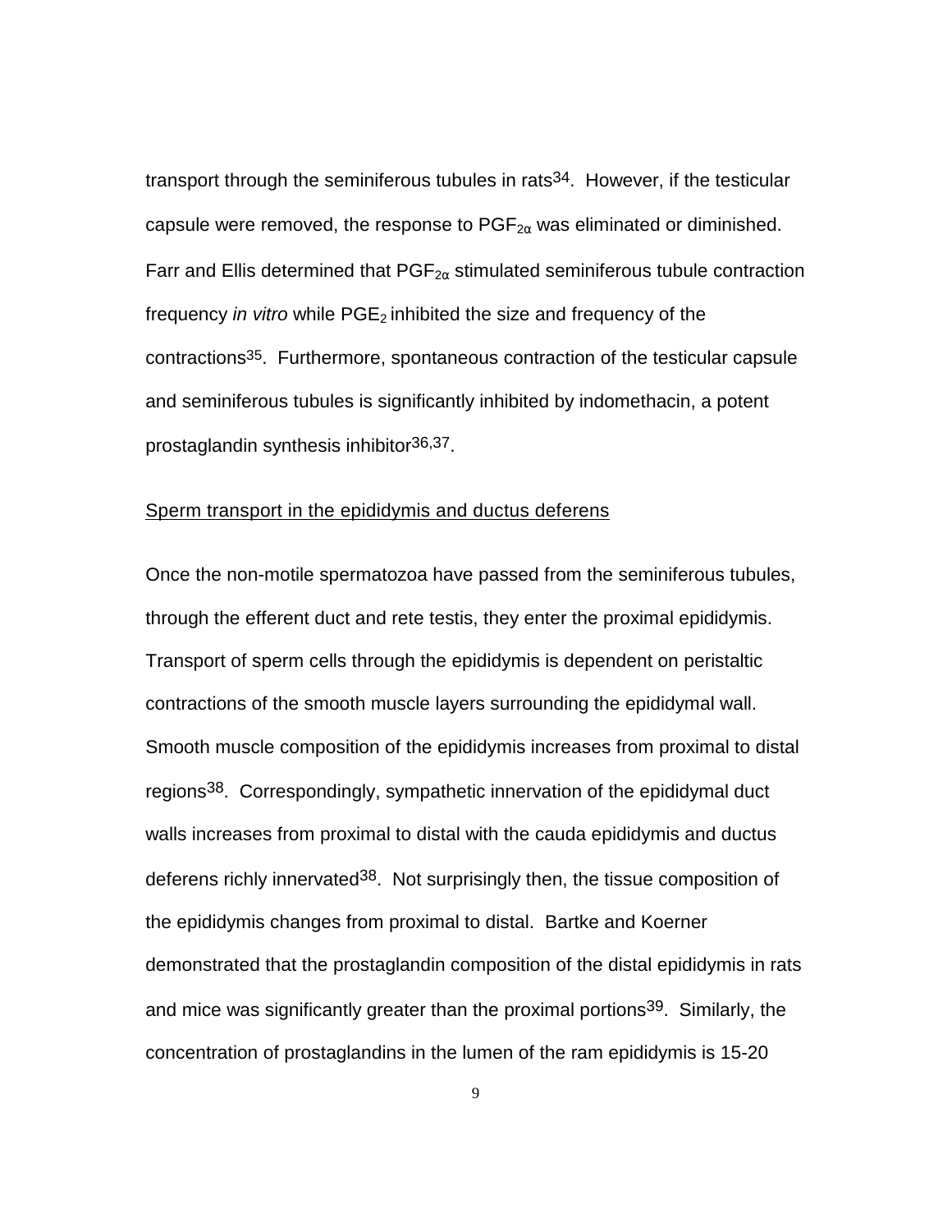transport through the seminiferous tubules in rats[34]. However, if the testicular capsule were removed, the response to $PGF_{2\alpha}$ was eliminated or diminished. Farr and Ellis determined that $PGF_{2\alpha}$ stimulated seminiferous tubule contraction frequency *in vitro* while $PGE_2$ inhibited the size and frequency of the contractions[35]. Furthermore, spontaneous contraction of the testicular capsule and seminiferous tubules is significantly inhibited by indomethacin, a potent prostaglandin synthesis inhibitor[36,37].

<u>Sperm transport in the epididymis and ductus deferens</u>

Once the non-motile spermatozoa have passed from the seminiferous tubules, through the efferent duct and rete testis, they enter the proximal epididymis. Transport of sperm cells through the epididymis is dependent on peristaltic contractions of the smooth muscle layers surrounding the epididymal wall. Smooth muscle composition of the epididymis increases from proximal to distal regions[38]. Correspondingly, sympathetic innervation of the epididymal duct walls increases from proximal to distal with the cauda epididymis and ductus deferens richly innervated[38]. Not surprisingly then, the tissue composition of the epididymis changes from proximal to distal. Bartke and Koerner demonstrated that the prostaglandin composition of the distal epididymis in rats and mice was significantly greater than the proximal portions[39]. Similarly, the concentration of prostaglandins in the lumen of the ram epididymis is 15-20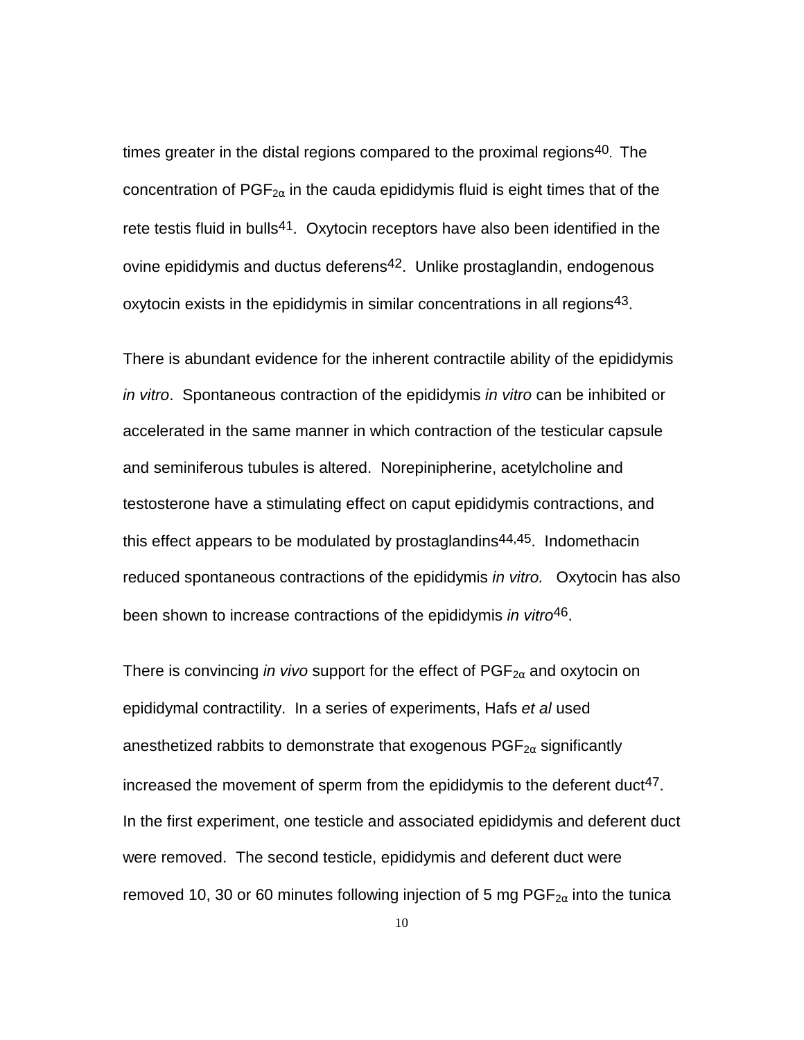times greater in the distal regions compared to the proximal regions[40]. The concentration of $PGF_{2\alpha}$ in the cauda epididymis fluid is eight times that of the rete testis fluid in bulls[41]. Oxytocin receptors have also been identified in the ovine epididymis and ductus deferens[42]. Unlike prostaglandin, endogenous oxytocin exists in the epididymis in similar concentrations in all regions[43].

There is abundant evidence for the inherent contractile ability of the epididymis *in vitro*. Spontaneous contraction of the epididymis *in vitro* can be inhibited or accelerated in the same manner in which contraction of the testicular capsule and seminiferous tubules is altered. Norepinipherine, acetylcholine and testosterone have a stimulating effect on caput epididymis contractions, and this effect appears to be modulated by prostaglandins[44,45]. Indomethacin reduced spontaneous contractions of the epididymis *in vitro.* Oxytocin has also been shown to increase contractions of the epididymis *in vitro*[46].

There is convincing *in vivo* support for the effect of $PGF_{2\alpha}$ and oxytocin on epididymal contractility. In a series of experiments, Hafs *et al* used anesthetized rabbits to demonstrate that exogenous $PGF_{2\alpha}$ significantly increased the movement of sperm from the epididymis to the deferent duct[47]. In the first experiment, one testicle and associated epididymis and deferent duct were removed. The second testicle, epididymis and deferent duct were removed 10, 30 or 60 minutes following injection of 5 mg $PGF_{2\alpha}$ into the tunica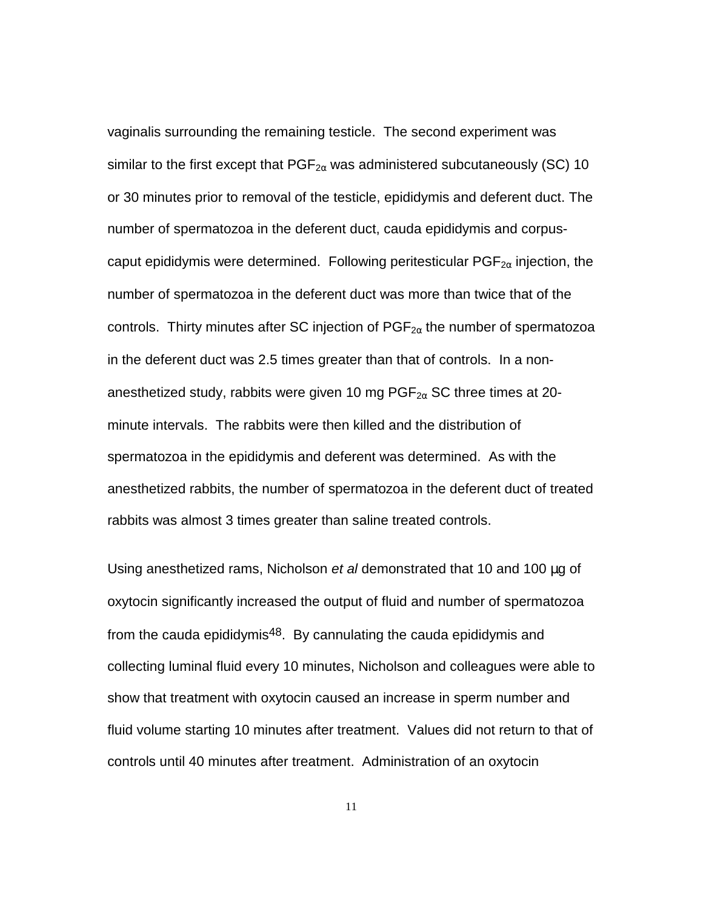vaginalis surrounding the remaining testicle. The second experiment was similar to the first except that $PGF_{2\alpha}$ was administered subcutaneously (SC) 10 or 30 minutes prior to removal of the testicle, epididymis and deferent duct. The number of spermatozoa in the deferent duct, cauda epididymis and corpus-caput epididymis were determined. Following peritesticular $PGF_{2\alpha}$ injection, the number of spermatozoa in the deferent duct was more than twice that of the controls. Thirty minutes after SC injection of $PGF_{2\alpha}$ the number of spermatozoa in the deferent duct was 2.5 times greater than that of controls. In a non-anesthetized study, rabbits were given 10 mg $PGF_{2\alpha}$ SC three times at 20-minute intervals. The rabbits were then killed and the distribution of spermatozoa in the epididymis and deferent was determined. As with the anesthetized rabbits, the number of spermatozoa in the deferent duct of treated rabbits was almost 3 times greater than saline treated controls.

Using anesthetized rams, Nicholson *et al* demonstrated that 10 and 100 µg of oxytocin significantly increased the output of fluid and number of spermatozoa from the cauda epididymis[48]. By cannulating the cauda epididymis and collecting luminal fluid every 10 minutes, Nicholson and colleagues were able to show that treatment with oxytocin caused an increase in sperm number and fluid volume starting 10 minutes after treatment. Values did not return to that of controls until 40 minutes after treatment. Administration of an oxytocin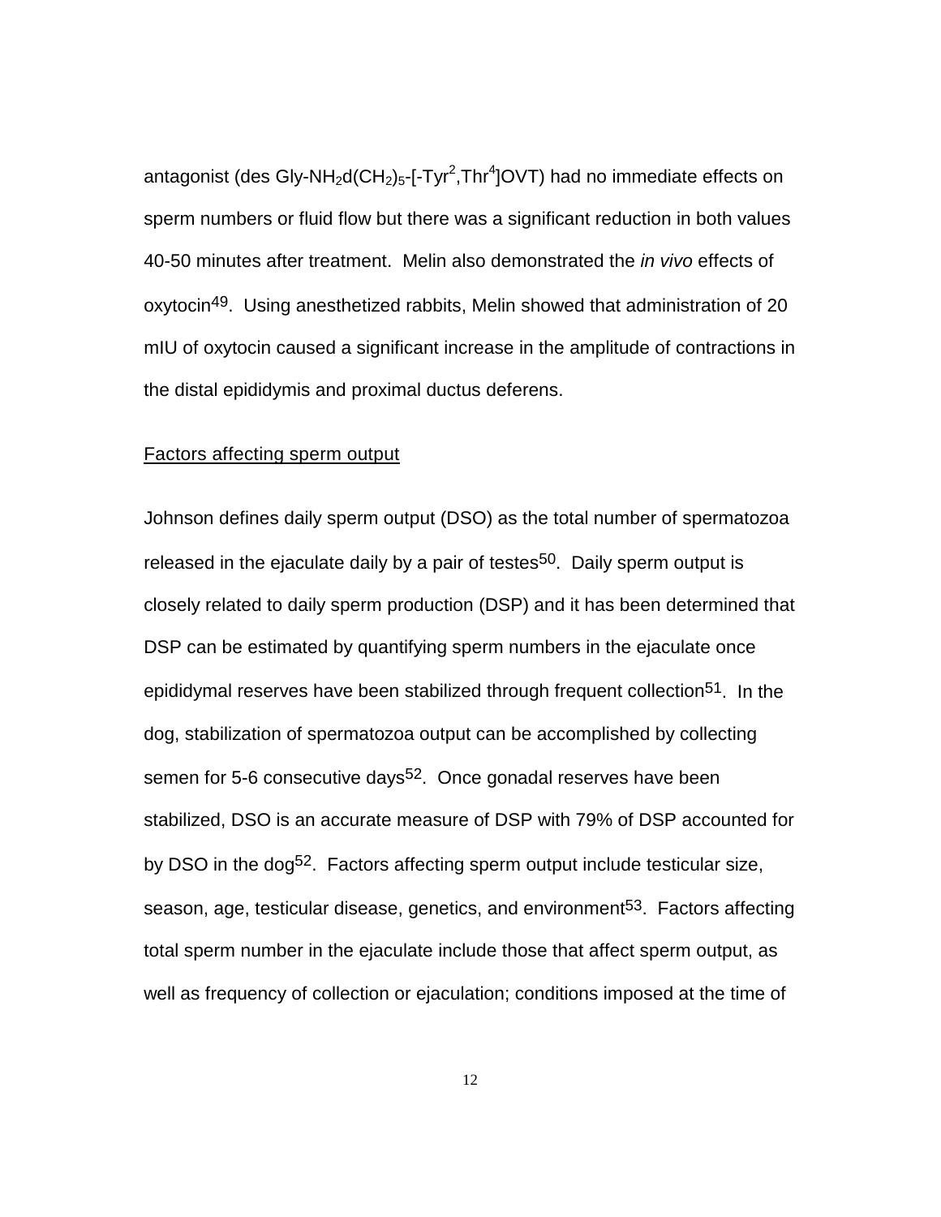antagonist (des Gly-$NH_2d(CH_2)_5$-[-$Tyr^2$,$Thr^4$]OVT) had no immediate effects on sperm numbers or fluid flow but there was a significant reduction in both values 40-50 minutes after treatment. Melin also demonstrated the *in vivo* effects of oxytocin[49]. Using anesthetized rabbits, Melin showed that administration of 20 mIU of oxytocin caused a significant increase in the amplitude of contractions in the distal epididymis and proximal ductus deferens.

## Factors affecting sperm output

Johnson defines daily sperm output (DSO) as the total number of spermatozoa released in the ejaculate daily by a pair of testes[50]. Daily sperm output is closely related to daily sperm production (DSP) and it has been determined that DSP can be estimated by quantifying sperm numbers in the ejaculate once epididymal reserves have been stabilized through frequent collection[51]. In the dog, stabilization of spermatozoa output can be accomplished by collecting semen for 5-6 consecutive days[52]. Once gonadal reserves have been stabilized, DSO is an accurate measure of DSP with 79% of DSP accounted for by DSO in the dog[52]. Factors affecting sperm output include testicular size, season, age, testicular disease, genetics, and environment[53]. Factors affecting total sperm number in the ejaculate include those that affect sperm output, as well as frequency of collection or ejaculation; conditions imposed at the time of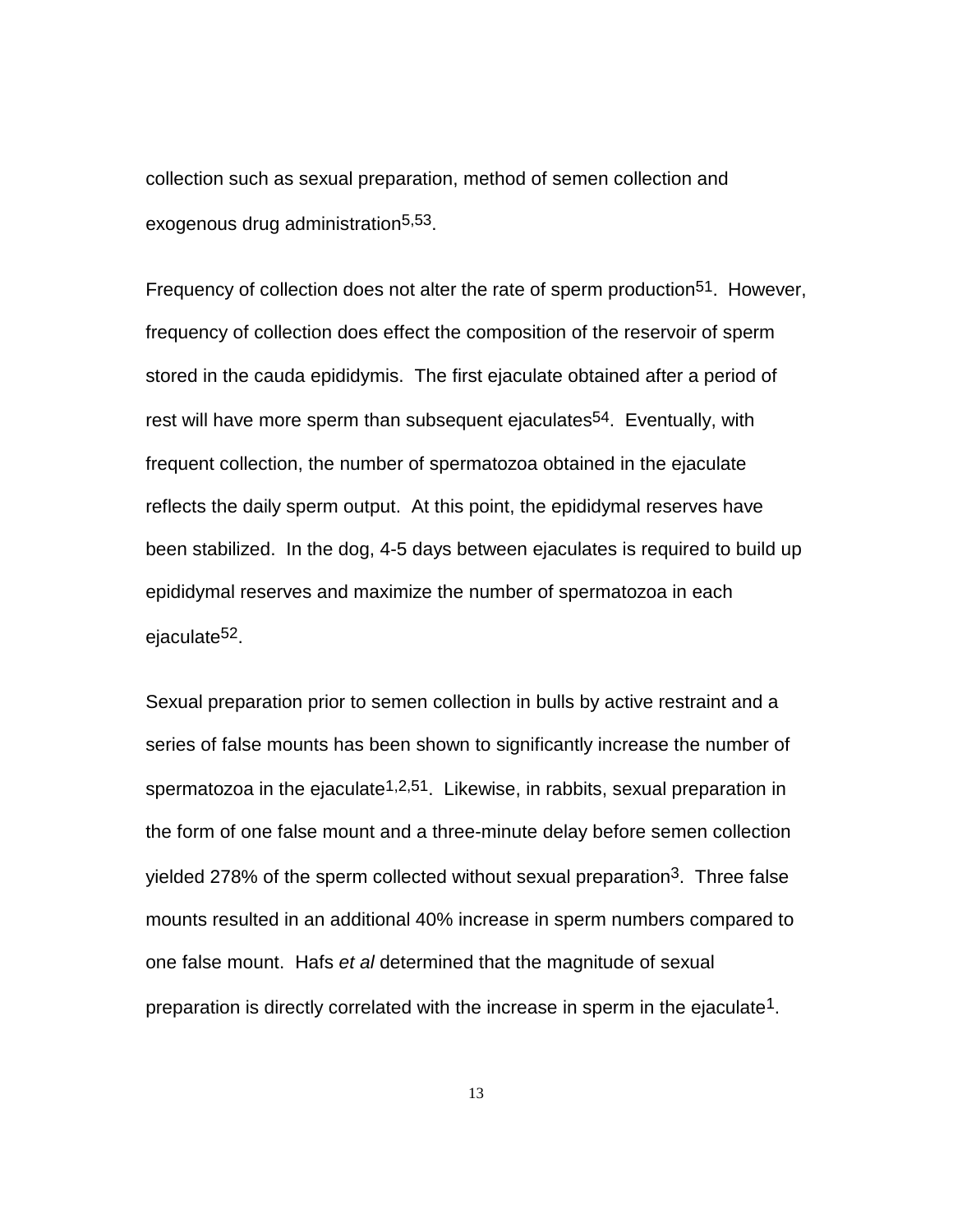collection such as sexual preparation, method of semen collection and exogenous drug administration[5,53].

Frequency of collection does not alter the rate of sperm production[51]. However, frequency of collection does effect the composition of the reservoir of sperm stored in the cauda epididymis. The first ejaculate obtained after a period of rest will have more sperm than subsequent ejaculates[54]. Eventually, with frequent collection, the number of spermatozoa obtained in the ejaculate reflects the daily sperm output. At this point, the epididymal reserves have been stabilized. In the dog, 4-5 days between ejaculates is required to build up epididymal reserves and maximize the number of spermatozoa in each ejaculate[52].

Sexual preparation prior to semen collection in bulls by active restraint and a series of false mounts has been shown to significantly increase the number of spermatozoa in the ejaculate[1,2,51]. Likewise, in rabbits, sexual preparation in the form of one false mount and a three-minute delay before semen collection yielded 278% of the sperm collected without sexual preparation[3]. Three false mounts resulted in an additional 40% increase in sperm numbers compared to one false mount. Hafs *et al* determined that the magnitude of sexual preparation is directly correlated with the increase in sperm in the ejaculate[1].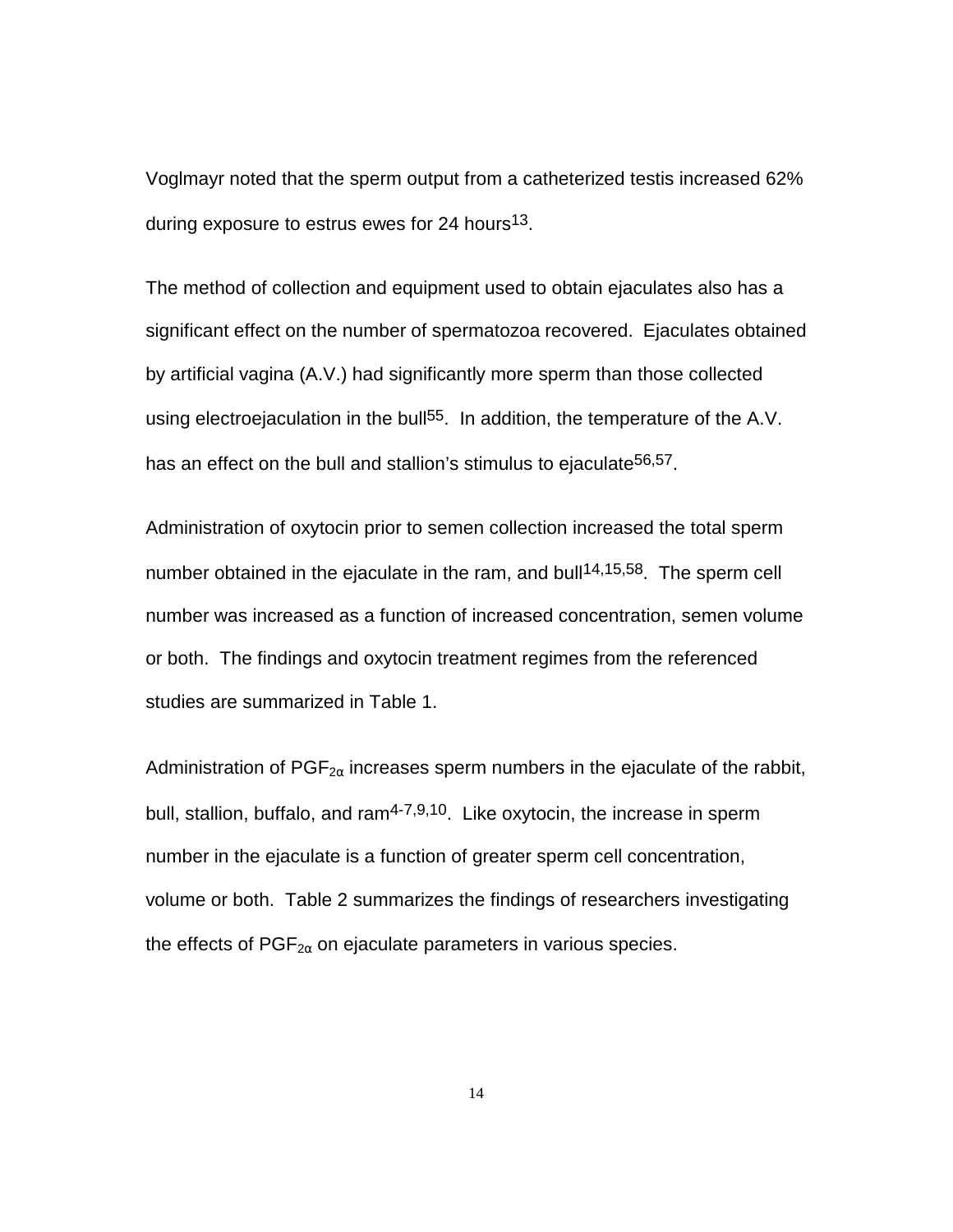Voglmayr noted that the sperm output from a catheterized testis increased 62% during exposure to estrus ewes for 24 hours[13].

The method of collection and equipment used to obtain ejaculates also has a significant effect on the number of spermatozoa recovered. Ejaculates obtained by artificial vagina (A.V.) had significantly more sperm than those collected using electroejaculation in the bull[55]. In addition, the temperature of the A.V. has an effect on the bull and stallion's stimulus to ejaculate[56,57].

Administration of oxytocin prior to semen collection increased the total sperm number obtained in the ejaculate in the ram, and bull[14,15,58]. The sperm cell number was increased as a function of increased concentration, semen volume or both. The findings and oxytocin treatment regimes from the referenced studies are summarized in Table 1.

Administration of $PGF_{2\alpha}$ increases sperm numbers in the ejaculate of the rabbit, bull, stallion, buffalo, and ram[4-7,9,10]. Like oxytocin, the increase in sperm number in the ejaculate is a function of greater sperm cell concentration, volume or both. Table 2 summarizes the findings of researchers investigating the effects of $PGF_{2\alpha}$ on ejaculate parameters in various species.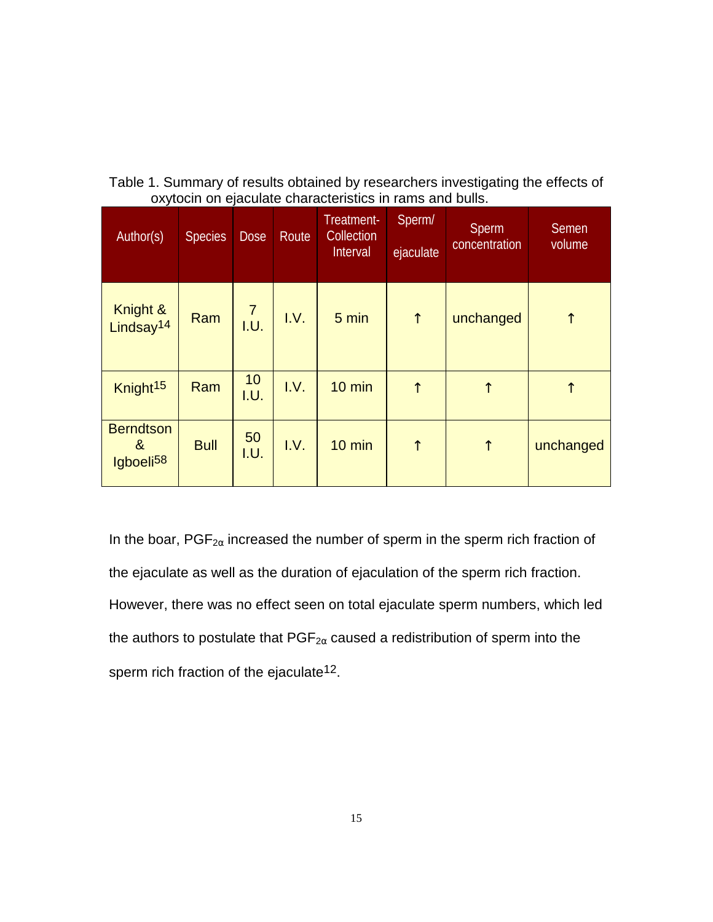Table 1. Summary of results obtained by researchers investigating the effects of oxytocin on ejaculate characteristics in rams and bulls.

| Author(s) | Species | Dose | Route | Treatment-Collection Interval | Sperm/ ejaculate | Sperm concentration | Semen volume |
|---|---|---|---|---|---|---|---|
| Knight & Lindsay[14] | Ram | 7 I.U. | I.V. | 5 min | ↑ | unchanged | ↑ |
| Knight[15] | Ram | 10 I.U. | I.V. | 10 min | ↑ | ↑ | ↑ |
| Berndtson & Igboeli[58] | Bull | 50 I.U. | I.V. | 10 min | ↑ | ↑ | unchanged |

In the boar, $PGF_{2\alpha}$ increased the number of sperm in the sperm rich fraction of the ejaculate as well as the duration of ejaculation of the sperm rich fraction. However, there was no effect seen on total ejaculate sperm numbers, which led the authors to postulate that $PGF_{2\alpha}$ caused a redistribution of sperm into the sperm rich fraction of the ejaculate[12].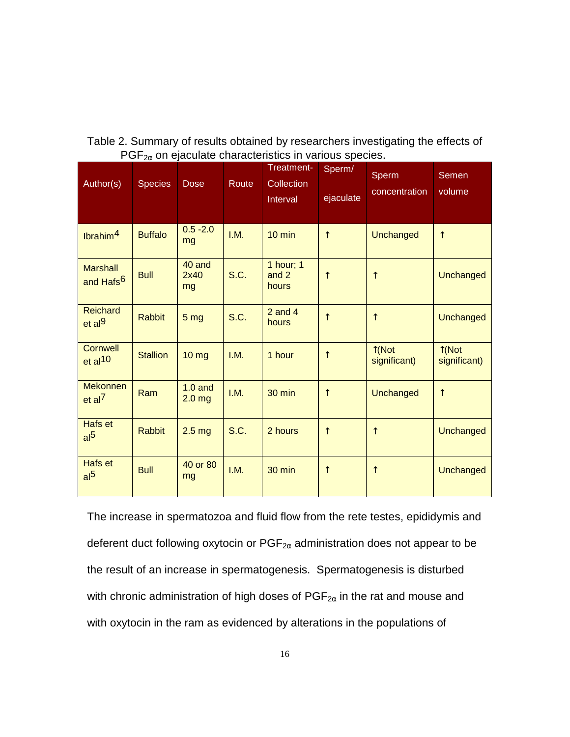Table 2. Summary of results obtained by researchers investigating the effects of $PGF_{2\alpha}$ on ejaculate characteristics in various species.

| Author(s) | Species | Dose | Route | Treatment-Collection Interval | Sperm/ ejaculate | Sperm concentration | Semen volume |
|---|---|---|---|---|---|---|---|
| Ibrahim[4] | Buffalo | 0.5 -2.0 mg | I.M. | 10 min | ↑ | Unchanged | ↑ |
| Marshall and Hafs[6] | Bull | 40 and 2x40 mg | S.C. | 1 hour; 1 and 2 hours | ↑ | ↑ | Unchanged |
| Reichard et al[9] | Rabbit | 5 mg | S.C. | 2 and 4 hours | ↑ | ↑ | Unchanged |
| Cornwell et al[10] | Stallion | 10 mg | I.M. | 1 hour | ↑ | ↑(Not significant) | ↑(Not significant) |
| Mekonnen et al[7] | Ram | 1.0 and 2.0 mg | I.M. | 30 min | ↑ | Unchanged | ↑ |
| Hafs et al[5] | Rabbit | 2.5 mg | S.C. | 2 hours | ↑ | ↑ | Unchanged |
| Hafs et al[5] | Bull | 40 or 80 mg | I.M. | 30 min | ↑ | ↑ | Unchanged |

The increase in spermatozoa and fluid flow from the rete testes, epididymis and deferent duct following oxytocin or $PGF_{2\alpha}$ administration does not appear to be the result of an increase in spermatogenesis. Spermatogenesis is disturbed with chronic administration of high doses of $PGF_{2\alpha}$ in the rat and mouse and with oxytocin in the ram as evidenced by alterations in the populations of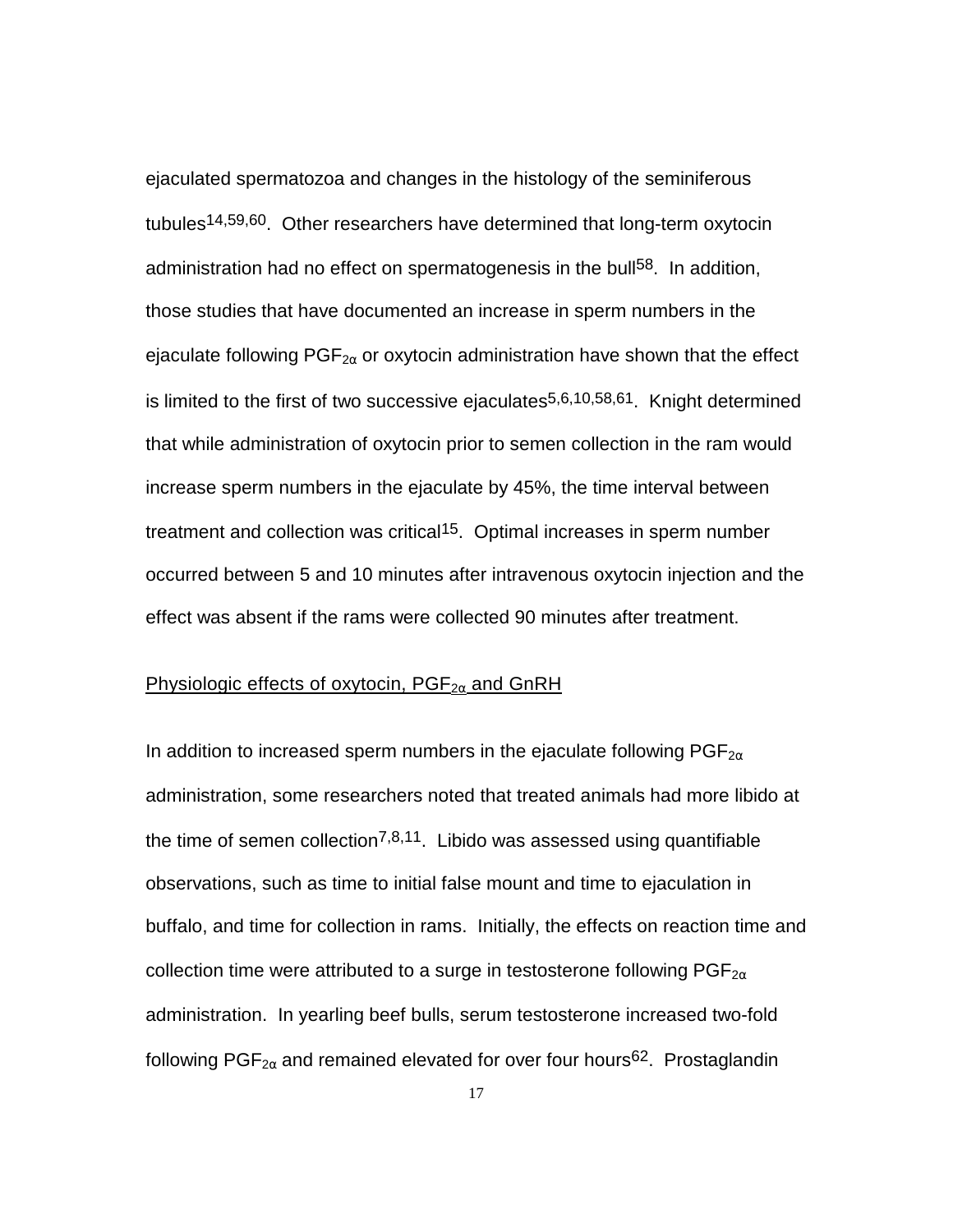ejaculated spermatozoa and changes in the histology of the seminiferous tubules[14,59,60]. Other researchers have determined that long-term oxytocin administration had no effect on spermatogenesis in the bull[58]. In addition, those studies that have documented an increase in sperm numbers in the ejaculate following $PGF_{2\alpha}$ or oxytocin administration have shown that the effect is limited to the first of two successive ejaculates[5,6,10,58,61]. Knight determined that while administration of oxytocin prior to semen collection in the ram would increase sperm numbers in the ejaculate by 45%, the time interval between treatment and collection was critical[15]. Optimal increases in sperm number occurred between 5 and 10 minutes after intravenous oxytocin injection and the effect was absent if the rams were collected 90 minutes after treatment.

## Physiologic effects of oxytocin, $PGF_{2\alpha}$ and GnRH

In addition to increased sperm numbers in the ejaculate following $PGF_{2\alpha}$ administration, some researchers noted that treated animals had more libido at the time of semen collection[7,8,11]. Libido was assessed using quantifiable observations, such as time to initial false mount and time to ejaculation in buffalo, and time for collection in rams. Initially, the effects on reaction time and collection time were attributed to a surge in testosterone following $PGF_{2\alpha}$ administration. In yearling beef bulls, serum testosterone increased two-fold following $PGF_{2\alpha}$ and remained elevated for over four hours[62]. Prostaglandin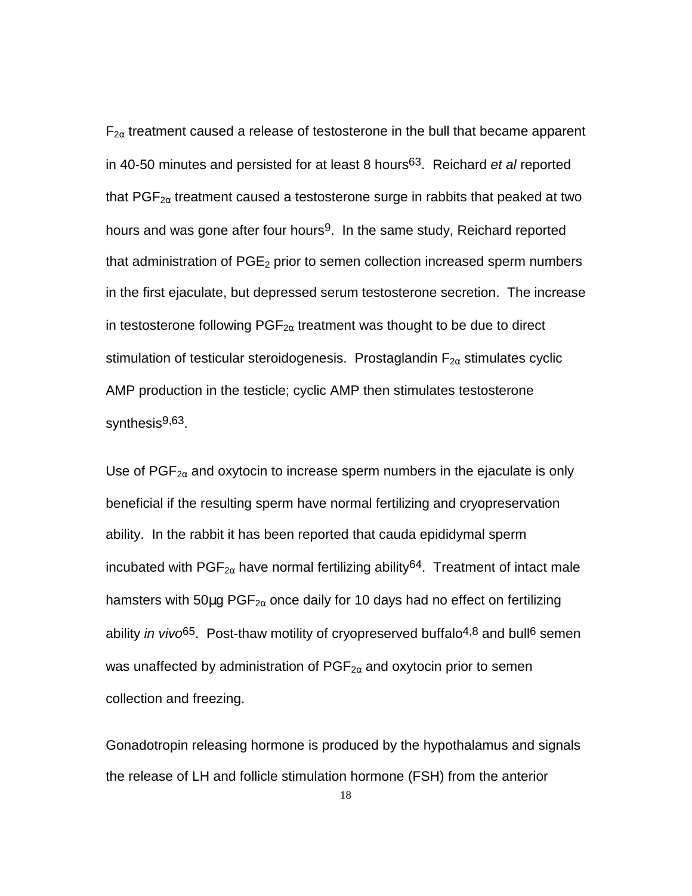$F_{2\alpha}$ treatment caused a release of testosterone in the bull that became apparent in 40-50 minutes and persisted for at least 8 hours[63]. Reichard *et al* reported that $PGF_{2\alpha}$ treatment caused a testosterone surge in rabbits that peaked at two hours and was gone after four hours[9]. In the same study, Reichard reported that administration of $PGE_2$ prior to semen collection increased sperm numbers in the first ejaculate, but depressed serum testosterone secretion. The increase in testosterone following $PGF_{2\alpha}$ treatment was thought to be due to direct stimulation of testicular steroidogenesis. Prostaglandin $F_{2\alpha}$ stimulates cyclic AMP production in the testicle; cyclic AMP then stimulates testosterone synthesis[9,63].

Use of $PGF_{2\alpha}$ and oxytocin to increase sperm numbers in the ejaculate is only beneficial if the resulting sperm have normal fertilizing and cryopreservation ability. In the rabbit it has been reported that cauda epididymal sperm incubated with $PGF_{2\alpha}$ have normal fertilizing ability[64]. Treatment of intact male hamsters with 50µg $PGF_{2\alpha}$ once daily for 10 days had no effect on fertilizing ability *in vivo*[65]. Post-thaw motility of cryopreserved buffalo[4,8] and bull[6] semen was unaffected by administration of $PGF_{2\alpha}$ and oxytocin prior to semen collection and freezing.

Gonadotropin releasing hormone is produced by the hypothalamus and signals the release of LH and follicle stimulation hormone (FSH) from the anterior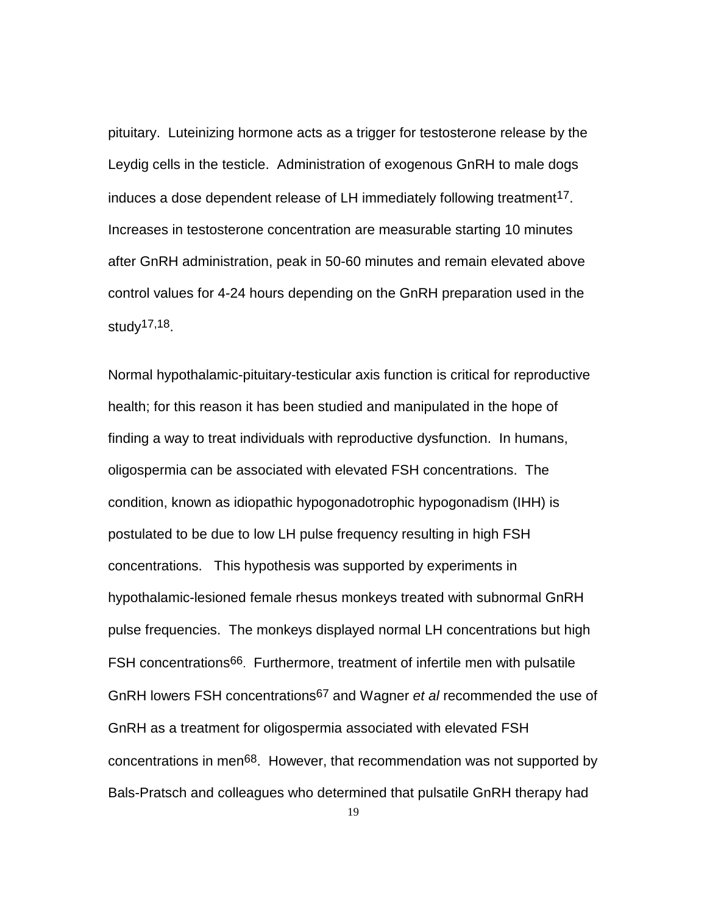pituitary. Luteinizing hormone acts as a trigger for testosterone release by the Leydig cells in the testicle. Administration of exogenous GnRH to male dogs induces a dose dependent release of LH immediately following treatment[17]. Increases in testosterone concentration are measurable starting 10 minutes after GnRH administration, peak in 50-60 minutes and remain elevated above control values for 4-24 hours depending on the GnRH preparation used in the study[17,18].

Normal hypothalamic-pituitary-testicular axis function is critical for reproductive health; for this reason it has been studied and manipulated in the hope of finding a way to treat individuals with reproductive dysfunction. In humans, oligospermia can be associated with elevated FSH concentrations. The condition, known as idiopathic hypogonadotrophic hypogonadism (IHH) is postulated to be due to low LH pulse frequency resulting in high FSH concentrations. This hypothesis was supported by experiments in hypothalamic-lesioned female rhesus monkeys treated with subnormal GnRH pulse frequencies. The monkeys displayed normal LH concentrations but high FSH concentrations[66]. Furthermore, treatment of infertile men with pulsatile GnRH lowers FSH concentrations[67] and Wagner *et al* recommended the use of GnRH as a treatment for oligospermia associated with elevated FSH concentrations in men[68]. However, that recommendation was not supported by Bals-Pratsch and colleagues who determined that pulsatile GnRH therapy had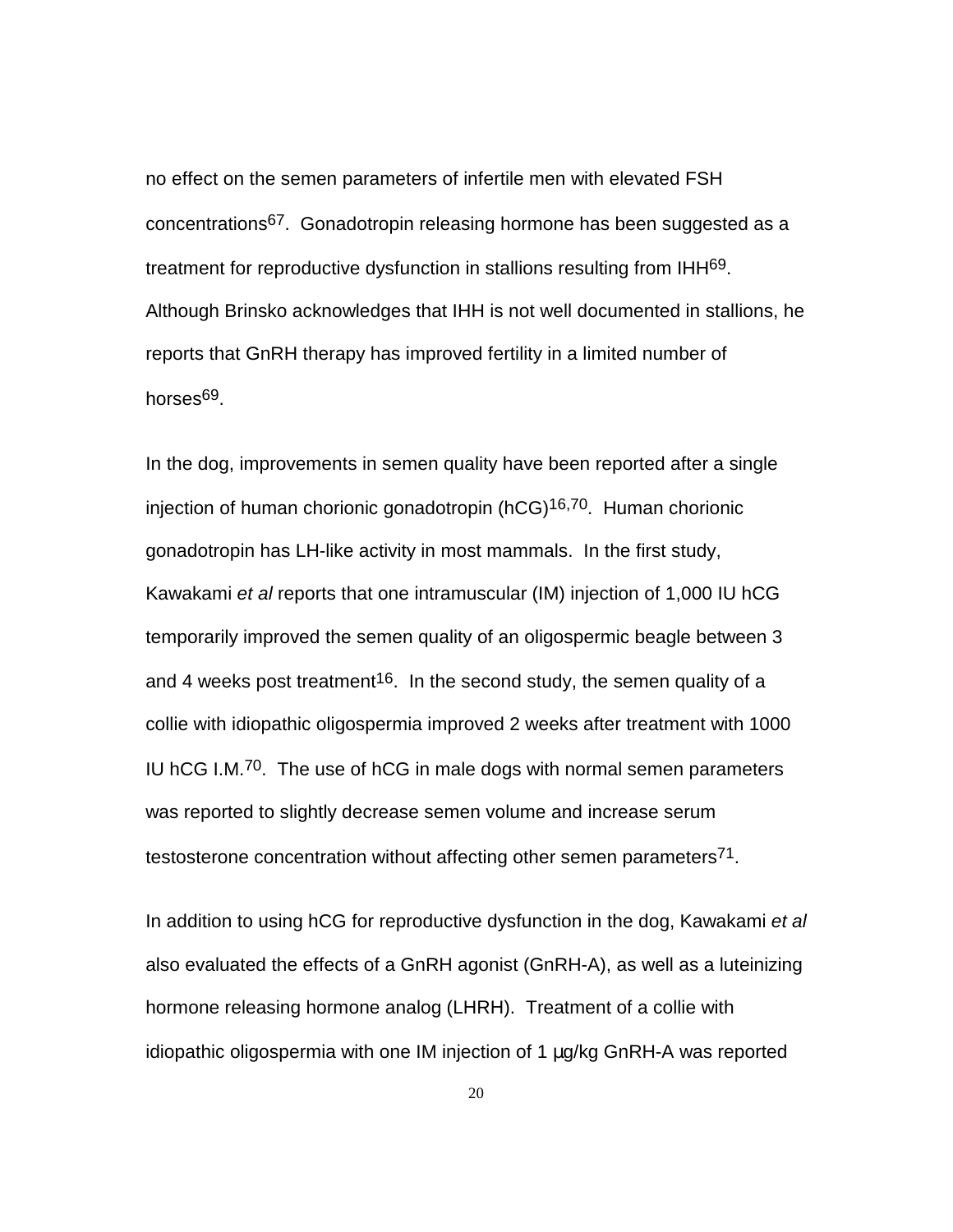no effect on the semen parameters of infertile men with elevated FSH concentrations[67]. Gonadotropin releasing hormone has been suggested as a treatment for reproductive dysfunction in stallions resulting from IHH[69]. Although Brinsko acknowledges that IHH is not well documented in stallions, he reports that GnRH therapy has improved fertility in a limited number of horses[69].

In the dog, improvements in semen quality have been reported after a single injection of human chorionic gonadotropin (hCG)[16,70]. Human chorionic gonadotropin has LH-like activity in most mammals. In the first study, Kawakami *et al* reports that one intramuscular (IM) injection of 1,000 IU hCG temporarily improved the semen quality of an oligospermic beagle between 3 and 4 weeks post treatment[16]. In the second study, the semen quality of a collie with idiopathic oligospermia improved 2 weeks after treatment with 1000 IU hCG I.M.[70]. The use of hCG in male dogs with normal semen parameters was reported to slightly decrease semen volume and increase serum testosterone concentration without affecting other semen parameters[71].

In addition to using hCG for reproductive dysfunction in the dog, Kawakami *et al* also evaluated the effects of a GnRH agonist (GnRH-A), as well as a luteinizing hormone releasing hormone analog (LHRH). Treatment of a collie with idiopathic oligospermia with one IM injection of 1 µg/kg GnRH-A was reported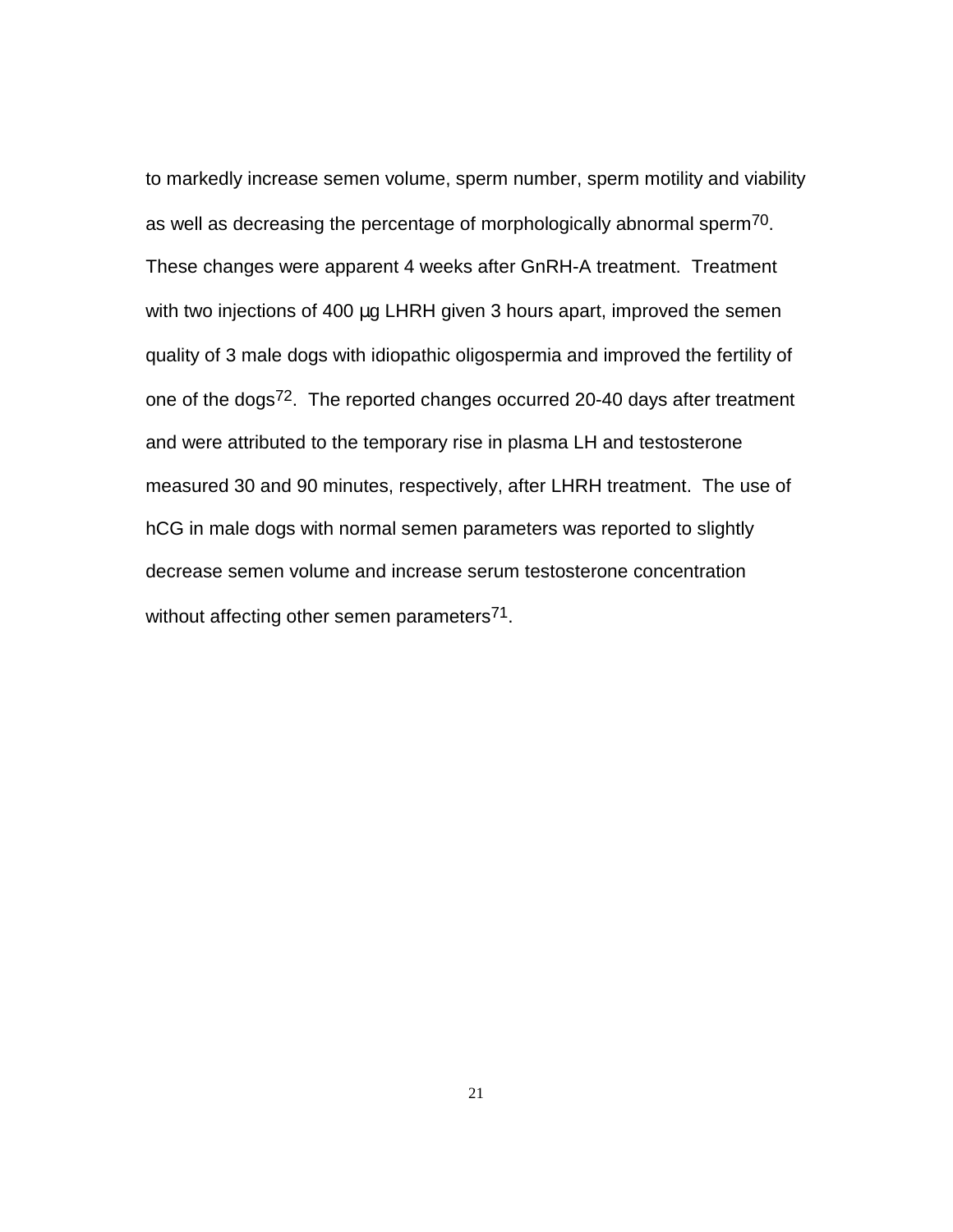to markedly increase semen volume, sperm number, sperm motility and viability as well as decreasing the percentage of morphologically abnormal sperm[70]. These changes were apparent 4 weeks after GnRH-A treatment. Treatment with two injections of 400 µg LHRH given 3 hours apart, improved the semen quality of 3 male dogs with idiopathic oligospermia and improved the fertility of one of the dogs[72]. The reported changes occurred 20-40 days after treatment and were attributed to the temporary rise in plasma LH and testosterone measured 30 and 90 minutes, respectively, after LHRH treatment. The use of hCG in male dogs with normal semen parameters was reported to slightly decrease semen volume and increase serum testosterone concentration without affecting other semen parameters[71].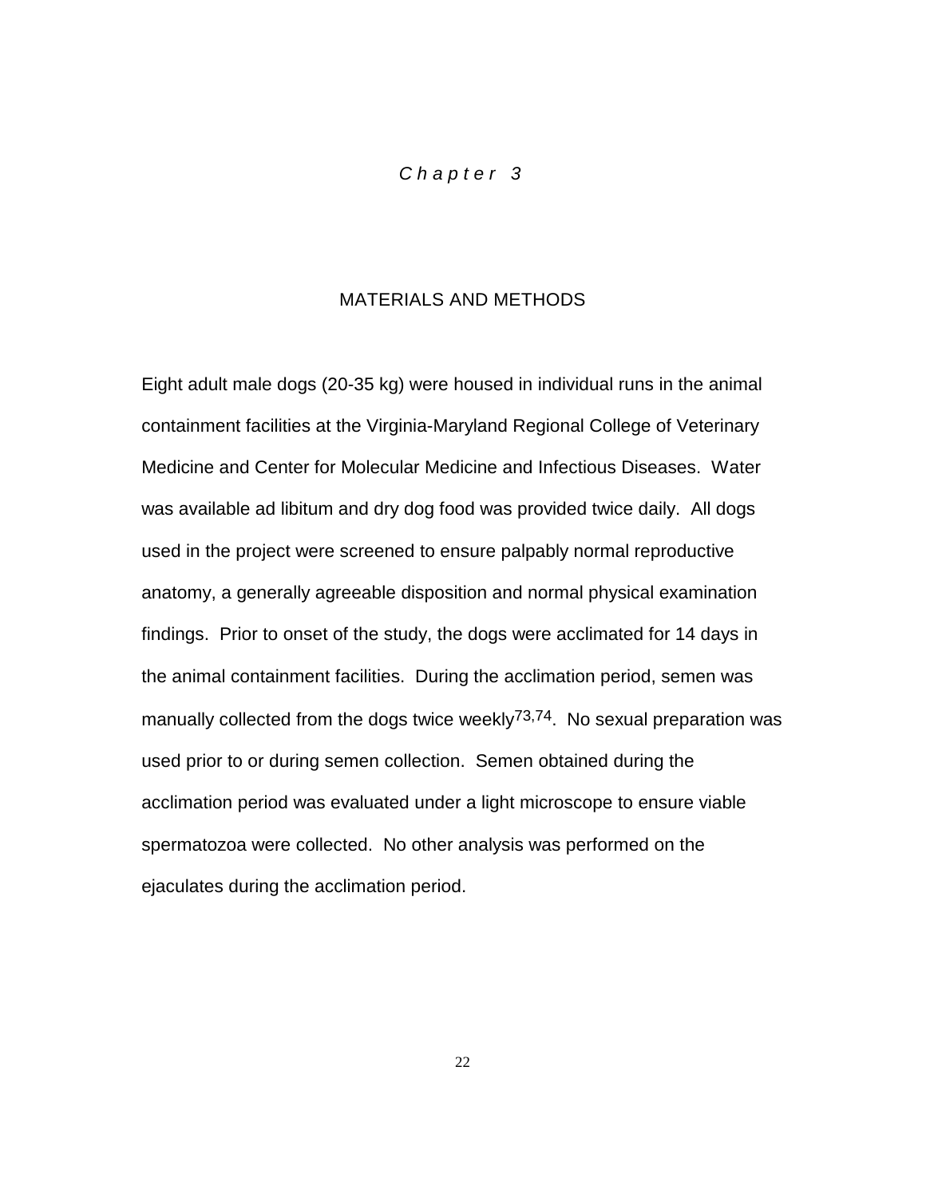# Chapter 3

## MATERIALS AND METHODS

Eight adult male dogs (20-35 kg) were housed in individual runs in the animal containment facilities at the Virginia-Maryland Regional College of Veterinary Medicine and Center for Molecular Medicine and Infectious Diseases. Water was available ad libitum and dry dog food was provided twice daily. All dogs used in the project were screened to ensure palpably normal reproductive anatomy, a generally agreeable disposition and normal physical examination findings. Prior to onset of the study, the dogs were acclimated for 14 days in the animal containment facilities. During the acclimation period, semen was manually collected from the dogs twice weekly[73,74]. No sexual preparation was used prior to or during semen collection. Semen obtained during the acclimation period was evaluated under a light microscope to ensure viable spermatozoa were collected. No other analysis was performed on the ejaculates during the acclimation period.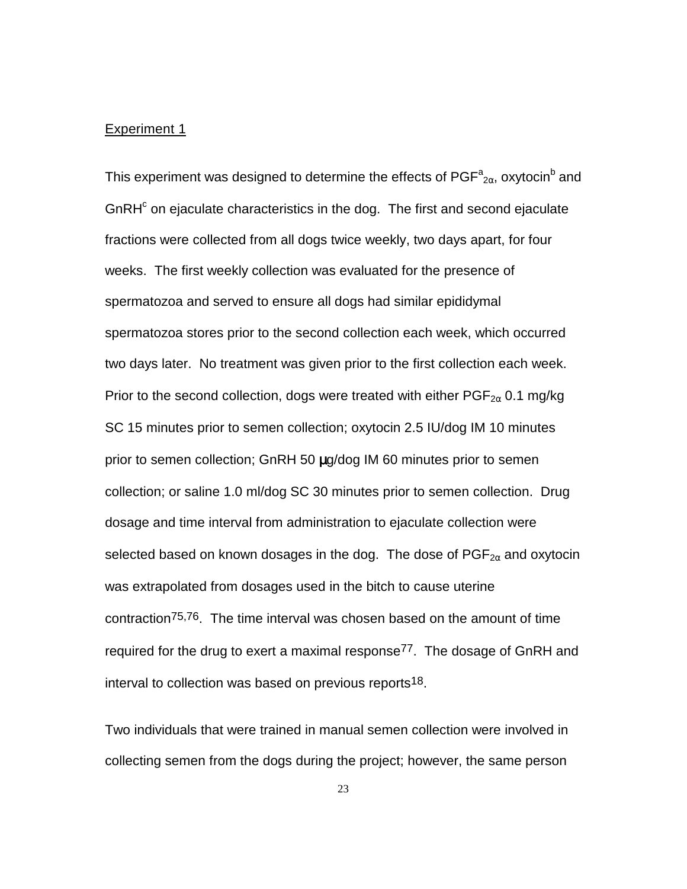Experiment 1

This experiment was designed to determine the effects of PGF[a]$_{2\alpha}$, oxytocin[b] and GnRH[c] on ejaculate characteristics in the dog. The first and second ejaculate fractions were collected from all dogs twice weekly, two days apart, for four weeks. The first weekly collection was evaluated for the presence of spermatozoa and served to ensure all dogs had similar epididymal spermatozoa stores prior to the second collection each week, which occurred two days later. No treatment was given prior to the first collection each week. Prior to the second collection, dogs were treated with either $PGF_{2\alpha}$ 0.1 mg/kg SC 15 minutes prior to semen collection; oxytocin 2.5 IU/dog IM 10 minutes prior to semen collection; GnRH 50 μg/dog IM 60 minutes prior to semen collection; or saline 1.0 ml/dog SC 30 minutes prior to semen collection. Drug dosage and time interval from administration to ejaculate collection were selected based on known dosages in the dog. The dose of $PGF_{2\alpha}$ and oxytocin was extrapolated from dosages used in the bitch to cause uterine contraction[75,76]. The time interval was chosen based on the amount of time required for the drug to exert a maximal response[77]. The dosage of GnRH and interval to collection was based on previous reports[18].

Two individuals that were trained in manual semen collection were involved in collecting semen from the dogs during the project; however, the same person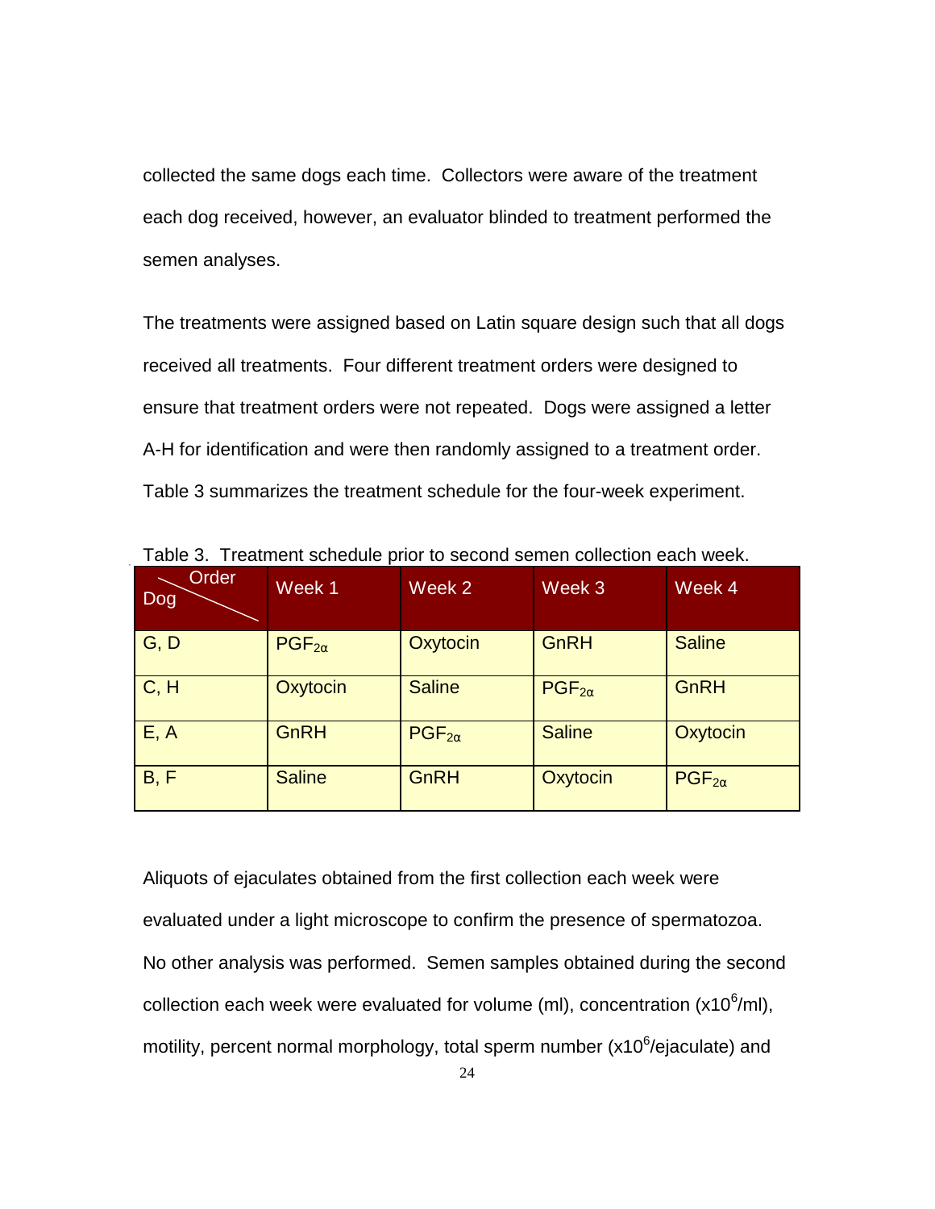collected the same dogs each time. Collectors were aware of the treatment each dog received, however, an evaluator blinded to treatment performed the semen analyses.

The treatments were assigned based on Latin square design such that all dogs received all treatments. Four different treatment orders were designed to ensure that treatment orders were not repeated. Dogs were assigned a letter A-H for identification and were then randomly assigned to a treatment order. Table 3 summarizes the treatment schedule for the four-week experiment.

Table 3. Treatment schedule prior to second semen collection each week.

| Dog \ Order | Week 1 | Week 2 | Week 3 | Week 4 |
|---|---|---|---|---|
| G, D | $PGF_{2\alpha}$ | Oxytocin | GnRH | Saline |
| C, H | Oxytocin | Saline | $PGF_{2\alpha}$ | GnRH |
| E, A | GnRH | $PGF_{2\alpha}$ | Saline | Oxytocin |
| B, F | Saline | GnRH | Oxytocin | $PGF_{2\alpha}$ |

Aliquots of ejaculates obtained from the first collection each week were evaluated under a light microscope to confirm the presence of spermatozoa. No other analysis was performed. Semen samples obtained during the second collection each week were evaluated for volume (ml), concentration ($x10^6$/ml), motility, percent normal morphology, total sperm number ($x10^6$/ejaculate) and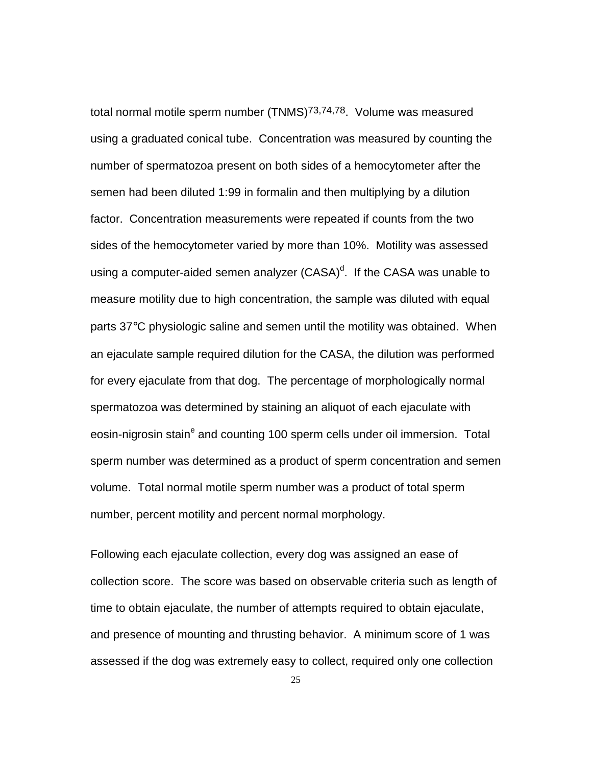total normal motile sperm number (TNMS)[73,74,78]. Volume was measured using a graduated conical tube. Concentration was measured by counting the number of spermatozoa present on both sides of a hemocytometer after the semen had been diluted 1:99 in formalin and then multiplying by a dilution factor. Concentration measurements were repeated if counts from the two sides of the hemocytometer varied by more than 10%. Motility was assessed using a computer-aided semen analyzer (CASA)[d]. If the CASA was unable to measure motility due to high concentration, the sample was diluted with equal parts 37°C physiologic saline and semen until the motility was obtained. When an ejaculate sample required dilution for the CASA, the dilution was performed for every ejaculate from that dog. The percentage of morphologically normal spermatozoa was determined by staining an aliquot of each ejaculate with eosin-nigrosin stain[e] and counting 100 sperm cells under oil immersion. Total sperm number was determined as a product of sperm concentration and semen volume. Total normal motile sperm number was a product of total sperm number, percent motility and percent normal morphology.

Following each ejaculate collection, every dog was assigned an ease of collection score. The score was based on observable criteria such as length of time to obtain ejaculate, the number of attempts required to obtain ejaculate, and presence of mounting and thrusting behavior. A minimum score of 1 was assessed if the dog was extremely easy to collect, required only one collection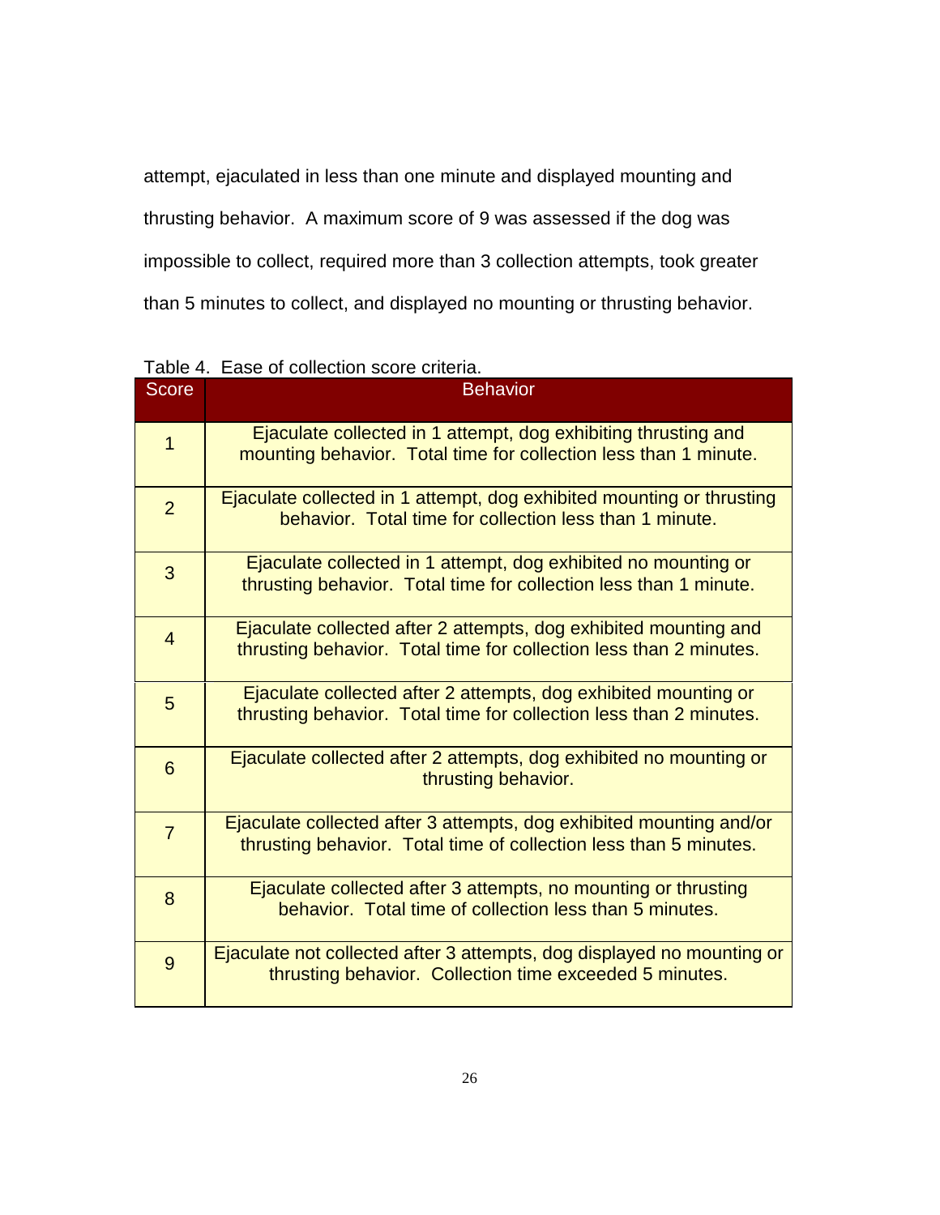attempt, ejaculated in less than one minute and displayed mounting and thrusting behavior. A maximum score of 9 was assessed if the dog was impossible to collect, required more than 3 collection attempts, took greater than 5 minutes to collect, and displayed no mounting or thrusting behavior.

Table 4. Ease of collection score criteria.

| Score | Behavior |
|---|---|
| 1 | Ejaculate collected in 1 attempt, dog exhibiting thrusting and mounting behavior. Total time for collection less than 1 minute. |
| 2 | Ejaculate collected in 1 attempt, dog exhibited mounting or thrusting behavior. Total time for collection less than 1 minute. |
| 3 | Ejaculate collected in 1 attempt, dog exhibited no mounting or thrusting behavior. Total time for collection less than 1 minute. |
| 4 | Ejaculate collected after 2 attempts, dog exhibited mounting and thrusting behavior. Total time for collection less than 2 minutes. |
| 5 | Ejaculate collected after 2 attempts, dog exhibited mounting or thrusting behavior. Total time for collection less than 2 minutes. |
| 6 | Ejaculate collected after 2 attempts, dog exhibited no mounting or thrusting behavior. |
| 7 | Ejaculate collected after 3 attempts, dog exhibited mounting and/or thrusting behavior. Total time of collection less than 5 minutes. |
| 8 | Ejaculate collected after 3 attempts, no mounting or thrusting behavior. Total time of collection less than 5 minutes. |
| 9 | Ejaculate not collected after 3 attempts, dog displayed no mounting or thrusting behavior. Collection time exceeded 5 minutes. |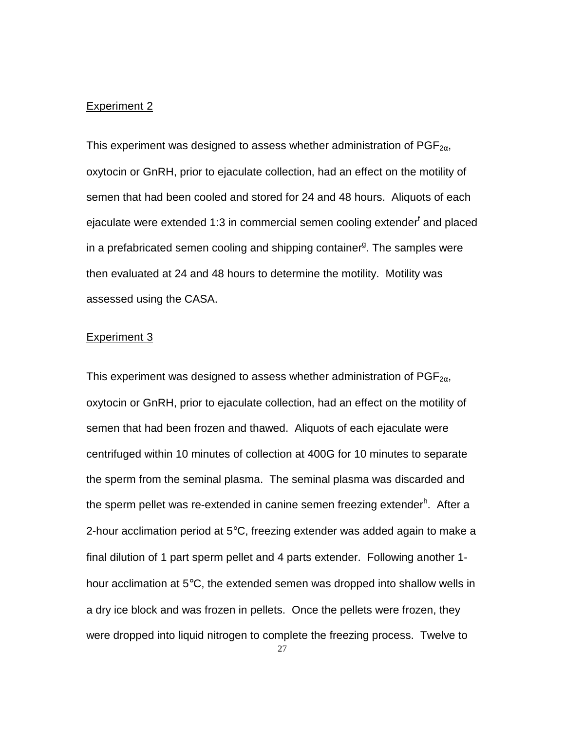## Experiment 2

This experiment was designed to assess whether administration of $PGF_{2\alpha}$, oxytocin or GnRH, prior to ejaculate collection, had an effect on the motility of semen that had been cooled and stored for 24 and 48 hours. Aliquots of each ejaculate were extended 1:3 in commercial semen cooling extender[f] and placed in a prefabricated semen cooling and shipping container[g]. The samples were then evaluated at 24 and 48 hours to determine the motility. Motility was assessed using the CASA.

## Experiment 3

This experiment was designed to assess whether administration of $PGF_{2\alpha}$, oxytocin or GnRH, prior to ejaculate collection, had an effect on the motility of semen that had been frozen and thawed. Aliquots of each ejaculate were centrifuged within 10 minutes of collection at 400G for 10 minutes to separate the sperm from the seminal plasma. The seminal plasma was discarded and the sperm pellet was re-extended in canine semen freezing extender[h]. After a 2-hour acclimation period at 5°C, freezing extender was added again to make a final dilution of 1 part sperm pellet and 4 parts extender. Following another 1-hour acclimation at 5°C, the extended semen was dropped into shallow wells in a dry ice block and was frozen in pellets. Once the pellets were frozen, they were dropped into liquid nitrogen to complete the freezing process. Twelve to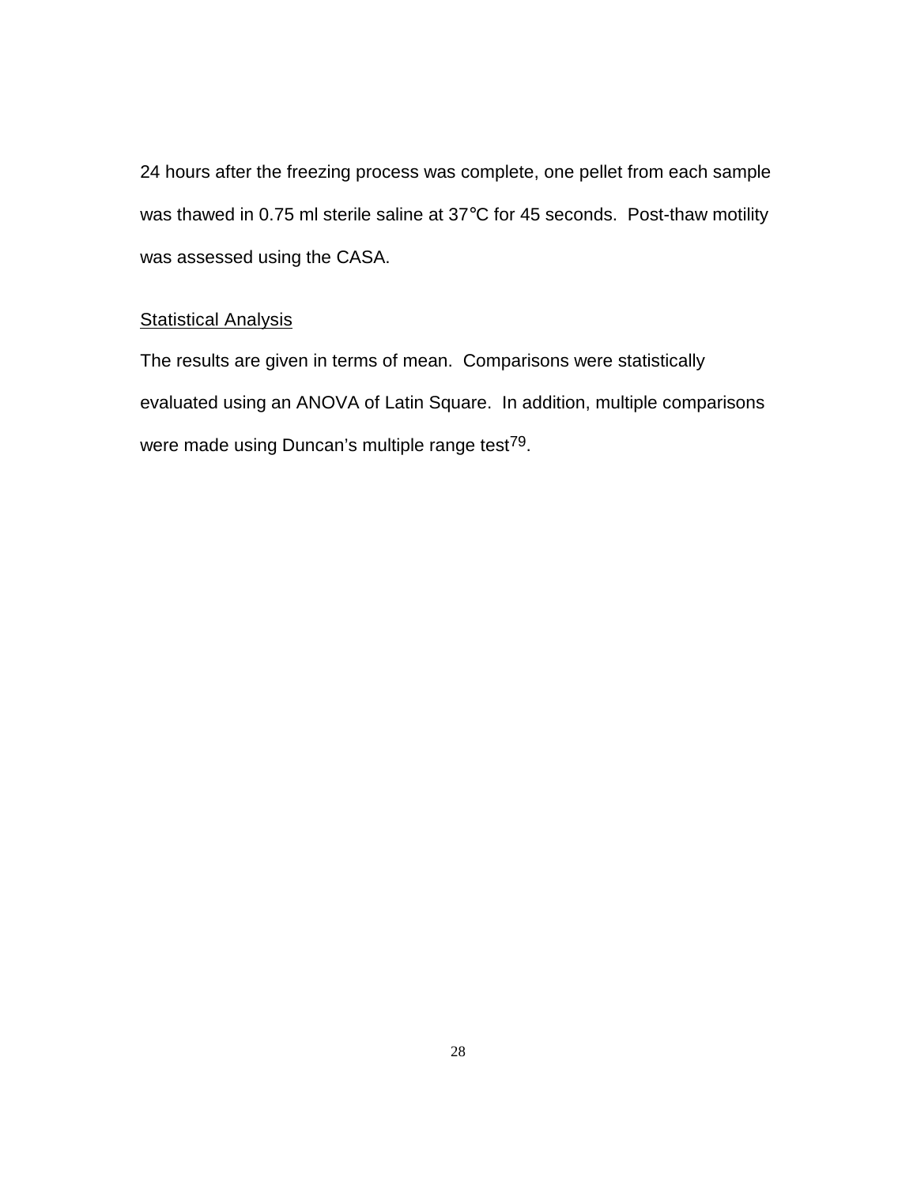24 hours after the freezing process was complete, one pellet from each sample was thawed in 0.75 ml sterile saline at 37°C for 45 seconds. Post-thaw motility was assessed using the CASA.

## Statistical Analysis

The results are given in terms of mean. Comparisons were statistically evaluated using an ANOVA of Latin Square. In addition, multiple comparisons were made using Duncan's multiple range test[79].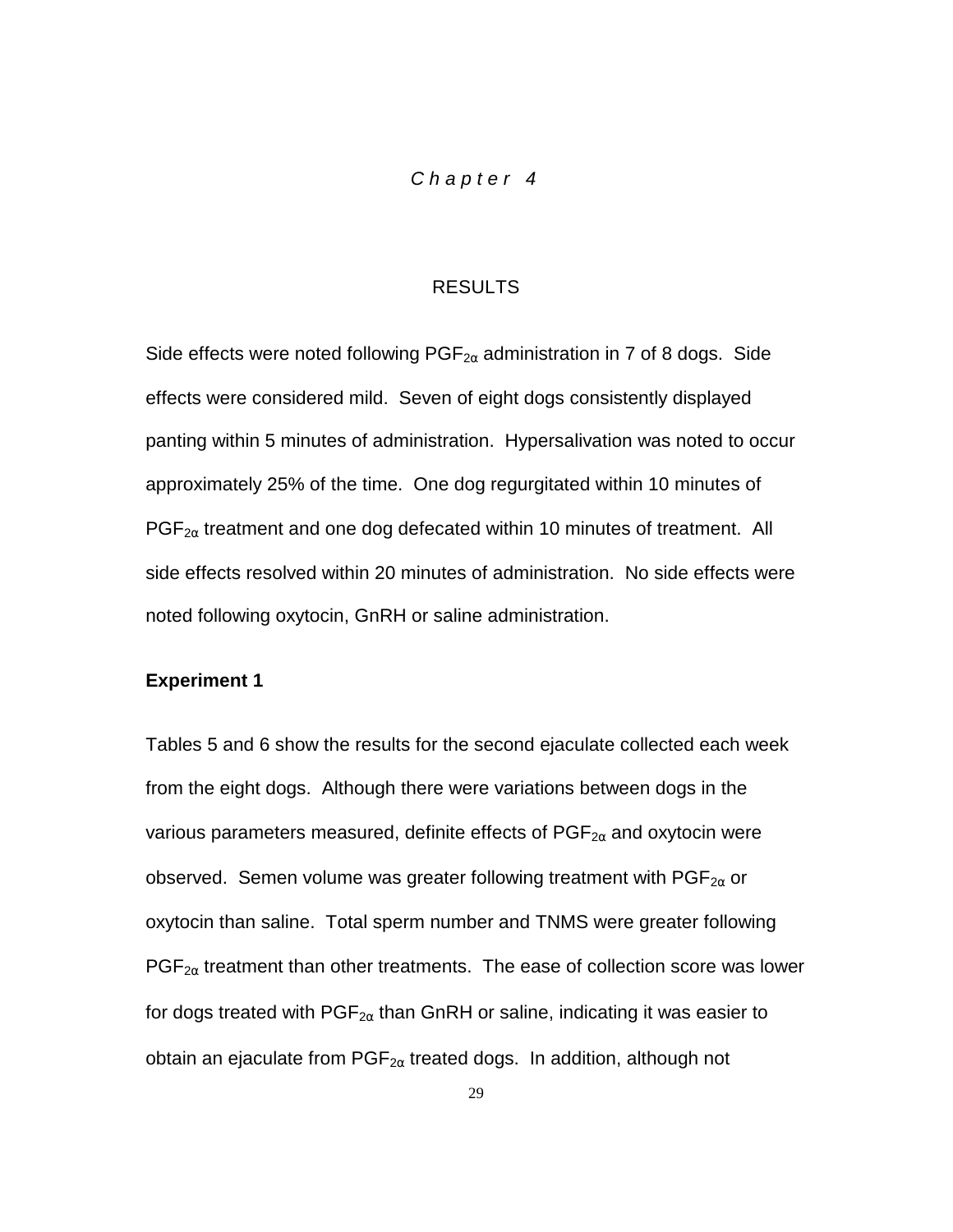*Chapter 4*

# RESULTS

Side effects were noted following $PGF_{2\alpha}$ administration in 7 of 8 dogs. Side effects were considered mild. Seven of eight dogs consistently displayed panting within 5 minutes of administration. Hypersalivation was noted to occur approximately 25% of the time. One dog regurgitated within 10 minutes of $PGF_{2\alpha}$ treatment and one dog defecated within 10 minutes of treatment. All side effects resolved within 20 minutes of administration. No side effects were noted following oxytocin, GnRH or saline administration.

**Experiment 1**

Tables 5 and 6 show the results for the second ejaculate collected each week from the eight dogs. Although there were variations between dogs in the various parameters measured, definite effects of $PGF_{2\alpha}$ and oxytocin were observed. Semen volume was greater following treatment with $PGF_{2\alpha}$ or oxytocin than saline. Total sperm number and TNMS were greater following $PGF_{2\alpha}$ treatment than other treatments. The ease of collection score was lower for dogs treated with $PGF_{2\alpha}$ than GnRH or saline, indicating it was easier to obtain an ejaculate from $PGF_{2\alpha}$ treated dogs. In addition, although not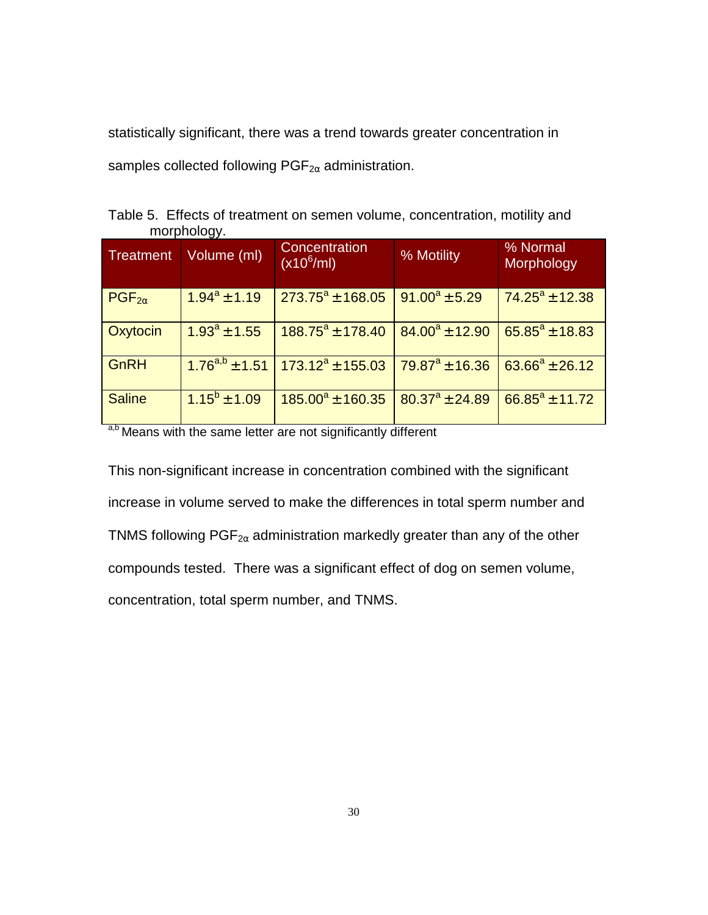statistically significant, there was a trend towards greater concentration in samples collected following $PGF_{2\alpha}$ administration.

Table 5. Effects of treatment on semen volume, concentration, motility and morphology.

| Treatment | Volume (ml) | Concentration ($x10^6$/ml) | % Motility | % Normal Morphology |
|---|---|---|---|---|
| $PGF_{2\alpha}$ | $1.94^a \pm 1.19$ | $273.75^a \pm 168.05$ | $91.00^a \pm 5.29$ | $74.25^a \pm 12.38$ |
| Oxytocin | $1.93^a \pm 1.55$ | $188.75^a \pm 178.40$ | $84.00^a \pm 12.90$ | $65.85^a \pm 18.83$ |
| GnRH | $1.76^{a,b} \pm 1.51$ | $173.12^a \pm 155.03$ | $79.87^a \pm 16.36$ | $63.66^a \pm 26.12$ |
| Saline | $1.15^b \pm 1.09$ | $185.00^a \pm 160.35$ | $80.37^a \pm 24.89$ | $66.85^a \pm 11.72$ |

[a,b] Means with the same letter are not significantly different

This non-significant increase in concentration combined with the significant increase in volume served to make the differences in total sperm number and TNMS following $PGF_{2\alpha}$ administration markedly greater than any of the other compounds tested. There was a significant effect of dog on semen volume, concentration, total sperm number, and TNMS.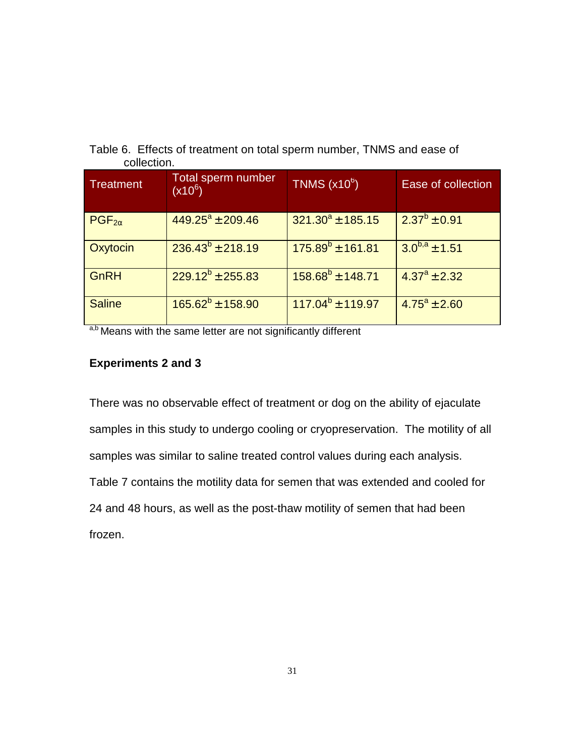Table 6. Effects of treatment on total sperm number, TNMS and ease of collection.

| Treatment | Total sperm number ($x10^6$) | TNMS ($x10^6$) | Ease of collection |
|---|---|---|---|
| $PGF_{2\alpha}$ | $449.25^a \pm 209.46$ | $321.30^a \pm 185.15$ | $2.37^b \pm 0.91$ |
| Oxytocin | $236.43^b \pm 218.19$ | $175.89^b \pm 161.81$ | $3.0^{b,a} \pm 1.51$ |
| GnRH | $229.12^b \pm 255.83$ | $158.68^b \pm 148.71$ | $4.37^a \pm 2.32$ |
| Saline | $165.62^b \pm 158.90$ | $117.04^b \pm 119.97$ | $4.75^a \pm 2.60$ |

[a,b] Means with the same letter are not significantly different

**Experiments 2 and 3**

There was no observable effect of treatment or dog on the ability of ejaculate samples in this study to undergo cooling or cryopreservation. The motility of all samples was similar to saline treated control values during each analysis. Table 7 contains the motility data for semen that was extended and cooled for 24 and 48 hours, as well as the post-thaw motility of semen that had been frozen.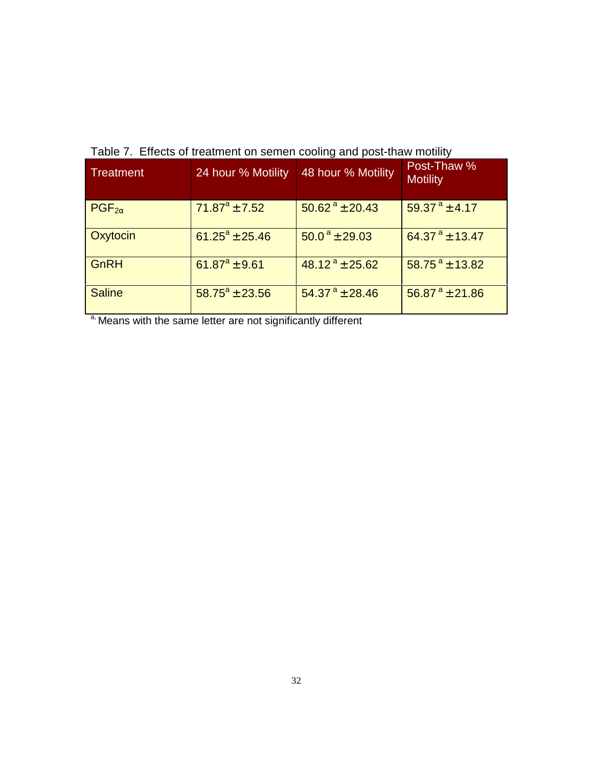Table 7. Effects of treatment on semen cooling and post-thaw motility

| Treatment | 24 hour % Motility | 48 hour % Motility | Post-Thaw % Motility |
|---|---|---|---|
| $PGF_{2\alpha}$ | $71.87^{a} \pm 7.52$ | $50.62^{a} \pm 20.43$ | $59.37^{a} \pm 4.17$ |
| Oxytocin | $61.25^{a} \pm 25.46$ | $50.0^{a} \pm 29.03$ | $64.37^{a} \pm 13.47$ |
| GnRH | $61.87^{a} \pm 9.61$ | $48.12^{a} \pm 25.62$ | $58.75^{a} \pm 13.82$ |
| Saline | $58.75^{a} \pm 23.56$ | $54.37^{a} \pm 28.46$ | $56.87^{a} \pm 21.86$ |

[a,] Means with the same letter are not significantly different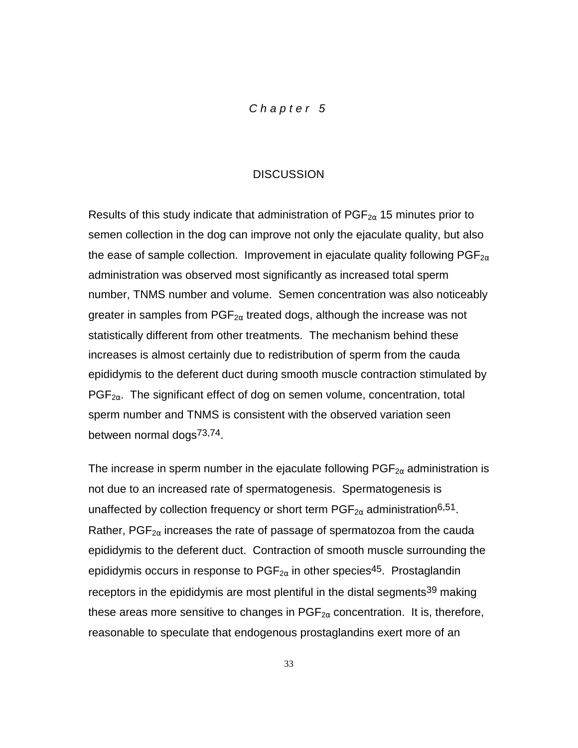# Chapter 5

## DISCUSSION

Results of this study indicate that administration of $PGF_{2\alpha}$ 15 minutes prior to semen collection in the dog can improve not only the ejaculate quality, but also the ease of sample collection. Improvement in ejaculate quality following $PGF_{2\alpha}$ administration was observed most significantly as increased total sperm number, TNMS number and volume. Semen concentration was also noticeably greater in samples from $PGF_{2\alpha}$ treated dogs, although the increase was not statistically different from other treatments. The mechanism behind these increases is almost certainly due to redistribution of sperm from the cauda epididymis to the deferent duct during smooth muscle contraction stimulated by $PGF_{2\alpha}$. The significant effect of dog on semen volume, concentration, total sperm number and TNMS is consistent with the observed variation seen between normal dogs[73,74].

The increase in sperm number in the ejaculate following $PGF_{2\alpha}$ administration is not due to an increased rate of spermatogenesis. Spermatogenesis is unaffected by collection frequency or short term $PGF_{2\alpha}$ administration[6,51]. Rather, $PGF_{2\alpha}$ increases the rate of passage of spermatozoa from the cauda epididymis to the deferent duct. Contraction of smooth muscle surrounding the epididymis occurs in response to $PGF_{2\alpha}$ in other species[45]. Prostaglandin receptors in the epididymis are most plentiful in the distal segments[39] making these areas more sensitive to changes in $PGF_{2\alpha}$ concentration. It is, therefore, reasonable to speculate that endogenous prostaglandins exert more of an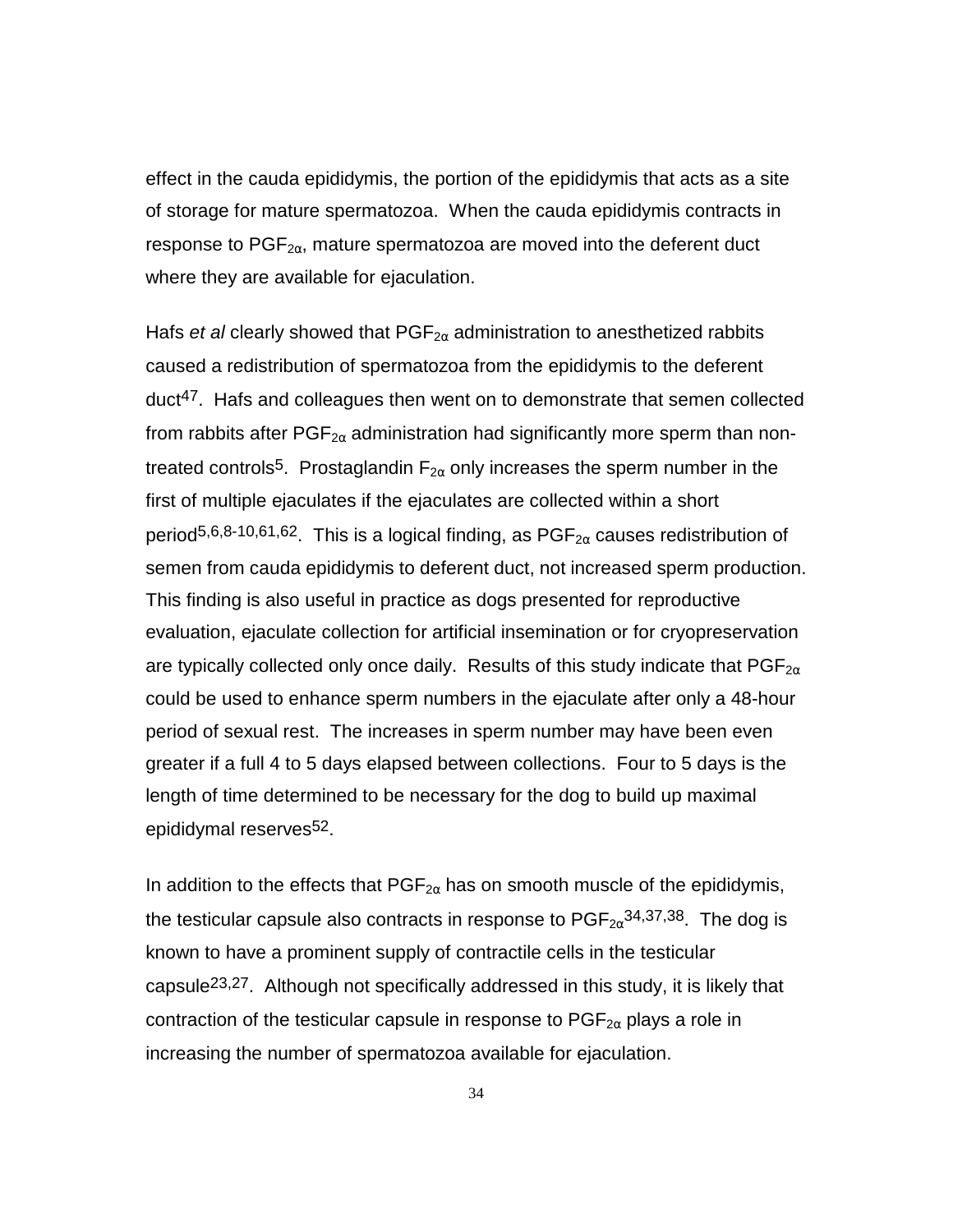effect in the cauda epididymis, the portion of the epididymis that acts as a site of storage for mature spermatozoa. When the cauda epididymis contracts in response to $PGF_{2\alpha}$, mature spermatozoa are moved into the deferent duct where they are available for ejaculation.

Hafs *et al* clearly showed that $PGF_{2\alpha}$ administration to anesthetized rabbits caused a redistribution of spermatozoa from the epididymis to the deferent duct[47]. Hafs and colleagues then went on to demonstrate that semen collected from rabbits after $PGF_{2\alpha}$ administration had significantly more sperm than non-treated controls[5]. Prostaglandin $F_{2\alpha}$ only increases the sperm number in the first of multiple ejaculates if the ejaculates are collected within a short period[5,6,8-10,61,62]. This is a logical finding, as $PGF_{2\alpha}$ causes redistribution of semen from cauda epididymis to deferent duct, not increased sperm production. This finding is also useful in practice as dogs presented for reproductive evaluation, ejaculate collection for artificial insemination or for cryopreservation are typically collected only once daily. Results of this study indicate that $PGF_{2\alpha}$ could be used to enhance sperm numbers in the ejaculate after only a 48-hour period of sexual rest. The increases in sperm number may have been even greater if a full 4 to 5 days elapsed between collections. Four to 5 days is the length of time determined to be necessary for the dog to build up maximal epididymal reserves[52].

In addition to the effects that $PGF_{2\alpha}$ has on smooth muscle of the epididymis, the testicular capsule also contracts in response to $PGF_{2\alpha}$[34,37,38]. The dog is known to have a prominent supply of contractile cells in the testicular capsule[23,27]. Although not specifically addressed in this study, it is likely that contraction of the testicular capsule in response to $PGF_{2\alpha}$ plays a role in increasing the number of spermatozoa available for ejaculation.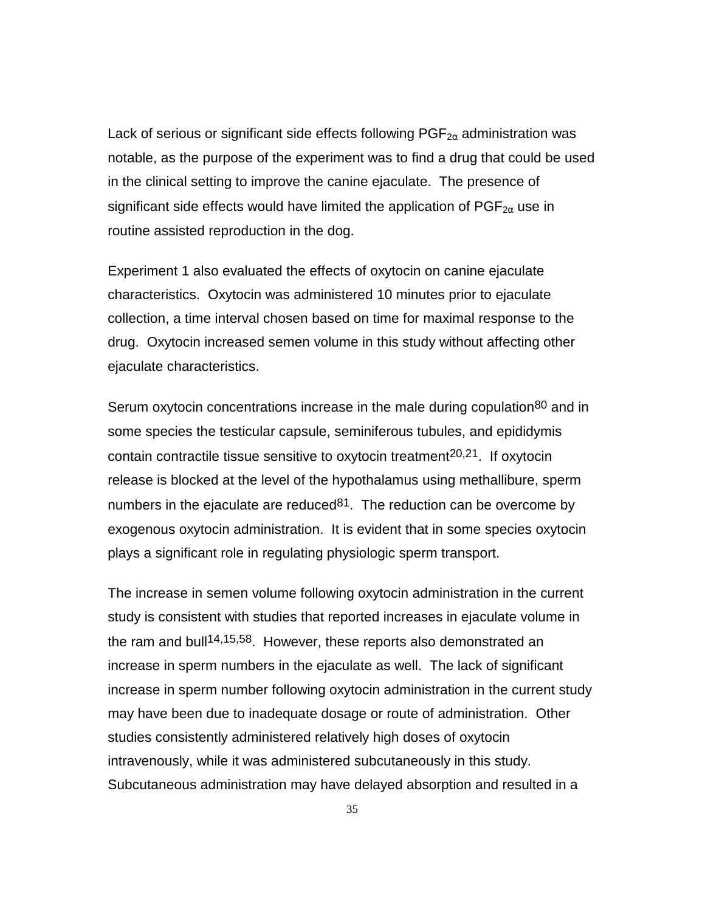Lack of serious or significant side effects following $PGF_{2\alpha}$ administration was notable, as the purpose of the experiment was to find a drug that could be used in the clinical setting to improve the canine ejaculate. The presence of significant side effects would have limited the application of $PGF_{2\alpha}$ use in routine assisted reproduction in the dog.

Experiment 1 also evaluated the effects of oxytocin on canine ejaculate characteristics. Oxytocin was administered 10 minutes prior to ejaculate collection, a time interval chosen based on time for maximal response to the drug. Oxytocin increased semen volume in this study without affecting other ejaculate characteristics.

Serum oxytocin concentrations increase in the male during copulation[80] and in some species the testicular capsule, seminiferous tubules, and epididymis contain contractile tissue sensitive to oxytocin treatment[20,21]. If oxytocin release is blocked at the level of the hypothalamus using methallibure, sperm numbers in the ejaculate are reduced[81]. The reduction can be overcome by exogenous oxytocin administration. It is evident that in some species oxytocin plays a significant role in regulating physiologic sperm transport.

The increase in semen volume following oxytocin administration in the current study is consistent with studies that reported increases in ejaculate volume in the ram and bull[14,15,58]. However, these reports also demonstrated an increase in sperm numbers in the ejaculate as well. The lack of significant increase in sperm number following oxytocin administration in the current study may have been due to inadequate dosage or route of administration. Other studies consistently administered relatively high doses of oxytocin intravenously, while it was administered subcutaneously in this study. Subcutaneous administration may have delayed absorption and resulted in a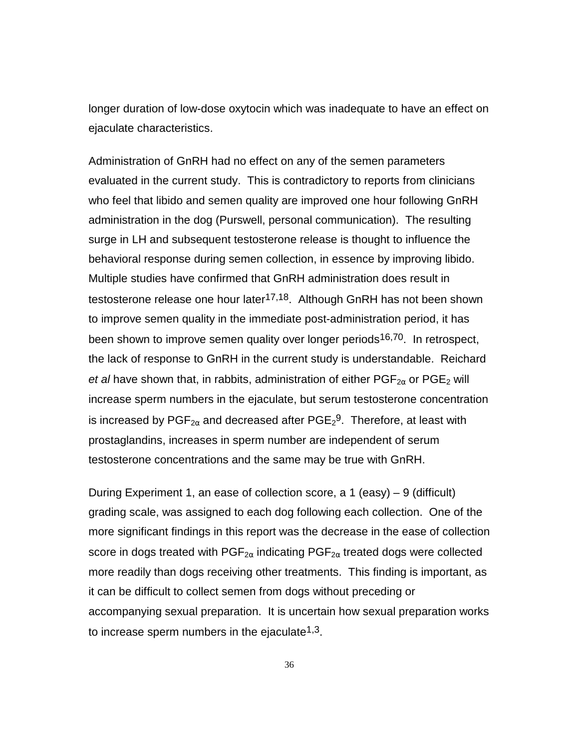longer duration of low-dose oxytocin which was inadequate to have an effect on ejaculate characteristics.

Administration of GnRH had no effect on any of the semen parameters evaluated in the current study. This is contradictory to reports from clinicians who feel that libido and semen quality are improved one hour following GnRH administration in the dog (Purswell, personal communication). The resulting surge in LH and subsequent testosterone release is thought to influence the behavioral response during semen collection, in essence by improving libido. Multiple studies have confirmed that GnRH administration does result in testosterone release one hour later[17,18]. Although GnRH has not been shown to improve semen quality in the immediate post-administration period, it has been shown to improve semen quality over longer periods[16,70]. In retrospect, the lack of response to GnRH in the current study is understandable. Reichard *et al* have shown that, in rabbits, administration of either $PGF_{2\alpha}$ or $PGE_2$ will increase sperm numbers in the ejaculate, but serum testosterone concentration is increased by $PGF_{2\alpha}$ and decreased after $PGE_2$[9]. Therefore, at least with prostaglandins, increases in sperm number are independent of serum testosterone concentrations and the same may be true with GnRH.

During Experiment 1, an ease of collection score, a 1 (easy) – 9 (difficult) grading scale, was assigned to each dog following each collection. One of the more significant findings in this report was the decrease in the ease of collection score in dogs treated with $PGF_{2\alpha}$ indicating $PGF_{2\alpha}$ treated dogs were collected more readily than dogs receiving other treatments. This finding is important, as it can be difficult to collect semen from dogs without preceding or accompanying sexual preparation. It is uncertain how sexual preparation works to increase sperm numbers in the ejaculate[1,3].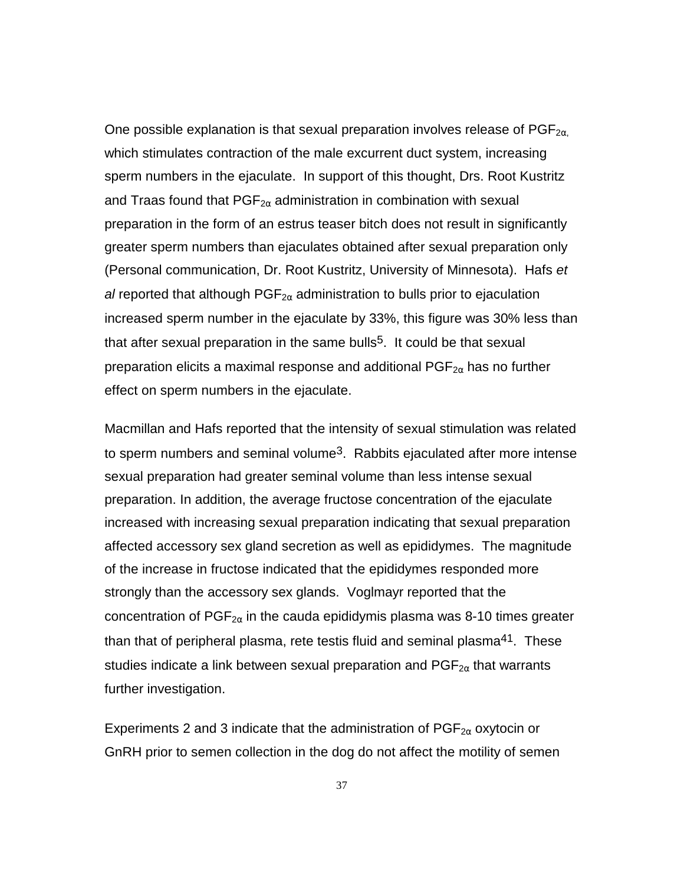One possible explanation is that sexual preparation involves release of $PGF_{2\alpha}$, which stimulates contraction of the male excurrent duct system, increasing sperm numbers in the ejaculate. In support of this thought, Drs. Root Kustritz and Traas found that $PGF_{2\alpha}$ administration in combination with sexual preparation in the form of an estrus teaser bitch does not result in significantly greater sperm numbers than ejaculates obtained after sexual preparation only (Personal communication, Dr. Root Kustritz, University of Minnesota). Hafs *et al* reported that although $PGF_{2\alpha}$ administration to bulls prior to ejaculation increased sperm number in the ejaculate by 33%, this figure was 30% less than that after sexual preparation in the same bulls[5]. It could be that sexual preparation elicits a maximal response and additional $PGF_{2\alpha}$ has no further effect on sperm numbers in the ejaculate.

Macmillan and Hafs reported that the intensity of sexual stimulation was related to sperm numbers and seminal volume[3]. Rabbits ejaculated after more intense sexual preparation had greater seminal volume than less intense sexual preparation. In addition, the average fructose concentration of the ejaculate increased with increasing sexual preparation indicating that sexual preparation affected accessory sex gland secretion as well as epididymes. The magnitude of the increase in fructose indicated that the epididymes responded more strongly than the accessory sex glands. Voglmayr reported that the concentration of $PGF_{2\alpha}$ in the cauda epididymis plasma was 8-10 times greater than that of peripheral plasma, rete testis fluid and seminal plasma[41]. These studies indicate a link between sexual preparation and $PGF_{2\alpha}$ that warrants further investigation.

Experiments 2 and 3 indicate that the administration of $PGF_{2\alpha}$ oxytocin or GnRH prior to semen collection in the dog do not affect the motility of semen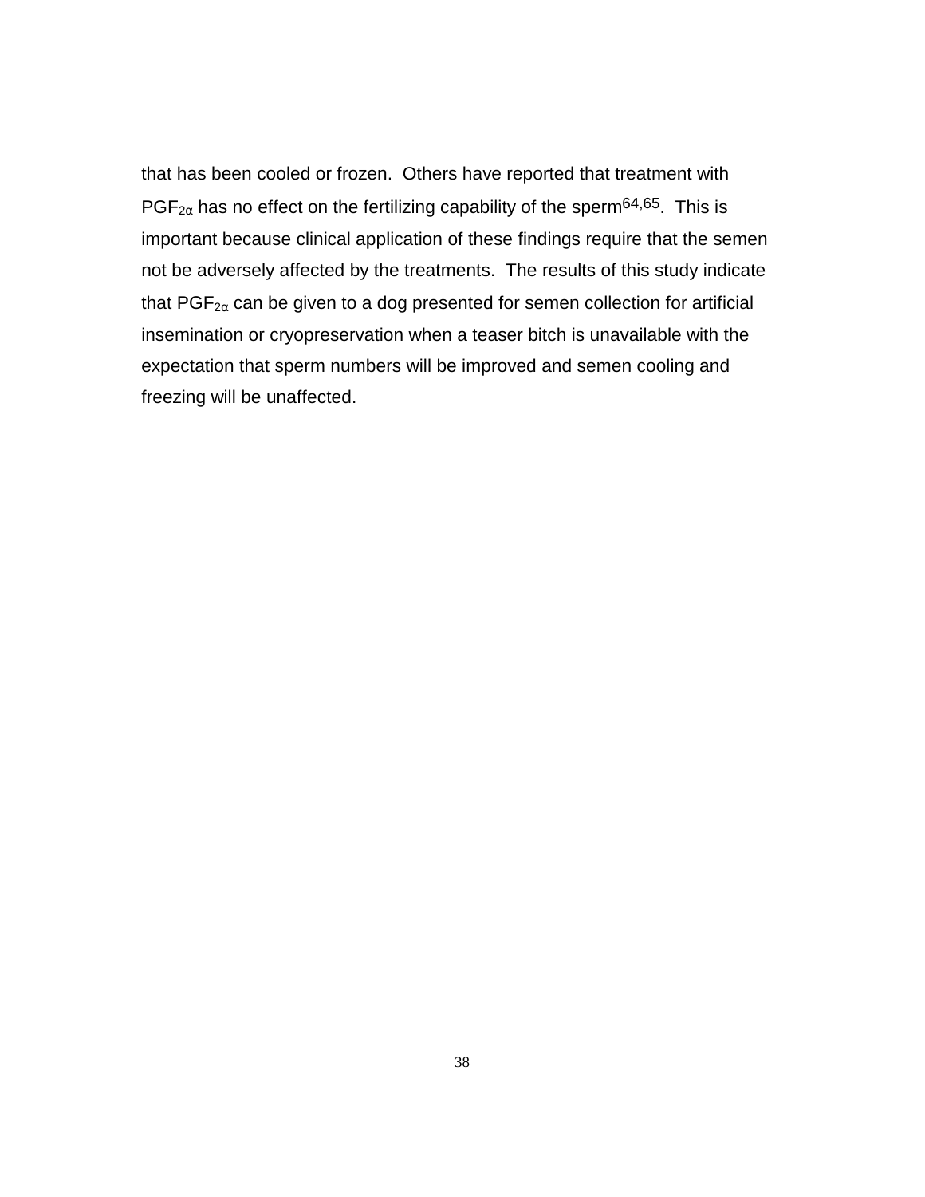that has been cooled or frozen. Others have reported that treatment with $PGF_{2\alpha}$ has no effect on the fertilizing capability of the sperm[64,65]. This is important because clinical application of these findings require that the semen not be adversely affected by the treatments. The results of this study indicate that $PGF_{2\alpha}$ can be given to a dog presented for semen collection for artificial insemination or cryopreservation when a teaser bitch is unavailable with the expectation that sperm numbers will be improved and semen cooling and freezing will be unaffected.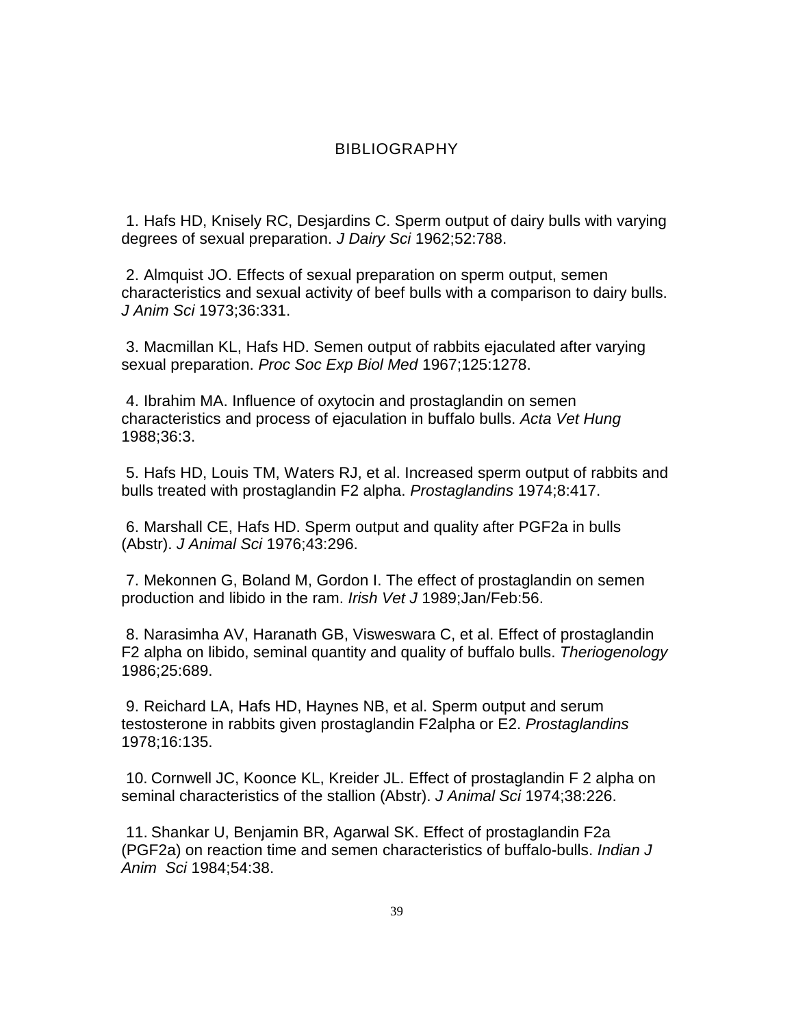# BIBLIOGRAPHY

1. Hafs HD, Knisely RC, Desjardins C. Sperm output of dairy bulls with varying degrees of sexual preparation. *J Dairy Sci* 1962;52:788.

2. Almquist JO. Effects of sexual preparation on sperm output, semen characteristics and sexual activity of beef bulls with a comparison to dairy bulls. *J Anim Sci* 1973;36:331.

3. Macmillan KL, Hafs HD. Semen output of rabbits ejaculated after varying sexual preparation. *Proc Soc Exp Biol Med* 1967;125:1278.

4. Ibrahim MA. Influence of oxytocin and prostaglandin on semen characteristics and process of ejaculation in buffalo bulls. *Acta Vet Hung* 1988;36:3.

5. Hafs HD, Louis TM, Waters RJ, et al. Increased sperm output of rabbits and bulls treated with prostaglandin F2 alpha. *Prostaglandins* 1974;8:417.

6. Marshall CE, Hafs HD. Sperm output and quality after PGF2a in bulls (Abstr). *J Animal Sci* 1976;43:296.

7. Mekonnen G, Boland M, Gordon I. The effect of prostaglandin on semen production and libido in the ram. *Irish Vet J* 1989;Jan/Feb:56.

8. Narasimha AV, Haranath GB, Visweswara C, et al. Effect of prostaglandin F2 alpha on libido, seminal quantity and quality of buffalo bulls. *Theriogenology* 1986;25:689.

9. Reichard LA, Hafs HD, Haynes NB, et al. Sperm output and serum testosterone in rabbits given prostaglandin F2alpha or E2. *Prostaglandins* 1978;16:135.

10. Cornwell JC, Koonce KL, Kreider JL. Effect of prostaglandin F 2 alpha on seminal characteristics of the stallion (Abstr). *J Animal Sci* 1974;38:226.

11. Shankar U, Benjamin BR, Agarwal SK. Effect of prostaglandin F2a (PGF2a) on reaction time and semen characteristics of buffalo-bulls. *Indian J Anim Sci* 1984;54:38.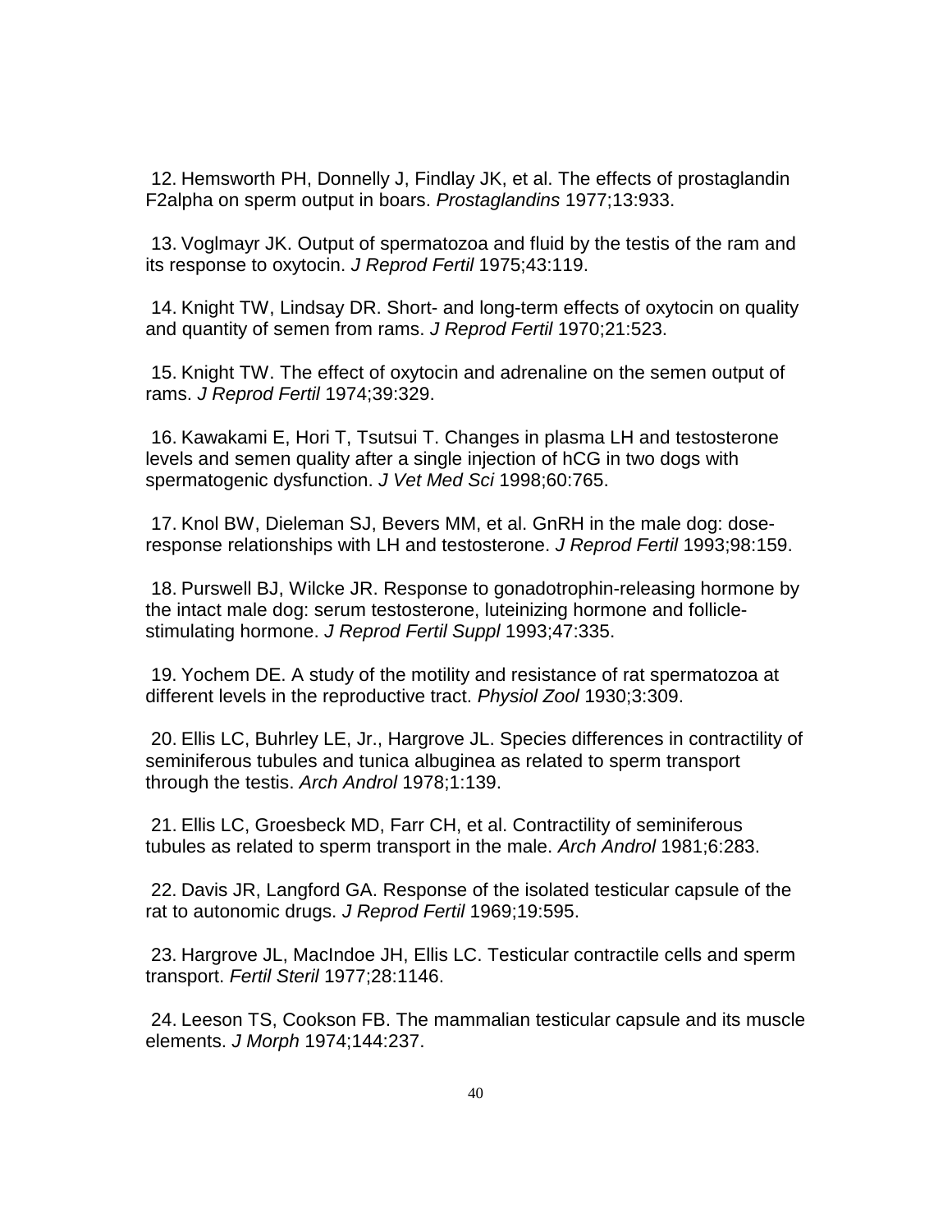12. Hemsworth PH, Donnelly J, Findlay JK, et al. The effects of prostaglandin F2alpha on sperm output in boars. *Prostaglandins* 1977;13:933.

13. Voglmayr JK. Output of spermatozoa and fluid by the testis of the ram and its response to oxytocin. *J Reprod Fertil* 1975;43:119.

14. Knight TW, Lindsay DR. Short- and long-term effects of oxytocin on quality and quantity of semen from rams. *J Reprod Fertil* 1970;21:523.

15. Knight TW. The effect of oxytocin and adrenaline on the semen output of rams. *J Reprod Fertil* 1974;39:329.

16. Kawakami E, Hori T, Tsutsui T. Changes in plasma LH and testosterone levels and semen quality after a single injection of hCG in two dogs with spermatogenic dysfunction. *J Vet Med Sci* 1998;60:765.

17. Knol BW, Dieleman SJ, Bevers MM, et al. GnRH in the male dog: dose-response relationships with LH and testosterone. *J Reprod Fertil* 1993;98:159.

18. Purswell BJ, Wilcke JR. Response to gonadotrophin-releasing hormone by the intact male dog: serum testosterone, luteinizing hormone and follicle-stimulating hormone. *J Reprod Fertil Suppl* 1993;47:335.

19. Yochem DE. A study of the motility and resistance of rat spermatozoa at different levels in the reproductive tract. *Physiol Zool* 1930;3:309.

20. Ellis LC, Buhrley LE, Jr., Hargrove JL. Species differences in contractility of seminiferous tubules and tunica albuginea as related to sperm transport through the testis. *Arch Androl* 1978;1:139.

21. Ellis LC, Groesbeck MD, Farr CH, et al. Contractility of seminiferous tubules as related to sperm transport in the male. *Arch Androl* 1981;6:283.

22. Davis JR, Langford GA. Response of the isolated testicular capsule of the rat to autonomic drugs. *J Reprod Fertil* 1969;19:595.

23. Hargrove JL, MacIndoe JH, Ellis LC. Testicular contractile cells and sperm transport. *Fertil Steril* 1977;28:1146.

24. Leeson TS, Cookson FB. The mammalian testicular capsule and its muscle elements. *J Morph* 1974;144:237.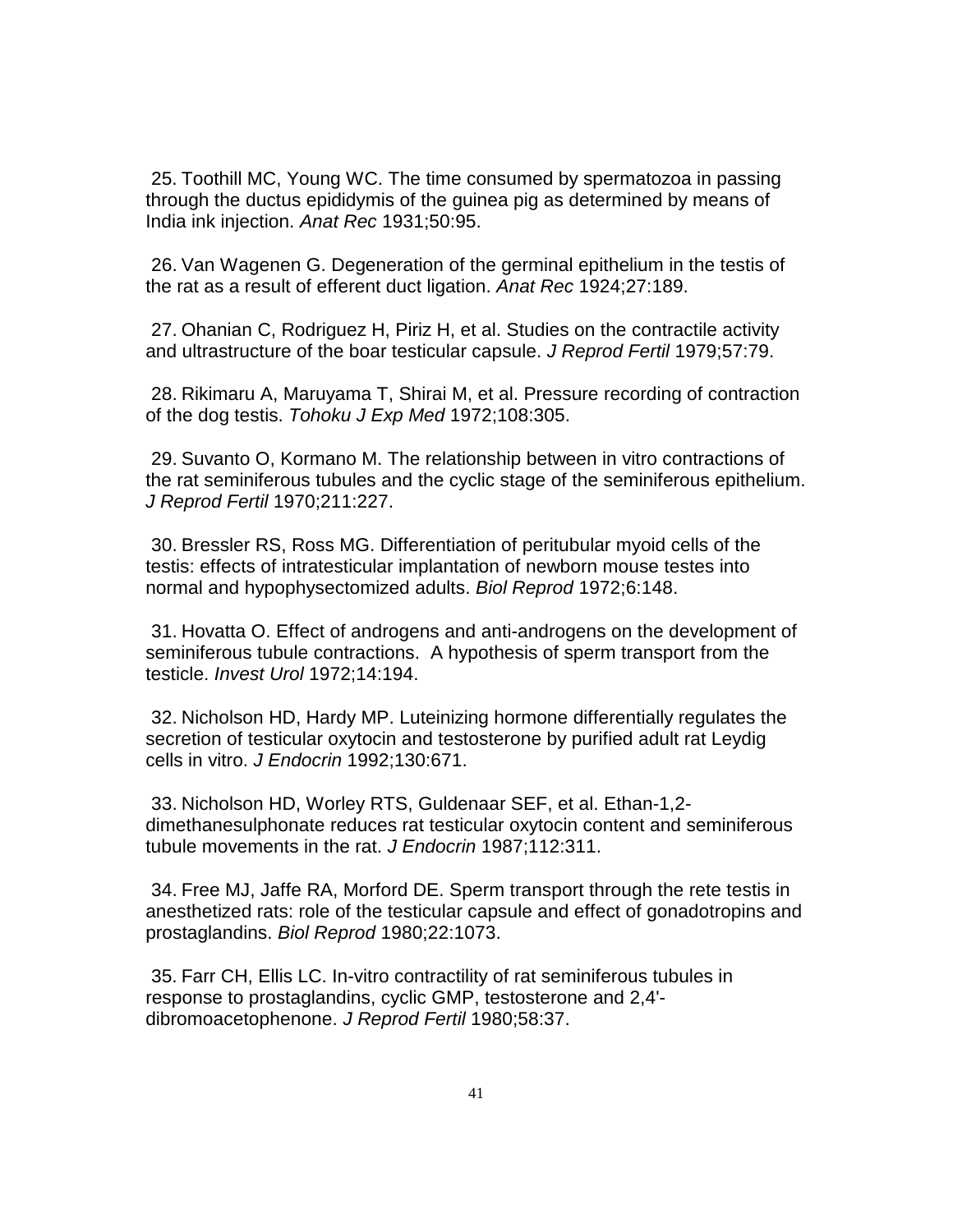25. Toothill MC, Young WC. The time consumed by spermatozoa in passing through the ductus epididymis of the guinea pig as determined by means of India ink injection. *Anat Rec* 1931;50:95.

26. Van Wagenen G. Degeneration of the germinal epithelium in the testis of the rat as a result of efferent duct ligation. *Anat Rec* 1924;27:189.

27. Ohanian C, Rodriguez H, Piriz H, et al. Studies on the contractile activity and ultrastructure of the boar testicular capsule. *J Reprod Fertil* 1979;57:79.

28. Rikimaru A, Maruyama T, Shirai M, et al. Pressure recording of contraction of the dog testis. *Tohoku J Exp Med* 1972;108:305.

29. Suvanto O, Kormano M. The relationship between in vitro contractions of the rat seminiferous tubules and the cyclic stage of the seminiferous epithelium. *J Reprod Fertil* 1970;211:227.

30. Bressler RS, Ross MG. Differentiation of peritubular myoid cells of the testis: effects of intratesticular implantation of newborn mouse testes into normal and hypophysectomized adults. *Biol Reprod* 1972;6:148.

31. Hovatta O. Effect of androgens and anti-androgens on the development of seminiferous tubule contractions. A hypothesis of sperm transport from the testicle. *Invest Urol* 1972;14:194.

32. Nicholson HD, Hardy MP. Luteinizing hormone differentially regulates the secretion of testicular oxytocin and testosterone by purified adult rat Leydig cells in vitro. *J Endocrin* 1992;130:671.

33. Nicholson HD, Worley RTS, Guldenaar SEF, et al. Ethan-1,2-dimethanesulphonate reduces rat testicular oxytocin content and seminiferous tubule movements in the rat. *J Endocrin* 1987;112:311.

34. Free MJ, Jaffe RA, Morford DE. Sperm transport through the rete testis in anesthetized rats: role of the testicular capsule and effect of gonadotropins and prostaglandins. *Biol Reprod* 1980;22:1073.

35. Farr CH, Ellis LC. In-vitro contractility of rat seminiferous tubules in response to prostaglandins, cyclic GMP, testosterone and 2,4'-dibromoacetophenone. *J Reprod Fertil* 1980;58:37.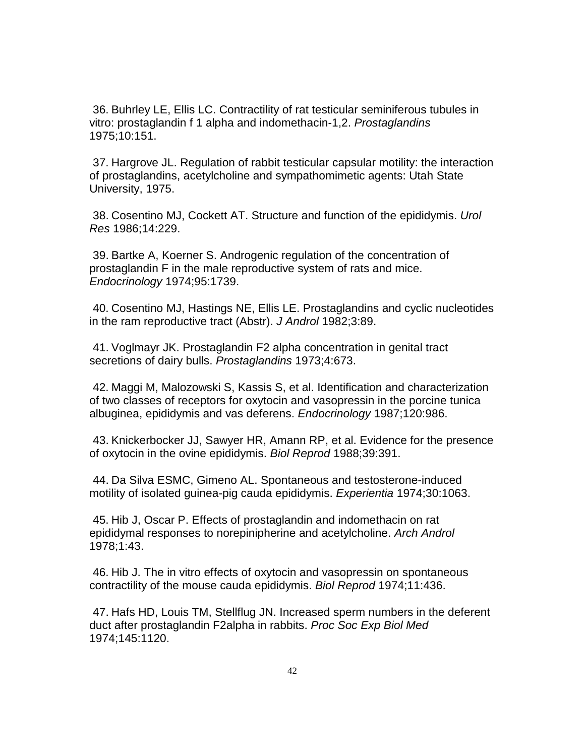36. Buhrley LE, Ellis LC. Contractility of rat testicular seminiferous tubules in vitro: prostaglandin f 1 alpha and indomethacin-1,2. *Prostaglandins* 1975;10:151.

37. Hargrove JL. Regulation of rabbit testicular capsular motility: the interaction of prostaglandins, acetylcholine and sympathomimetic agents: Utah State University, 1975.

38. Cosentino MJ, Cockett AT. Structure and function of the epididymis. *Urol Res* 1986;14:229.

39. Bartke A, Koerner S. Androgenic regulation of the concentration of prostaglandin F in the male reproductive system of rats and mice. *Endocrinology* 1974;95:1739.

40. Cosentino MJ, Hastings NE, Ellis LE. Prostaglandins and cyclic nucleotides in the ram reproductive tract (Abstr). *J Androl* 1982;3:89.

41. Voglmayr JK. Prostaglandin F2 alpha concentration in genital tract secretions of dairy bulls. *Prostaglandins* 1973;4:673.

42. Maggi M, Malozowski S, Kassis S, et al. Identification and characterization of two classes of receptors for oxytocin and vasopressin in the porcine tunica albuginea, epididymis and vas deferens. *Endocrinology* 1987;120:986.

43. Knickerbocker JJ, Sawyer HR, Amann RP, et al. Evidence for the presence of oxytocin in the ovine epididymis. *Biol Reprod* 1988;39:391.

44. Da Silva ESMC, Gimeno AL. Spontaneous and testosterone-induced motility of isolated guinea-pig cauda epididymis. *Experientia* 1974;30:1063.

45. Hib J, Oscar P. Effects of prostaglandin and indomethacin on rat epididymal responses to norepinipherine and acetylcholine. *Arch Androl* 1978;1:43.

46. Hib J. The in vitro effects of oxytocin and vasopressin on spontaneous contractility of the mouse cauda epididymis. *Biol Reprod* 1974;11:436.

47. Hafs HD, Louis TM, Stellflug JN. Increased sperm numbers in the deferent duct after prostaglandin F2alpha in rabbits. *Proc Soc Exp Biol Med* 1974;145:1120.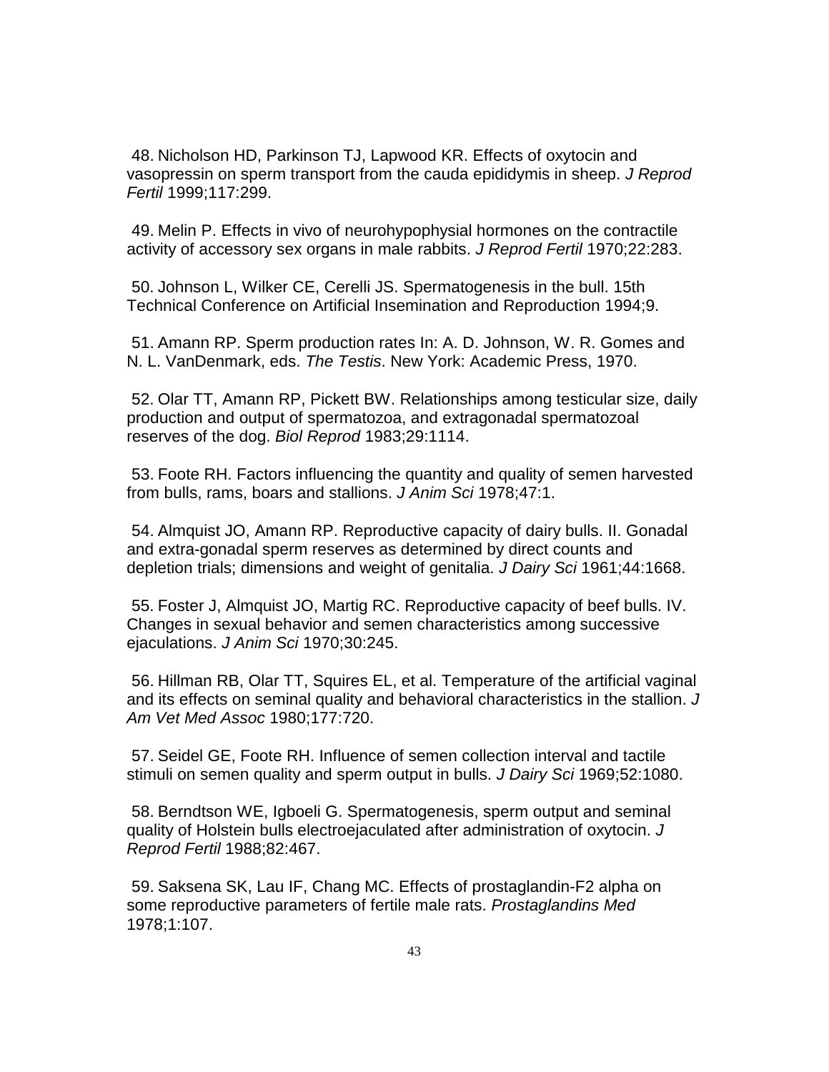48. Nicholson HD, Parkinson TJ, Lapwood KR. Effects of oxytocin and vasopressin on sperm transport from the cauda epididymis in sheep. *J Reprod Fertil* 1999;117:299.

49. Melin P. Effects in vivo of neurohypophysial hormones on the contractile activity of accessory sex organs in male rabbits. *J Reprod Fertil* 1970;22:283.

50. Johnson L, Wilker CE, Cerelli JS. Spermatogenesis in the bull. 15th Technical Conference on Artificial Insemination and Reproduction 1994;9.

51. Amann RP. Sperm production rates In: A. D. Johnson, W. R. Gomes and N. L. VanDenmark, eds. *The Testis*. New York: Academic Press, 1970.

52. Olar TT, Amann RP, Pickett BW. Relationships among testicular size, daily production and output of spermatozoa, and extragonadal spermatozoal reserves of the dog. *Biol Reprod* 1983;29:1114.

53. Foote RH. Factors influencing the quantity and quality of semen harvested from bulls, rams, boars and stallions. *J Anim Sci* 1978;47:1.

54. Almquist JO, Amann RP. Reproductive capacity of dairy bulls. II. Gonadal and extra-gonadal sperm reserves as determined by direct counts and depletion trials; dimensions and weight of genitalia. *J Dairy Sci* 1961;44:1668.

55. Foster J, Almquist JO, Martig RC. Reproductive capacity of beef bulls. IV. Changes in sexual behavior and semen characteristics among successive ejaculations. *J Anim Sci* 1970;30:245.

56. Hillman RB, Olar TT, Squires EL, et al. Temperature of the artificial vaginal and its effects on seminal quality and behavioral characteristics in the stallion. *J Am Vet Med Assoc* 1980;177:720.

57. Seidel GE, Foote RH. Influence of semen collection interval and tactile stimuli on semen quality and sperm output in bulls. *J Dairy Sci* 1969;52:1080.

58. Berndtson WE, Igboeli G. Spermatogenesis, sperm output and seminal quality of Holstein bulls electroejaculated after administration of oxytocin. *J Reprod Fertil* 1988;82:467.

59. Saksena SK, Lau IF, Chang MC. Effects of prostaglandin-F2 alpha on some reproductive parameters of fertile male rats. *Prostaglandins Med* 1978;1:107.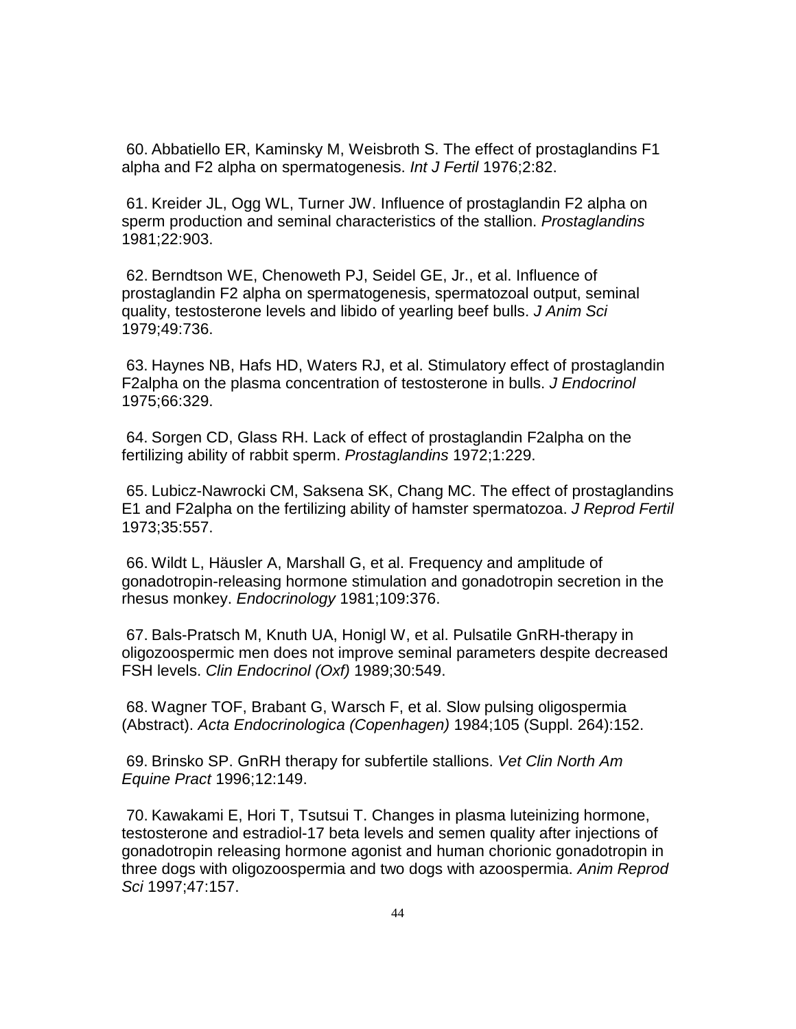60. Abbatiello ER, Kaminsky M, Weisbroth S. The effect of prostaglandins F1 alpha and F2 alpha on spermatogenesis. *Int J Fertil* 1976;2:82.

61. Kreider JL, Ogg WL, Turner JW. Influence of prostaglandin F2 alpha on sperm production and seminal characteristics of the stallion. *Prostaglandins* 1981;22:903.

62. Berndtson WE, Chenoweth PJ, Seidel GE, Jr., et al. Influence of prostaglandin F2 alpha on spermatogenesis, spermatozoal output, seminal quality, testosterone levels and libido of yearling beef bulls. *J Anim Sci* 1979;49:736.

63. Haynes NB, Hafs HD, Waters RJ, et al. Stimulatory effect of prostaglandin F2alpha on the plasma concentration of testosterone in bulls. *J Endocrinol* 1975;66:329.

64. Sorgen CD, Glass RH. Lack of effect of prostaglandin F2alpha on the fertilizing ability of rabbit sperm. *Prostaglandins* 1972;1:229.

65. Lubicz-Nawrocki CM, Saksena SK, Chang MC. The effect of prostaglandins E1 and F2alpha on the fertilizing ability of hamster spermatozoa. *J Reprod Fertil* 1973;35:557.

66. Wildt L, Häusler A, Marshall G, et al. Frequency and amplitude of gonadotropin-releasing hormone stimulation and gonadotropin secretion in the rhesus monkey. *Endocrinology* 1981;109:376.

67. Bals-Pratsch M, Knuth UA, Honigl W, et al. Pulsatile GnRH-therapy in oligozoospermic men does not improve seminal parameters despite decreased FSH levels. *Clin Endocrinol (Oxf)* 1989;30:549.

68. Wagner TOF, Brabant G, Warsch F, et al. Slow pulsing oligospermia (Abstract). *Acta Endocrinologica (Copenhagen)* 1984;105 (Suppl. 264):152.

69. Brinsko SP. GnRH therapy for subfertile stallions. *Vet Clin North Am Equine Pract* 1996;12:149.

70. Kawakami E, Hori T, Tsutsui T. Changes in plasma luteinizing hormone, testosterone and estradiol-17 beta levels and semen quality after injections of gonadotropin releasing hormone agonist and human chorionic gonadotropin in three dogs with oligozoospermia and two dogs with azoospermia. *Anim Reprod Sci* 1997;47:157.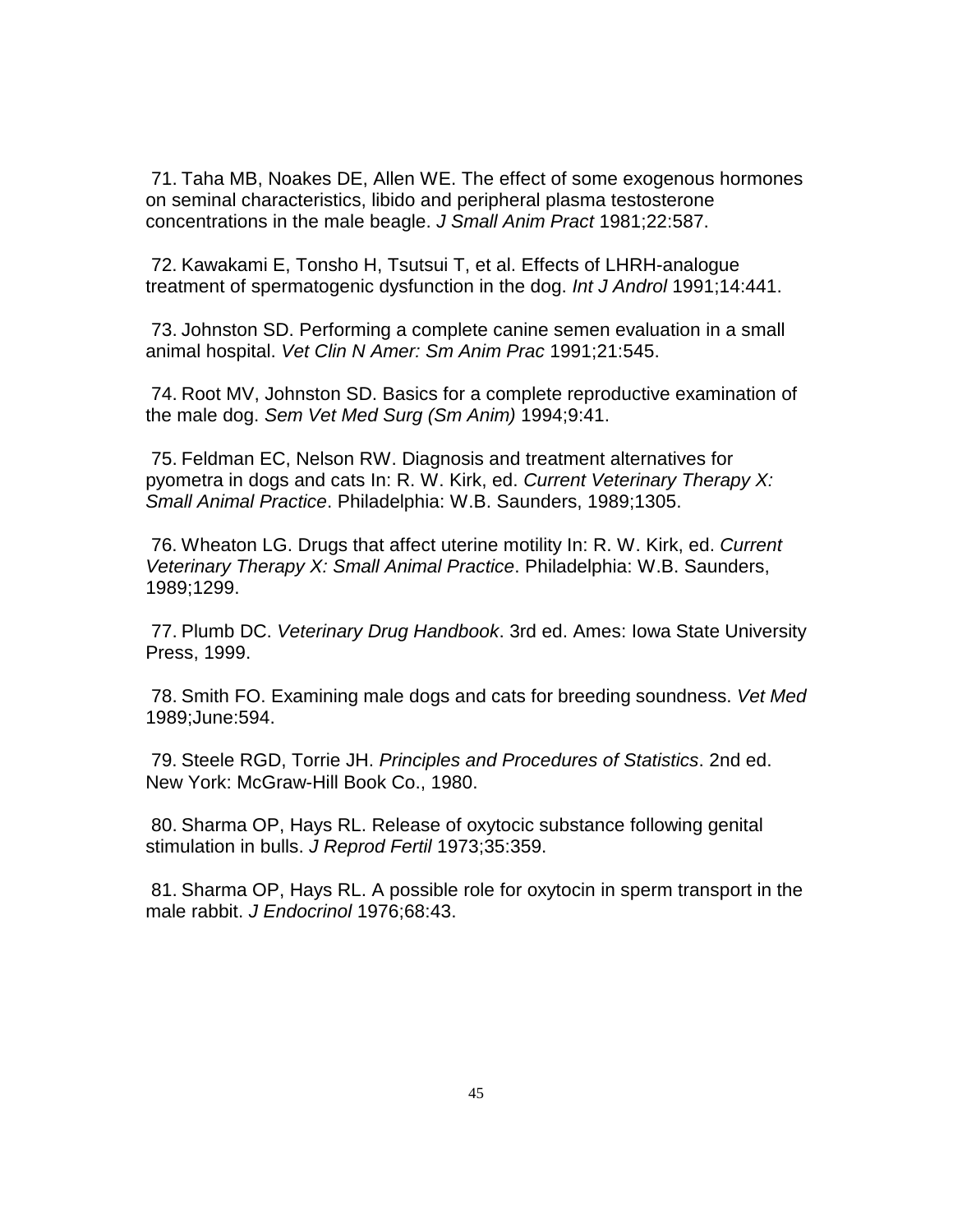71. Taha MB, Noakes DE, Allen WE. The effect of some exogenous hormones on seminal characteristics, libido and peripheral plasma testosterone concentrations in the male beagle. *J Small Anim Pract* 1981;22:587.

72. Kawakami E, Tonsho H, Tsutsui T, et al. Effects of LHRH-analogue treatment of spermatogenic dysfunction in the dog. *Int J Androl* 1991;14:441.

73. Johnston SD. Performing a complete canine semen evaluation in a small animal hospital. *Vet Clin N Amer: Sm Anim Prac* 1991;21:545.

74. Root MV, Johnston SD. Basics for a complete reproductive examination of the male dog. *Sem Vet Med Surg (Sm Anim)* 1994;9:41.

75. Feldman EC, Nelson RW. Diagnosis and treatment alternatives for pyometra in dogs and cats In: R. W. Kirk, ed. *Current Veterinary Therapy X: Small Animal Practice*. Philadelphia: W.B. Saunders, 1989;1305.

76. Wheaton LG. Drugs that affect uterine motility In: R. W. Kirk, ed. *Current Veterinary Therapy X: Small Animal Practice*. Philadelphia: W.B. Saunders, 1989;1299.

77. Plumb DC. *Veterinary Drug Handbook*. 3rd ed. Ames: Iowa State University Press, 1999.

78. Smith FO. Examining male dogs and cats for breeding soundness. *Vet Med* 1989;June:594.

79. Steele RGD, Torrie JH. *Principles and Procedures of Statistics*. 2nd ed. New York: McGraw-Hill Book Co., 1980.

80. Sharma OP, Hays RL. Release of oxytocic substance following genital stimulation in bulls. *J Reprod Fertil* 1973;35:359.

81. Sharma OP, Hays RL. A possible role for oxytocin in sperm transport in the male rabbit. *J Endocrinol* 1976;68:43.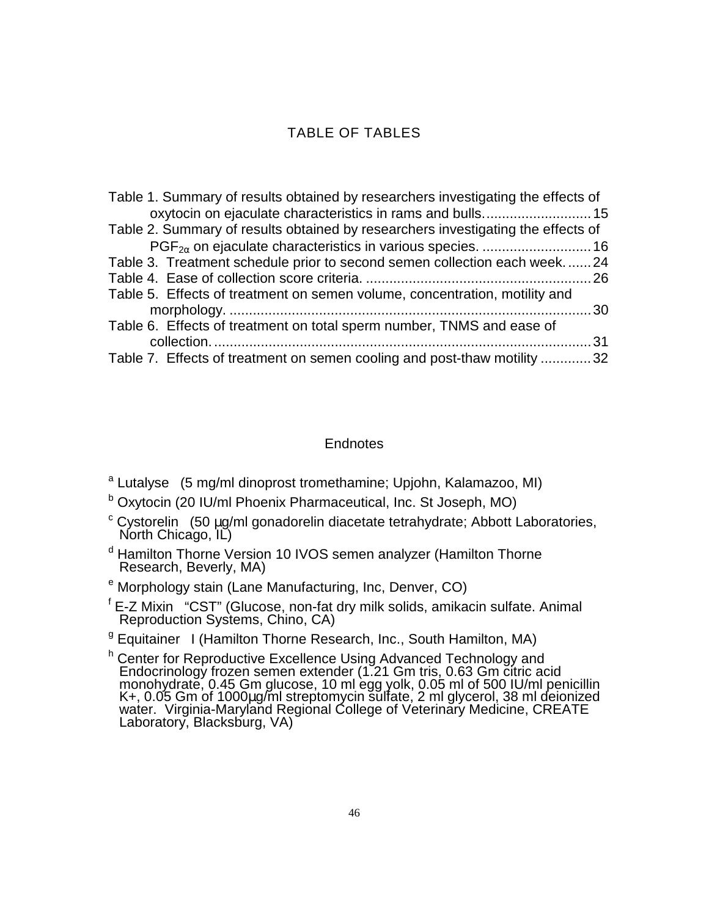# TABLE OF TABLES

Table 1. Summary of results obtained by researchers investigating the effects of oxytocin on ejaculate characteristics in rams and bulls. .......................... 15

Table 2. Summary of results obtained by researchers investigating the effects of $PGF_{2\alpha}$ on ejaculate characteristics in various species. .......................... 16

Table 3. Treatment schedule prior to second semen collection each week. ...... 24

Table 4. Ease of collection score criteria. .......................................................... 26

Table 5. Effects of treatment on semen volume, concentration, motility and morphology. .......................................................................................... 30

Table 6. Effects of treatment on total sperm number, TNMS and ease of collection. ............................................................................................... 31

Table 7. Effects of treatment on semen cooling and post-thaw motility ............ 32

## Endnotes

[a] Lutalyse (5 mg/ml dinoprost tromethamine; Upjohn, Kalamazoo, MI)

[b] Oxytocin (20 IU/ml Phoenix Pharmaceutical, Inc. St Joseph, MO)

[c] Cystorelin (50 µg/ml gonadorelin diacetate tetrahydrate; Abbott Laboratories, North Chicago, IL)

[d] Hamilton Thorne Version 10 IVOS semen analyzer (Hamilton Thorne Research, Beverly, MA)

[e] Morphology stain (Lane Manufacturing, Inc, Denver, CO)

[f] E-Z Mixin "CST" (Glucose, non-fat dry milk solids, amikacin sulfate. Animal Reproduction Systems, Chino, CA)

[g] Equitainer I (Hamilton Thorne Research, Inc., South Hamilton, MA)

[h] Center for Reproductive Excellence Using Advanced Technology and Endocrinology frozen semen extender (1.21 Gm tris, 0.63 Gm citric acid monohydrate, 0.45 Gm glucose, 10 ml egg yolk, 0.05 ml of 500 IU/ml penicillin K+, 0.05 Gm of 1000µg/ml streptomycin sulfate, 2 ml glycerol, 38 ml deionized water. Virginia-Maryland Regional College of Veterinary Medicine, CREATE Laboratory, Blacksburg, VA)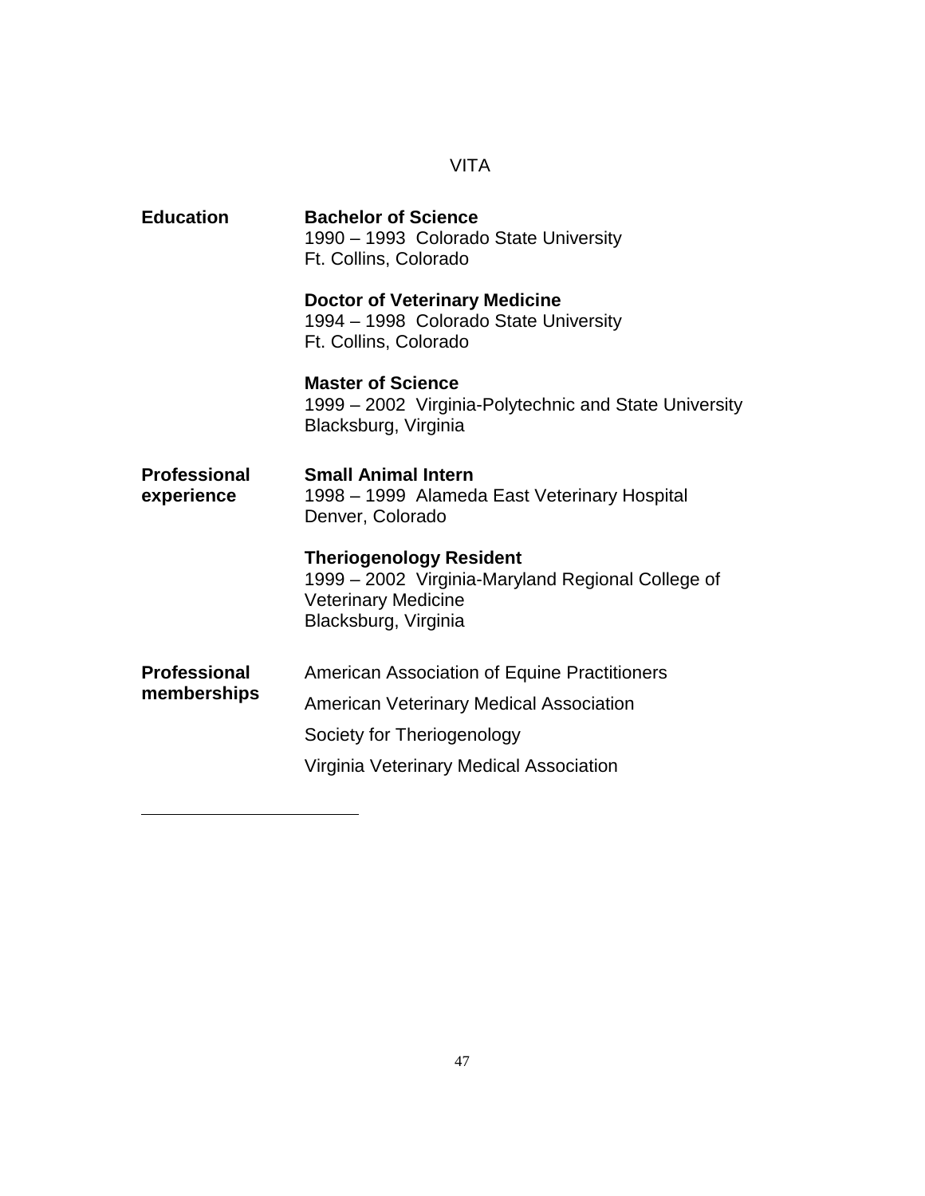# VITA

**Education**

**Bachelor of Science**
1990 – 1993 Colorado State University
Ft. Collins, Colorado

**Doctor of Veterinary Medicine**
1994 – 1998 Colorado State University
Ft. Collins, Colorado

**Master of Science**
1999 – 2002 Virginia-Polytechnic and State University
Blacksburg, Virginia

**Professional experience**

**Small Animal Intern**
1998 – 1999 Alameda East Veterinary Hospital
Denver, Colorado

**Theriogenology Resident**
1999 – 2002 Virginia-Maryland Regional College of Veterinary Medicine
Blacksburg, Virginia

**Professional memberships**

American Association of Equine Practitioners

American Veterinary Medical Association

Society for Theriogenology

Virginia Veterinary Medical Association